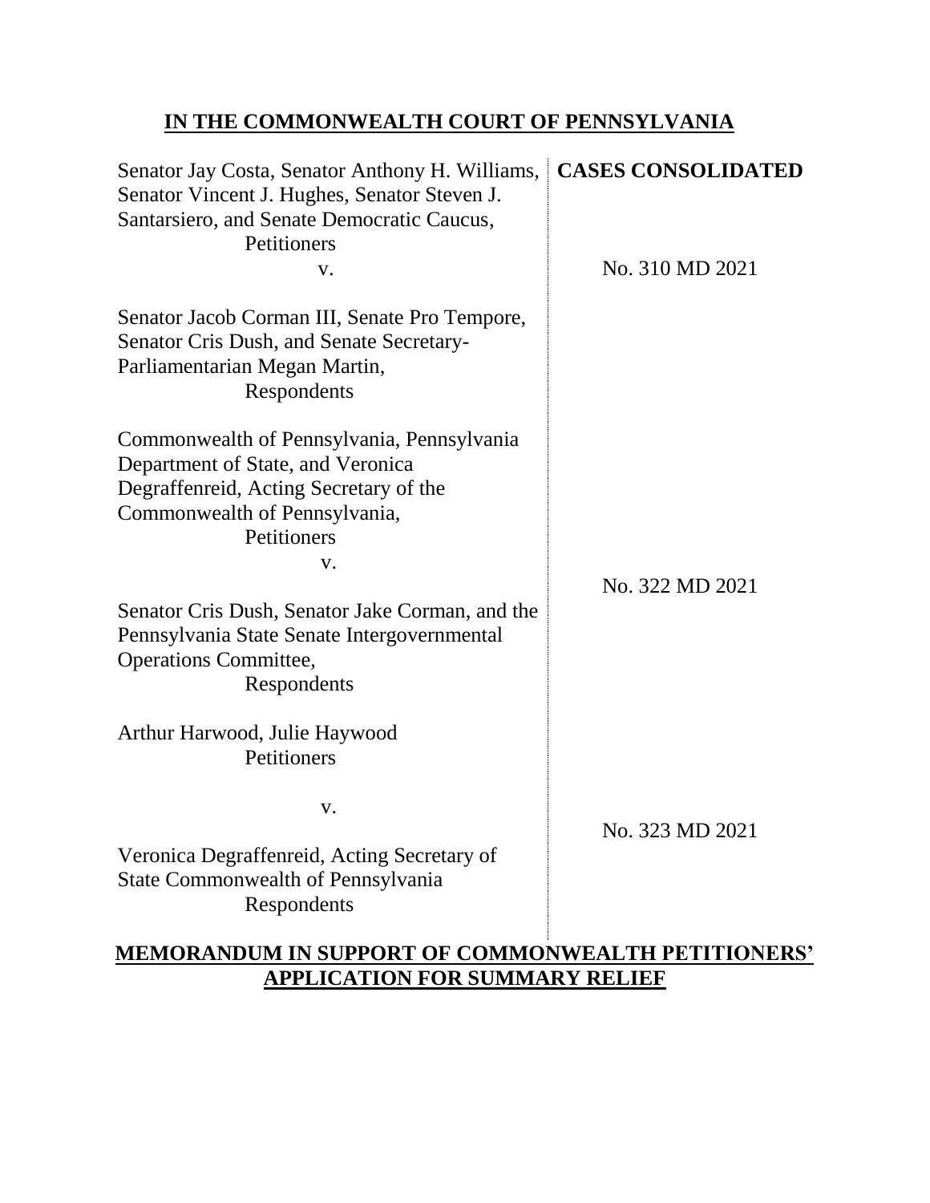**IN THE COMMONWEALTH COURT OF PENNSYLVANIA**

| | |
|---|---|
| Senator Jay Costa, Senator Anthony H. Williams, Senator Vincent J. Hughes, Senator Steven J. Santarsiero, and Senate Democratic Caucus,<br>Petitioners<br>v.<br><br>Senator Jacob Corman III, Senate Pro Tempore, Senator Cris Dush, and Senate Secretary-Parliamentarian Megan Martin,<br>Respondents | **CASES CONSOLIDATED**<br><br>No. 310 MD 2021 |
| Commonwealth of Pennsylvania, Pennsylvania Department of State, and Veronica Degraffenreid, Acting Secretary of the Commonwealth of Pennsylvania,<br>Petitioners<br>v.<br><br>Senator Cris Dush, Senator Jake Corman, and the Pennsylvania State Senate Intergovernmental Operations Committee,<br>Respondents | No. 322 MD 2021 |
| Arthur Harwood, Julie Haywood<br>Petitioners<br><br>v.<br><br>Veronica Degraffenreid, Acting Secretary of State Commonwealth of Pennsylvania<br>Respondents | No. 323 MD 2021 |

**MEMORANDUM IN SUPPORT OF COMMONWEALTH PETITIONERS' APPLICATION FOR SUMMARY RELIEF**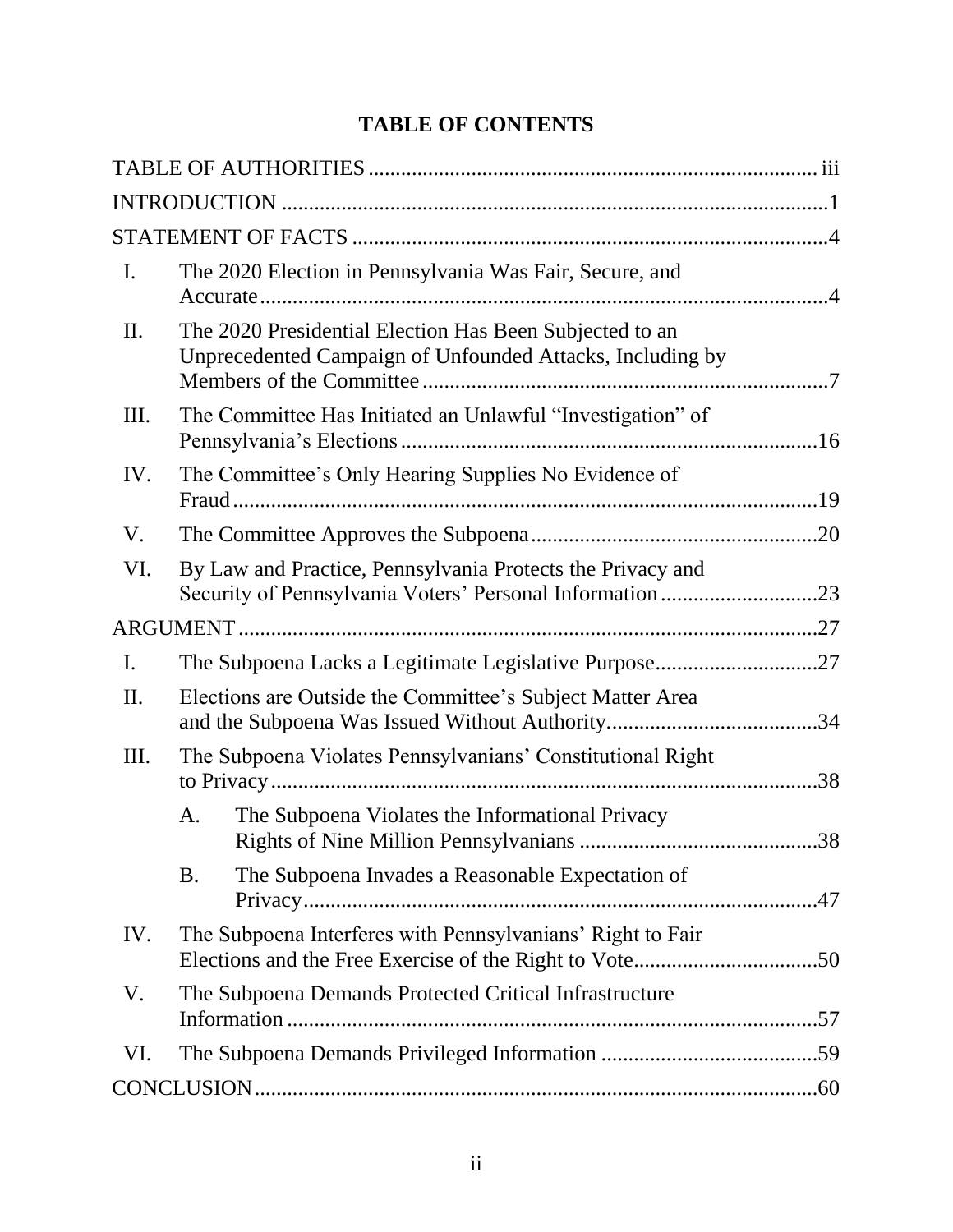# TABLE OF CONTENTS

TABLE OF AUTHORITIES ..... iii

INTRODUCTION ..... 1

STATEMENT OF FACTS ..... 4

- I. The 2020 Election in Pennsylvania Was Fair, Secure, and Accurate ..... 4
- II. The 2020 Presidential Election Has Been Subjected to an Unprecedented Campaign of Unfounded Attacks, Including by Members of the Committee ..... 7
- III. The Committee Has Initiated an Unlawful "Investigation" of Pennsylvania's Elections ..... 16
- IV. The Committee's Only Hearing Supplies No Evidence of Fraud ..... 19
- V. The Committee Approves the Subpoena ..... 20
- VI. By Law and Practice, Pennsylvania Protects the Privacy and Security of Pennsylvania Voters' Personal Information ..... 23

ARGUMENT ..... 27

- I. The Subpoena Lacks a Legitimate Legislative Purpose ..... 27
- II. Elections are Outside the Committee's Subject Matter Area and the Subpoena Was Issued Without Authority ..... 34
- III. The Subpoena Violates Pennsylvanians' Constitutional Right to Privacy ..... 38
  - A. The Subpoena Violates the Informational Privacy Rights of Nine Million Pennsylvanians ..... 38
  - B. The Subpoena Invades a Reasonable Expectation of Privacy ..... 47
- IV. The Subpoena Interferes with Pennsylvanians' Right to Fair Elections and the Free Exercise of the Right to Vote ..... 50
- V. The Subpoena Demands Protected Critical Infrastructure Information ..... 57
- VI. The Subpoena Demands Privileged Information ..... 59

CONCLUSION ..... 60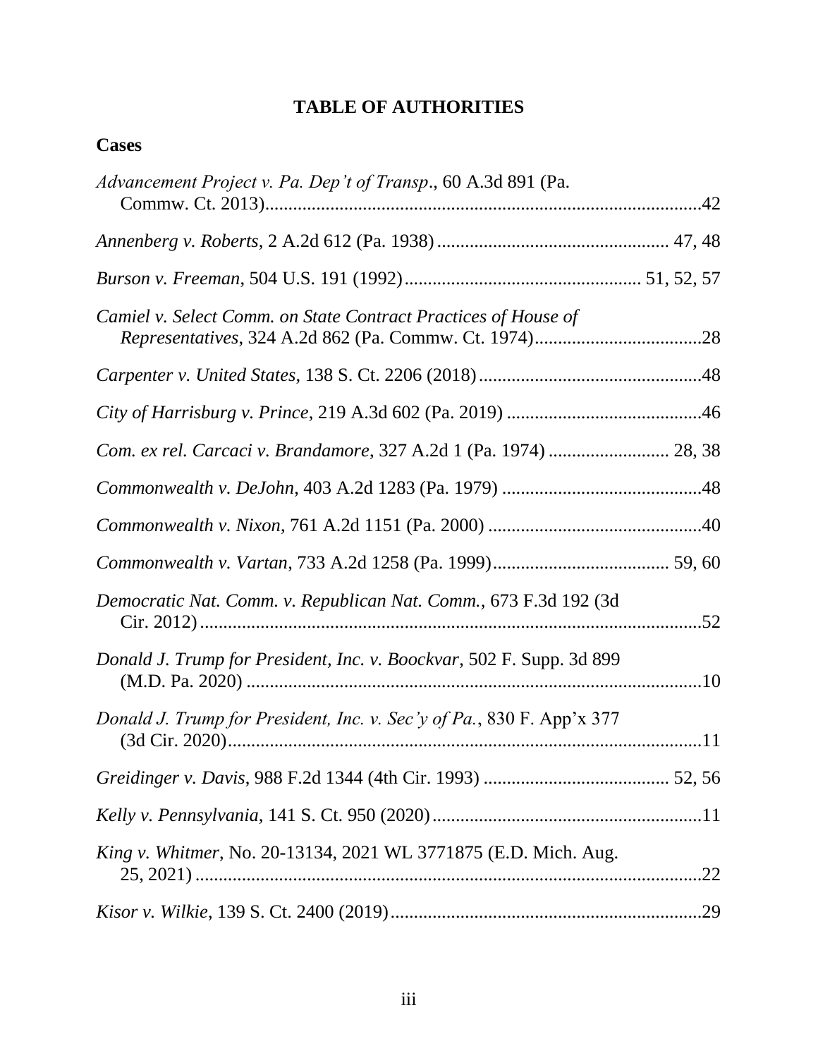# TABLE OF AUTHORITIES

## Cases

*Advancement Project v. Pa. Dep't of Transp*., 60 A.3d 891 (Pa. Commw. Ct. 2013) ....... 42

*Annenberg v. Roberts*, 2 A.2d 612 (Pa. 1938) ....... 47, 48

*Burson v. Freeman*, 504 U.S. 191 (1992) ....... 51, 52, 57

*Camiel v. Select Comm. on State Contract Practices of House of Representatives*, 324 A.2d 862 (Pa. Commw. Ct. 1974) ....... 28

*Carpenter v. United States*, 138 S. Ct. 2206 (2018) ....... 48

*City of Harrisburg v. Prince*, 219 A.3d 602 (Pa. 2019) ....... 46

*Com. ex rel. Carcaci v. Brandamore*, 327 A.2d 1 (Pa. 1974) ....... 28, 38

*Commonwealth v. DeJohn*, 403 A.2d 1283 (Pa. 1979) ....... 48

*Commonwealth v. Nixon*, 761 A.2d 1151 (Pa. 2000) ....... 40

*Commonwealth v. Vartan*, 733 A.2d 1258 (Pa. 1999) ....... 59, 60

*Democratic Nat. Comm. v. Republican Nat. Comm.*, 673 F.3d 192 (3d Cir. 2012) ....... 52

*Donald J. Trump for President, Inc. v. Boockvar*, 502 F. Supp. 3d 899 (M.D. Pa. 2020) ....... 10

*Donald J. Trump for President, Inc. v. Sec'y of Pa.*, 830 F. App'x 377 (3d Cir. 2020) ....... 11

*Greidinger v. Davis*, 988 F.2d 1344 (4th Cir. 1993) ....... 52, 56

*Kelly v. Pennsylvania*, 141 S. Ct. 950 (2020) ....... 11

*King v. Whitmer*, No. 20-13134, 2021 WL 3771875 (E.D. Mich. Aug. 25, 2021) ....... 22

*Kisor v. Wilkie*, 139 S. Ct. 2400 (2019) ....... 29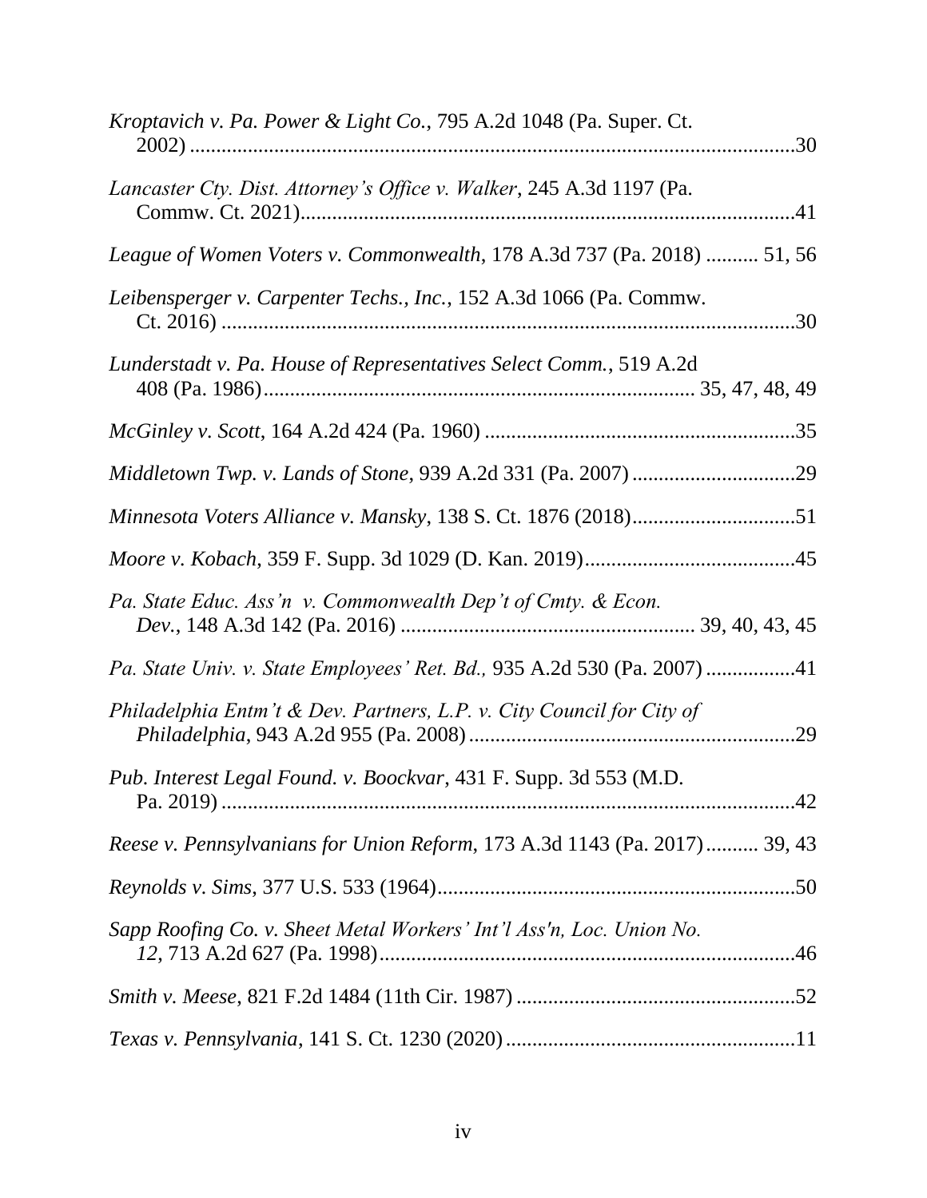*Kroptavich v. Pa. Power & Light Co.*, 795 A.2d 1048 (Pa. Super. Ct. 2002) ....................................................................................................30

*Lancaster Cty. Dist. Attorney's Office v. Walker*, 245 A.3d 1197 (Pa. Commw. Ct. 2021)..............................................................................................41

*League of Women Voters v. Commonwealth*, 178 A.3d 737 (Pa. 2018) .......... 51, 56

*Leibensperger v. Carpenter Techs., Inc.*, 152 A.3d 1066 (Pa. Commw. Ct. 2016) ..............................................................................................30

*Lunderstadt v. Pa. House of Representatives Select Comm.*, 519 A.2d 408 (Pa. 1986).................................................................. 35, 47, 48, 49

*McGinley v. Scott*, 164 A.2d 424 (Pa. 1960) ..............................................................35

*Middletown Twp. v. Lands of Stone*, 939 A.2d 331 (Pa. 2007) ...............................29

*Minnesota Voters Alliance v. Mansky*, 138 S. Ct. 1876 (2018)...............................51

*Moore v. Kobach*, 359 F. Supp. 3d 1029 (D. Kan. 2019)........................................45

*Pa. State Educ. Ass'n v. Commonwealth Dep't of Cmty. & Econ. Dev.*, 148 A.3d 142 (Pa. 2016) ........................................................ 39, 40, 43, 45

*Pa. State Univ. v. State Employees' Ret. Bd.*, 935 A.2d 530 (Pa. 2007) .................41

*Philadelphia Entm't & Dev. Partners, L.P. v. City Council for City of Philadelphia*, 943 A.2d 955 (Pa. 2008) ..............................................................29

*Pub. Interest Legal Found. v. Boockvar*, 431 F. Supp. 3d 553 (M.D. Pa. 2019) ..............................................................................................42

*Reese v. Pennsylvanians for Union Reform*, 173 A.3d 1143 (Pa. 2017).......... 39, 43

*Reynolds v. Sims*, 377 U.S. 533 (1964)....................................................................50

*Sapp Roofing Co. v. Sheet Metal Workers' Int'l Ass'n, Loc. Union No. 12*, 713 A.2d 627 (Pa. 1998)...............................................................................46

*Smith v. Meese*, 821 F.2d 1484 (11th Cir. 1987) .....................................................52

*Texas v. Pennsylvania*, 141 S. Ct. 1230 (2020).......................................................11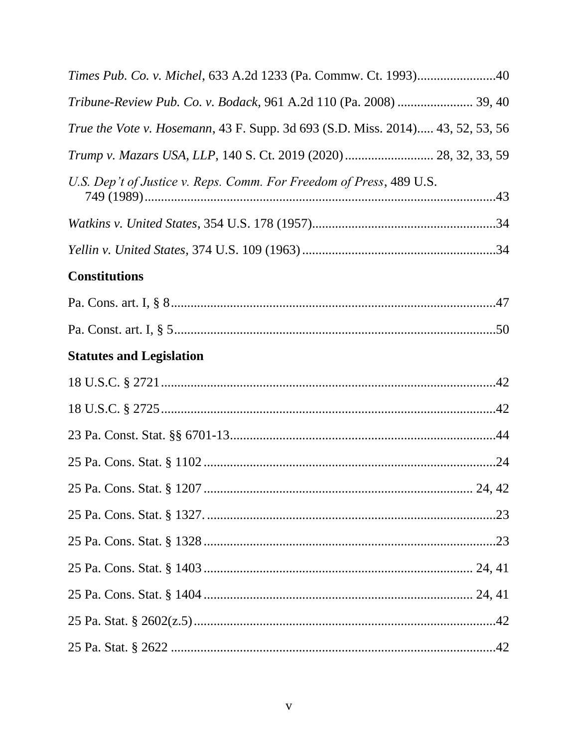*Times Pub. Co. v. Michel*, 633 A.2d 1233 (Pa. Commw. Ct. 1993)........................40

*Tribune-Review Pub. Co. v. Bodack*, 961 A.2d 110 (Pa. 2008) ....................... 39, 40

*True the Vote v. Hosemann*, 43 F. Supp. 3d 693 (S.D. Miss. 2014)..... 43, 52, 53, 56

*Trump v. Mazars USA, LLP*, 140 S. Ct. 2019 (2020)........................... 28, 32, 33, 59

*U.S. Dep't of Justice v. Reps. Comm. For Freedom of Press*, 489 U.S. 749 (1989)..........................................................................................................43

*Watkins v. United States*, 354 U.S. 178 (1957)........................................................34

*Yellin v. United States*, 374 U.S. 109 (1963)...........................................................34

## Constitutions

Pa. Cons. art. I, § 8...................................................................................................47

Pa. Const. art. I, § 5..................................................................................................50

## Statutes and Legislation

18 U.S.C. § 2721......................................................................................................42

18 U.S.C. § 2725......................................................................................................42

23 Pa. Const. Stat. §§ 6701-13.................................................................................44

25 Pa. Cons. Stat. § 1102.........................................................................................24

25 Pa. Cons. Stat. § 1207................................................................................. 24, 42

25 Pa. Cons. Stat. § 1327..........................................................................................23

25 Pa. Cons. Stat. § 1328.........................................................................................23

25 Pa. Cons. Stat. § 1403................................................................................. 24, 41

25 Pa. Cons. Stat. § 1404................................................................................. 24, 41

25 Pa. Stat. § 2602(z.5)...........................................................................................42

25 Pa. Stat. § 2622 ..................................................................................................42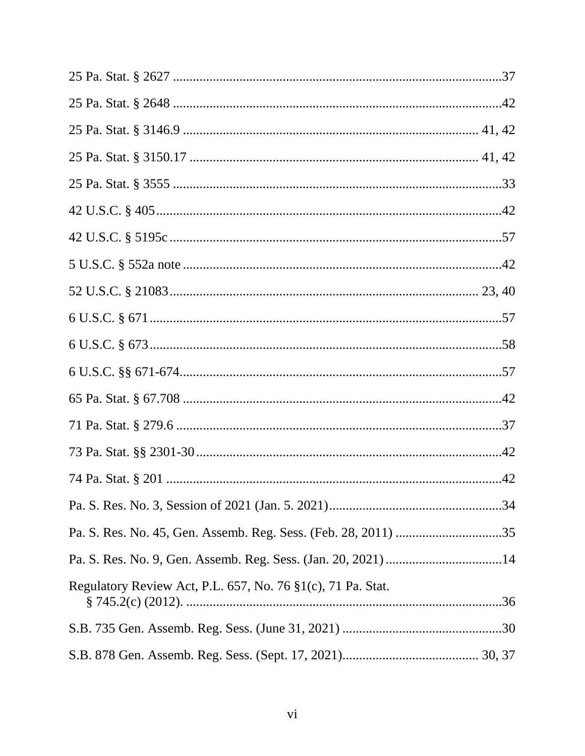25 Pa. Stat. § 2627 ......................................................................................................37

25 Pa. Stat. § 2648 ......................................................................................................42

25 Pa. Stat. § 3146.9 ............................................................................................ 41, 42

25 Pa. Stat. § 3150.17 .......................................................................................... 41, 42

25 Pa. Stat. § 3555 ......................................................................................................33

42 U.S.C. § 405 ...........................................................................................................42

42 U.S.C. § 5195c .......................................................................................................57

5 U.S.C. § 552a note ...................................................................................................42

52 U.S.C. § 21083 ............................................................................................... 23, 40

6 U.S.C. § 671 .............................................................................................................57

6 U.S.C. § 673 .............................................................................................................58

6 U.S.C. §§ 671-674....................................................................................................57

65 Pa. Stat. § 67.708 ....................................................................................................42

71 Pa. Stat. § 279.6 ......................................................................................................37

73 Pa. Stat. §§ 2301-30 ...............................................................................................42

74 Pa. Stat. § 201 .........................................................................................................42

Pa. S. Res. No. 3, Session of 2021 (Jan. 5. 2021)........................................................34

Pa. S. Res. No. 45, Gen. Assemb. Reg. Sess. (Feb. 28, 2011) ....................................35

Pa. S. Res. No. 9, Gen. Assemb. Reg. Sess. (Jan. 20, 2021) .......................................14

Regulatory Review Act, P.L. 657, No. 76 §1(c), 71 Pa. Stat. § 745.2(c) (2012). ........................................................................................................36

S.B. 735 Gen. Assemb. Reg. Sess. (June 31, 2021) ....................................................30

S.B. 878 Gen. Assemb. Reg. Sess. (Sept. 17, 2021)............................................ 30, 37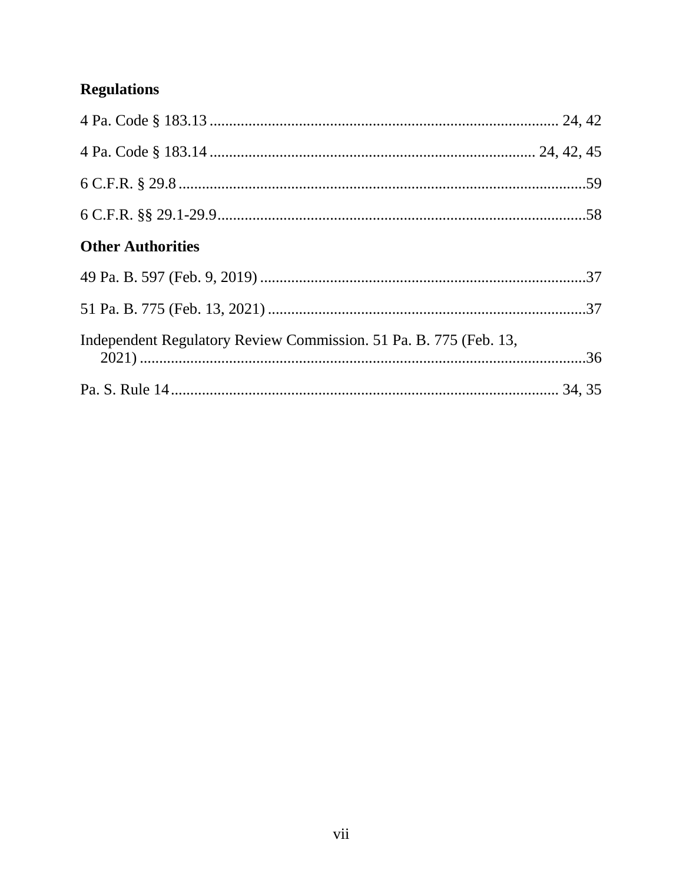## Regulations

4 Pa. Code § 183.13 ........................................................................................ 24, 42

4 Pa. Code § 183.14 .................................................................................. 24, 42, 45

6 C.F.R. § 29.8 ........................................................................................................59

6 C.F.R. §§ 29.1-29.9..............................................................................................58

## Other Authorities

49 Pa. B. 597 (Feb. 9, 2019) ....................................................................................37

51 Pa. B. 775 (Feb. 13, 2021) ..................................................................................37

Independent Regulatory Review Commission. 51 Pa. B. 775 (Feb. 13, 2021) .....................................................................................................................36

Pa. S. Rule 14 .................................................................................................. 34, 35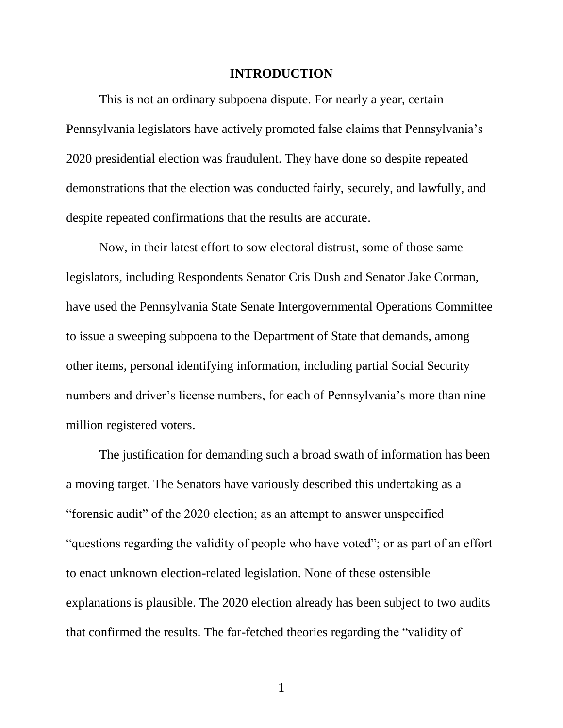## INTRODUCTION

This is not an ordinary subpoena dispute. For nearly a year, certain Pennsylvania legislators have actively promoted false claims that Pennsylvania's 2020 presidential election was fraudulent. They have done so despite repeated demonstrations that the election was conducted fairly, securely, and lawfully, and despite repeated confirmations that the results are accurate.

Now, in their latest effort to sow electoral distrust, some of those same legislators, including Respondents Senator Cris Dush and Senator Jake Corman, have used the Pennsylvania State Senate Intergovernmental Operations Committee to issue a sweeping subpoena to the Department of State that demands, among other items, personal identifying information, including partial Social Security numbers and driver's license numbers, for each of Pennsylvania's more than nine million registered voters.

The justification for demanding such a broad swath of information has been a moving target. The Senators have variously described this undertaking as a "forensic audit" of the 2020 election; as an attempt to answer unspecified "questions regarding the validity of people who have voted"; or as part of an effort to enact unknown election-related legislation. None of these ostensible explanations is plausible. The 2020 election already has been subject to two audits that confirmed the results. The far-fetched theories regarding the "validity of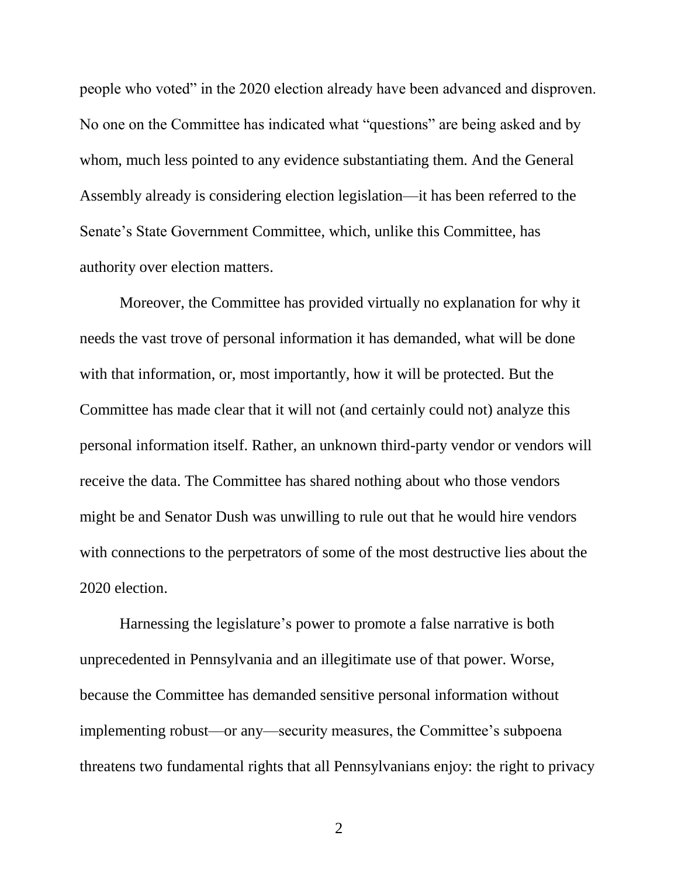people who voted" in the 2020 election already have been advanced and disproven. No one on the Committee has indicated what "questions" are being asked and by whom, much less pointed to any evidence substantiating them. And the General Assembly already is considering election legislation—it has been referred to the Senate's State Government Committee, which, unlike this Committee, has authority over election matters.

Moreover, the Committee has provided virtually no explanation for why it needs the vast trove of personal information it has demanded, what will be done with that information, or, most importantly, how it will be protected. But the Committee has made clear that it will not (and certainly could not) analyze this personal information itself. Rather, an unknown third-party vendor or vendors will receive the data. The Committee has shared nothing about who those vendors might be and Senator Dush was unwilling to rule out that he would hire vendors with connections to the perpetrators of some of the most destructive lies about the 2020 election.

Harnessing the legislature's power to promote a false narrative is both unprecedented in Pennsylvania and an illegitimate use of that power. Worse, because the Committee has demanded sensitive personal information without implementing robust—or any—security measures, the Committee's subpoena threatens two fundamental rights that all Pennsylvanians enjoy: the right to privacy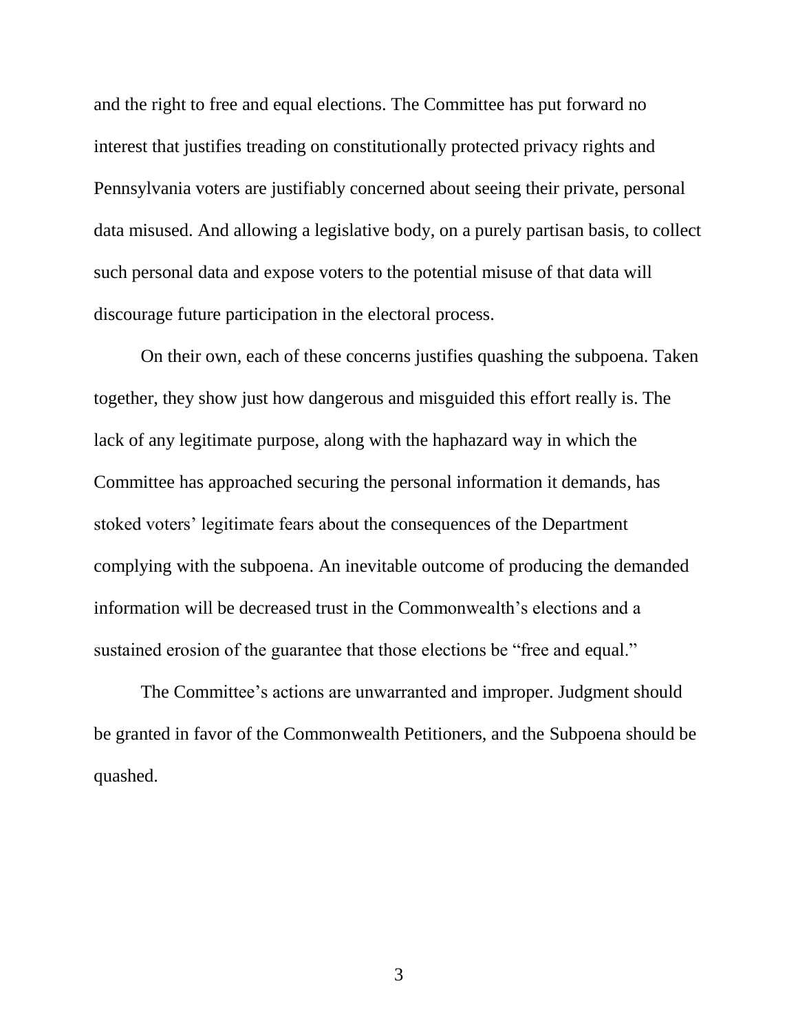and the right to free and equal elections. The Committee has put forward no interest that justifies treading on constitutionally protected privacy rights and Pennsylvania voters are justifiably concerned about seeing their private, personal data misused. And allowing a legislative body, on a purely partisan basis, to collect such personal data and expose voters to the potential misuse of that data will discourage future participation in the electoral process.

On their own, each of these concerns justifies quashing the subpoena. Taken together, they show just how dangerous and misguided this effort really is. The lack of any legitimate purpose, along with the haphazard way in which the Committee has approached securing the personal information it demands, has stoked voters' legitimate fears about the consequences of the Department complying with the subpoena. An inevitable outcome of producing the demanded information will be decreased trust in the Commonwealth's elections and a sustained erosion of the guarantee that those elections be "free and equal."

The Committee's actions are unwarranted and improper. Judgment should be granted in favor of the Commonwealth Petitioners, and the Subpoena should be quashed.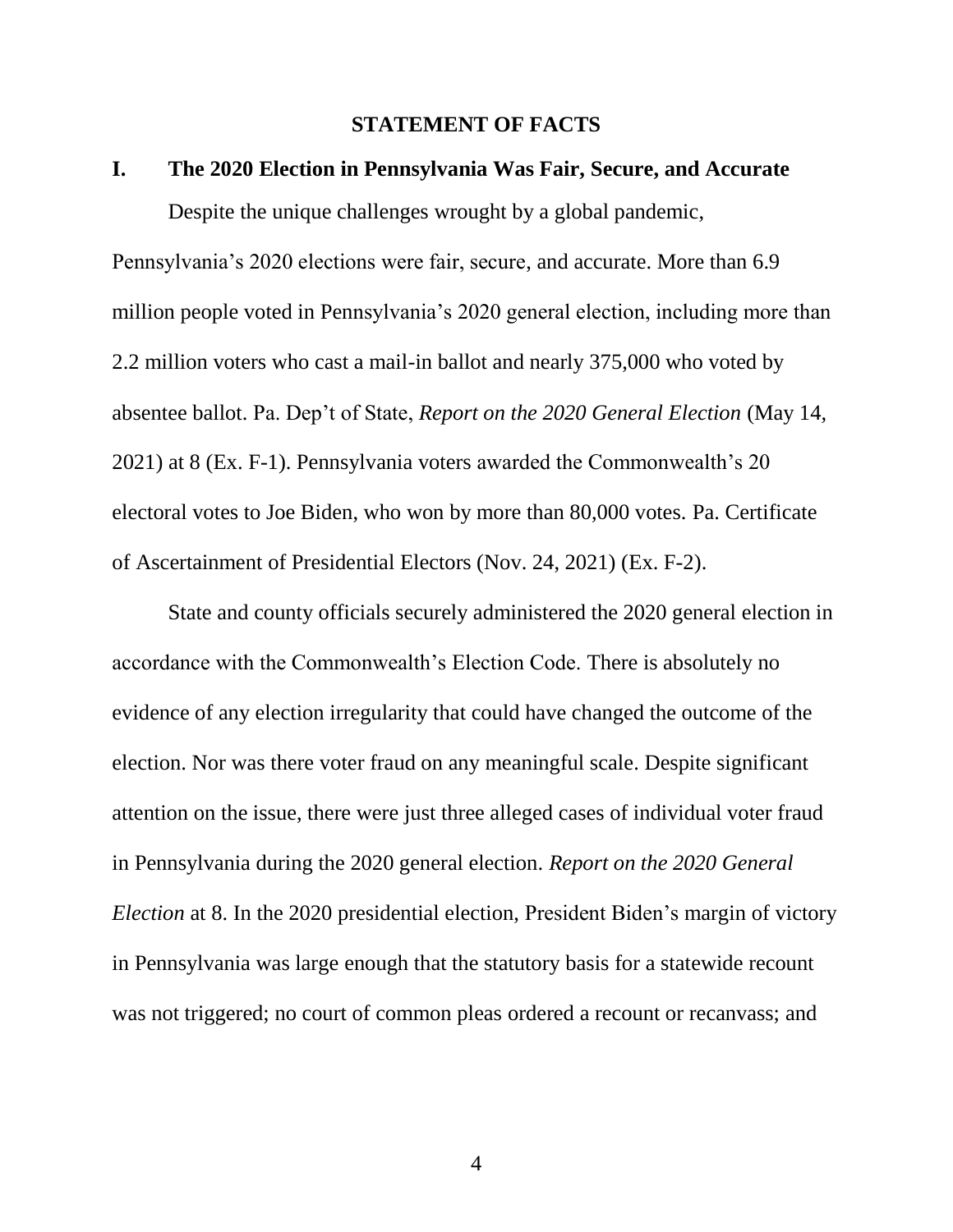## STATEMENT OF FACTS

### I. The 2020 Election in Pennsylvania Was Fair, Secure, and Accurate

Despite the unique challenges wrought by a global pandemic, Pennsylvania's 2020 elections were fair, secure, and accurate. More than 6.9 million people voted in Pennsylvania's 2020 general election, including more than 2.2 million voters who cast a mail-in ballot and nearly 375,000 who voted by absentee ballot. Pa. Dep't of State, *Report on the 2020 General Election* (May 14, 2021) at 8 (Ex. F-1). Pennsylvania voters awarded the Commonwealth's 20 electoral votes to Joe Biden, who won by more than 80,000 votes. Pa. Certificate of Ascertainment of Presidential Electors (Nov. 24, 2021) (Ex. F-2).

State and county officials securely administered the 2020 general election in accordance with the Commonwealth's Election Code. There is absolutely no evidence of any election irregularity that could have changed the outcome of the election. Nor was there voter fraud on any meaningful scale. Despite significant attention on the issue, there were just three alleged cases of individual voter fraud in Pennsylvania during the 2020 general election. *Report on the 2020 General Election* at 8. In the 2020 presidential election, President Biden's margin of victory in Pennsylvania was large enough that the statutory basis for a statewide recount was not triggered; no court of common pleas ordered a recount or recanvass; and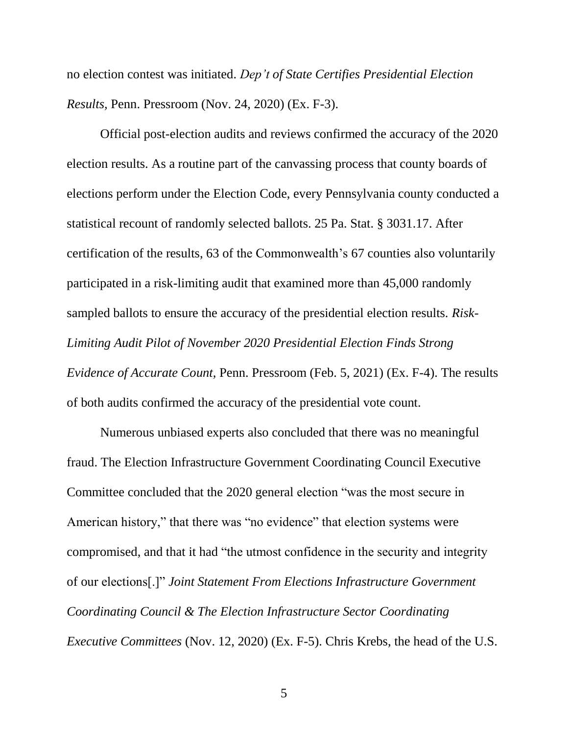no election contest was initiated. *Dep't of State Certifies Presidential Election Results*, Penn. Pressroom (Nov. 24, 2020) (Ex. F-3).

Official post-election audits and reviews confirmed the accuracy of the 2020 election results. As a routine part of the canvassing process that county boards of elections perform under the Election Code, every Pennsylvania county conducted a statistical recount of randomly selected ballots. 25 Pa. Stat. § 3031.17. After certification of the results, 63 of the Commonwealth's 67 counties also voluntarily participated in a risk-limiting audit that examined more than 45,000 randomly sampled ballots to ensure the accuracy of the presidential election results. *Risk-Limiting Audit Pilot of November 2020 Presidential Election Finds Strong Evidence of Accurate Count*, Penn. Pressroom (Feb. 5, 2021) (Ex. F-4). The results of both audits confirmed the accuracy of the presidential vote count.

Numerous unbiased experts also concluded that there was no meaningful fraud. The Election Infrastructure Government Coordinating Council Executive Committee concluded that the 2020 general election "was the most secure in American history," that there was "no evidence" that election systems were compromised, and that it had "the utmost confidence in the security and integrity of our elections[.]" *Joint Statement From Elections Infrastructure Government Coordinating Council & The Election Infrastructure Sector Coordinating Executive Committees* (Nov. 12, 2020) (Ex. F-5). Chris Krebs, the head of the U.S.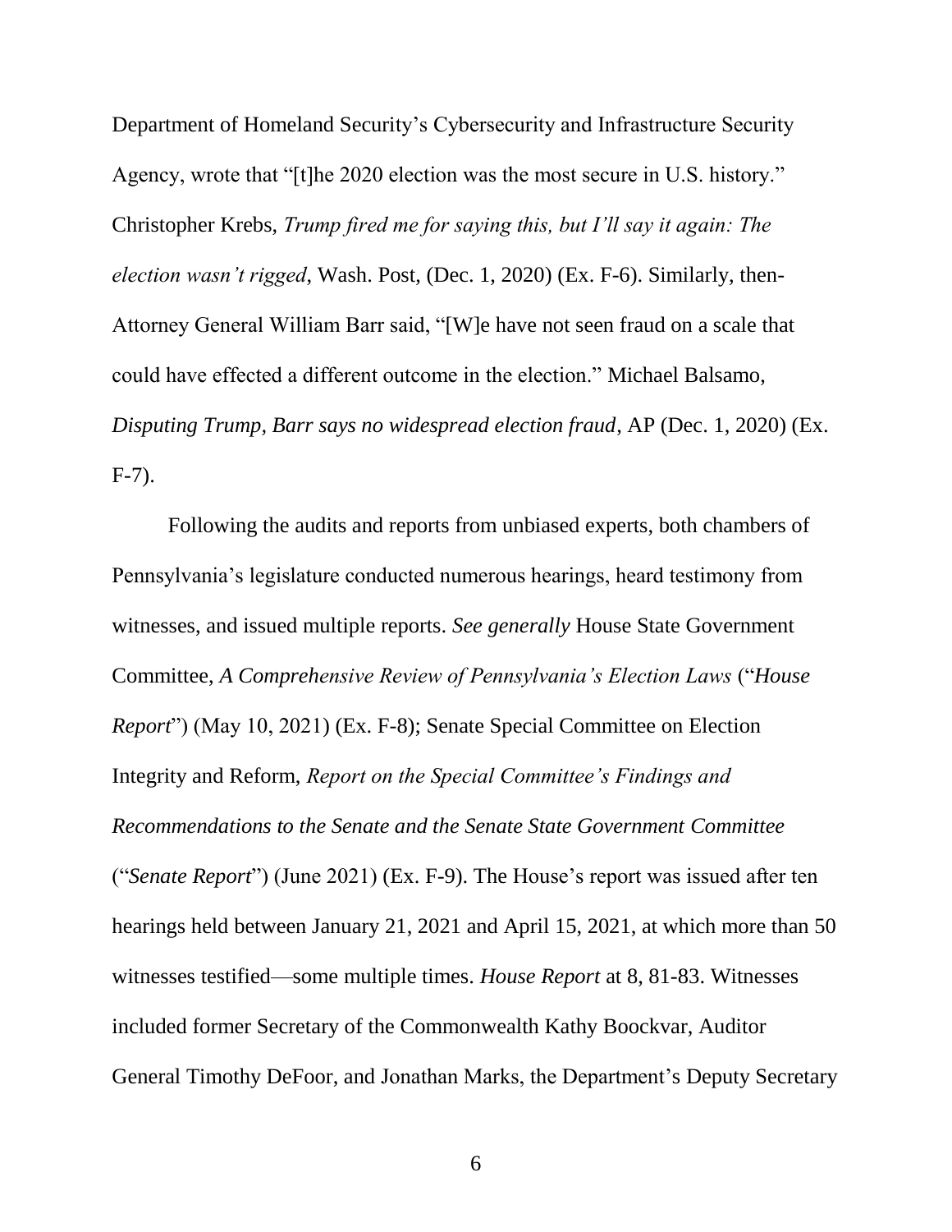Department of Homeland Security's Cybersecurity and Infrastructure Security Agency, wrote that "[t]he 2020 election was the most secure in U.S. history." Christopher Krebs, *Trump fired me for saying this, but I'll say it again: The election wasn't rigged*, Wash. Post, (Dec. 1, 2020) (Ex. F-6). Similarly, then-Attorney General William Barr said, "[W]e have not seen fraud on a scale that could have effected a different outcome in the election." Michael Balsamo, *Disputing Trump, Barr says no widespread election fraud*, AP (Dec. 1, 2020) (Ex. F-7).

Following the audits and reports from unbiased experts, both chambers of Pennsylvania's legislature conducted numerous hearings, heard testimony from witnesses, and issued multiple reports. *See generally* House State Government Committee, *A Comprehensive Review of Pennsylvania's Election Laws* ("*House Report*") (May 10, 2021) (Ex. F-8); Senate Special Committee on Election Integrity and Reform, *Report on the Special Committee's Findings and Recommendations to the Senate and the Senate State Government Committee* ("*Senate Report*") (June 2021) (Ex. F-9). The House's report was issued after ten hearings held between January 21, 2021 and April 15, 2021, at which more than 50 witnesses testified—some multiple times. *House Report* at 8, 81-83. Witnesses included former Secretary of the Commonwealth Kathy Boockvar, Auditor General Timothy DeFoor, and Jonathan Marks, the Department's Deputy Secretary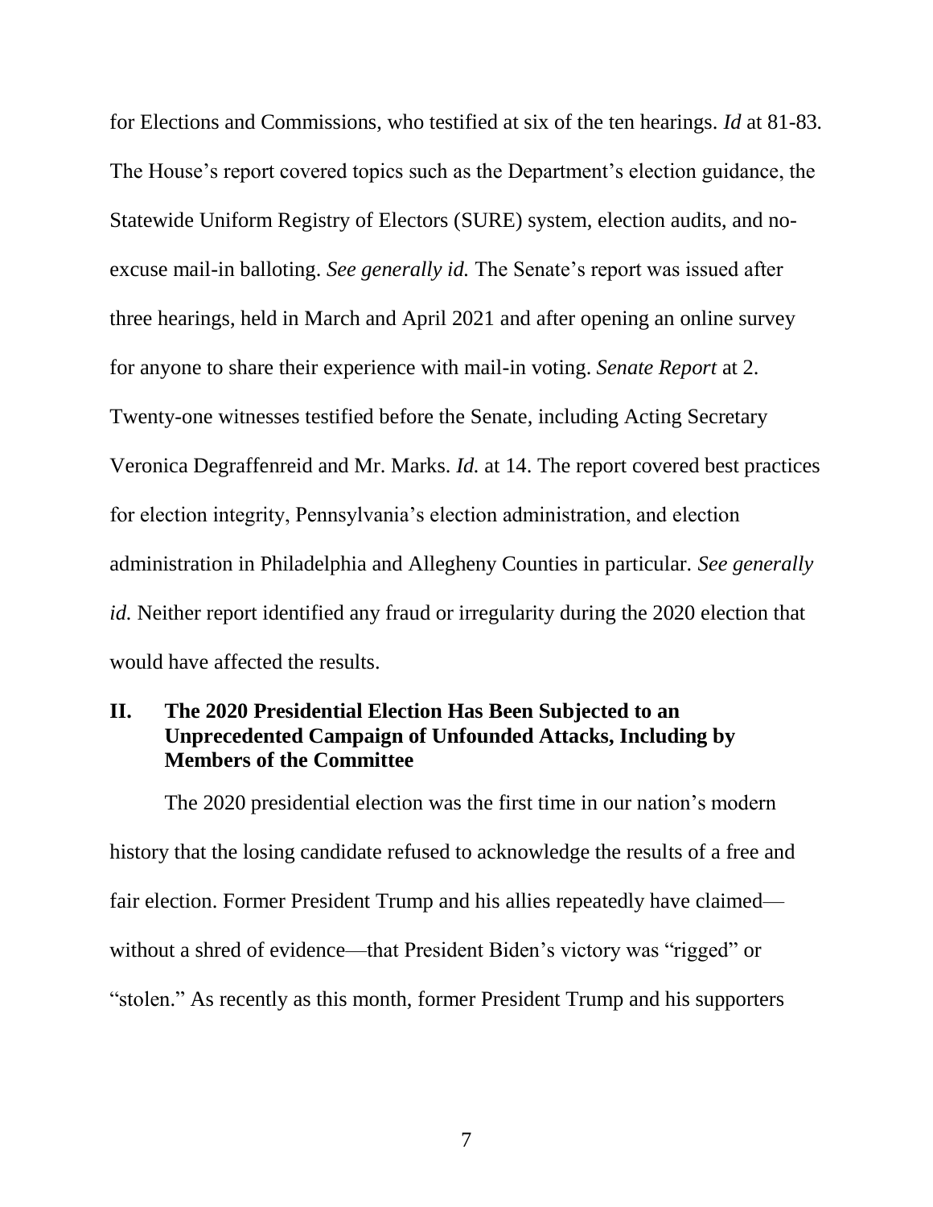for Elections and Commissions, who testified at six of the ten hearings. *Id* at 81-83. The House's report covered topics such as the Department's election guidance, the Statewide Uniform Registry of Electors (SURE) system, election audits, and no-excuse mail-in balloting. *See generally id.* The Senate's report was issued after three hearings, held in March and April 2021 and after opening an online survey for anyone to share their experience with mail-in voting. *Senate Report* at 2. Twenty-one witnesses testified before the Senate, including Acting Secretary Veronica Degraffenreid and Mr. Marks. *Id.* at 14. The report covered best practices for election integrity, Pennsylvania's election administration, and election administration in Philadelphia and Allegheny Counties in particular. *See generally id.* Neither report identified any fraud or irregularity during the 2020 election that would have affected the results.

## II. The 2020 Presidential Election Has Been Subjected to an Unprecedented Campaign of Unfounded Attacks, Including by Members of the Committee

The 2020 presidential election was the first time in our nation's modern history that the losing candidate refused to acknowledge the results of a free and fair election. Former President Trump and his allies repeatedly have claimed—without a shred of evidence—that President Biden's victory was "rigged" or "stolen." As recently as this month, former President Trump and his supporters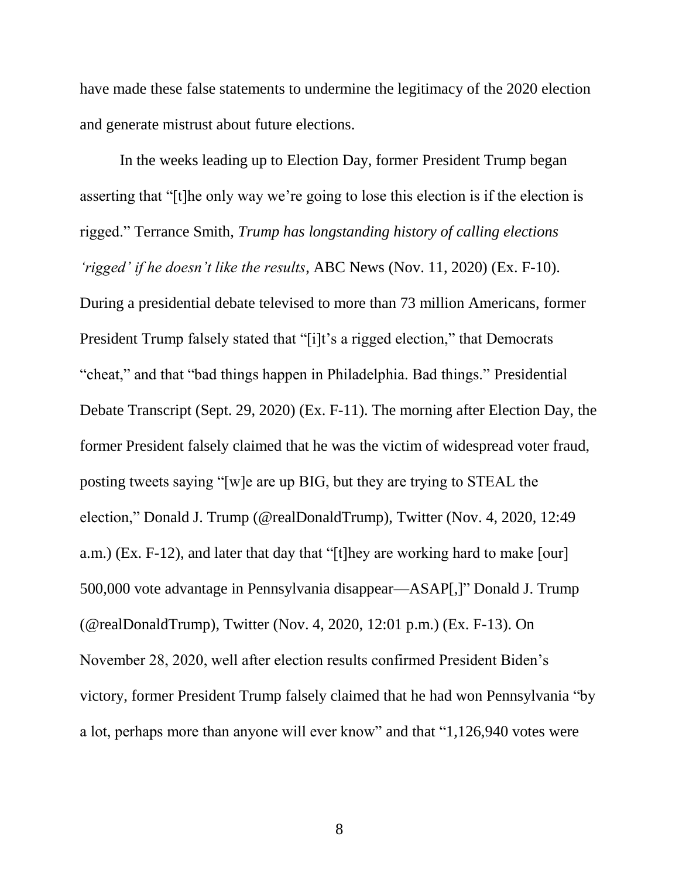have made these false statements to undermine the legitimacy of the 2020 election and generate mistrust about future elections.

In the weeks leading up to Election Day, former President Trump began asserting that "[t]he only way we're going to lose this election is if the election is rigged." Terrance Smith, *Trump has longstanding history of calling elections 'rigged' if he doesn't like the results*, ABC News (Nov. 11, 2020) (Ex. F-10). During a presidential debate televised to more than 73 million Americans, former President Trump falsely stated that "[i]t's a rigged election," that Democrats "cheat," and that "bad things happen in Philadelphia. Bad things." Presidential Debate Transcript (Sept. 29, 2020) (Ex. F-11). The morning after Election Day, the former President falsely claimed that he was the victim of widespread voter fraud, posting tweets saying "[w]e are up BIG, but they are trying to STEAL the election," Donald J. Trump (@realDonaldTrump), Twitter (Nov. 4, 2020, 12:49 a.m.) (Ex. F-12), and later that day that "[t]hey are working hard to make [our] 500,000 vote advantage in Pennsylvania disappear—ASAP[,]" Donald J. Trump (@realDonaldTrump), Twitter (Nov. 4, 2020, 12:01 p.m.) (Ex. F-13). On November 28, 2020, well after election results confirmed President Biden's victory, former President Trump falsely claimed that he had won Pennsylvania "by a lot, perhaps more than anyone will ever know" and that "1,126,940 votes were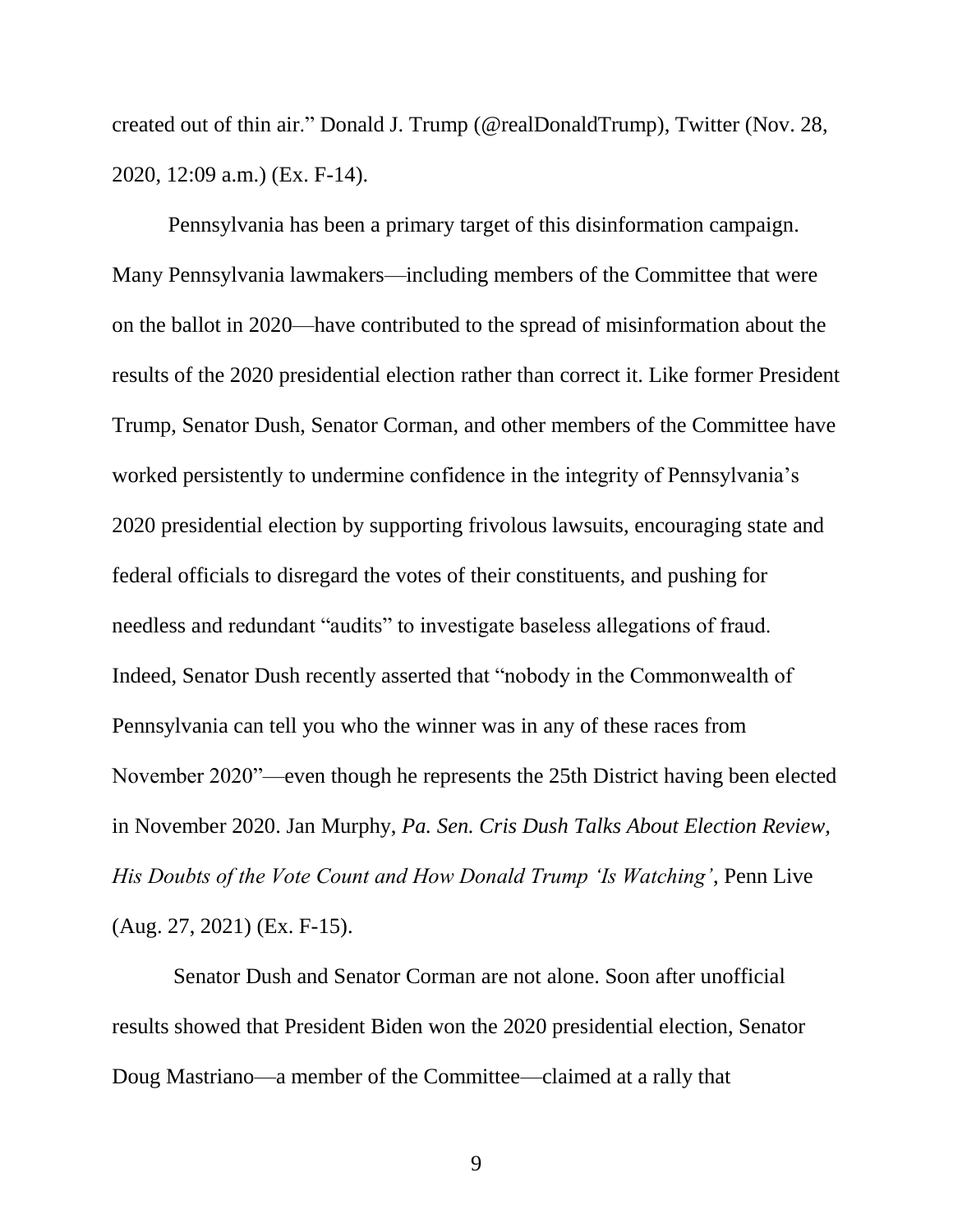created out of thin air." Donald J. Trump (@realDonaldTrump), Twitter (Nov. 28, 2020, 12:09 a.m.) (Ex. F-14).

Pennsylvania has been a primary target of this disinformation campaign. Many Pennsylvania lawmakers—including members of the Committee that were on the ballot in 2020—have contributed to the spread of misinformation about the results of the 2020 presidential election rather than correct it. Like former President Trump, Senator Dush, Senator Corman, and other members of the Committee have worked persistently to undermine confidence in the integrity of Pennsylvania's 2020 presidential election by supporting frivolous lawsuits, encouraging state and federal officials to disregard the votes of their constituents, and pushing for needless and redundant "audits" to investigate baseless allegations of fraud. Indeed, Senator Dush recently asserted that "nobody in the Commonwealth of Pennsylvania can tell you who the winner was in any of these races from November 2020"—even though he represents the 25th District having been elected in November 2020. Jan Murphy, *Pa. Sen. Cris Dush Talks About Election Review, His Doubts of the Vote Count and How Donald Trump 'Is Watching'*, Penn Live (Aug. 27, 2021) (Ex. F-15).

Senator Dush and Senator Corman are not alone. Soon after unofficial results showed that President Biden won the 2020 presidential election, Senator Doug Mastriano—a member of the Committee—claimed at a rally that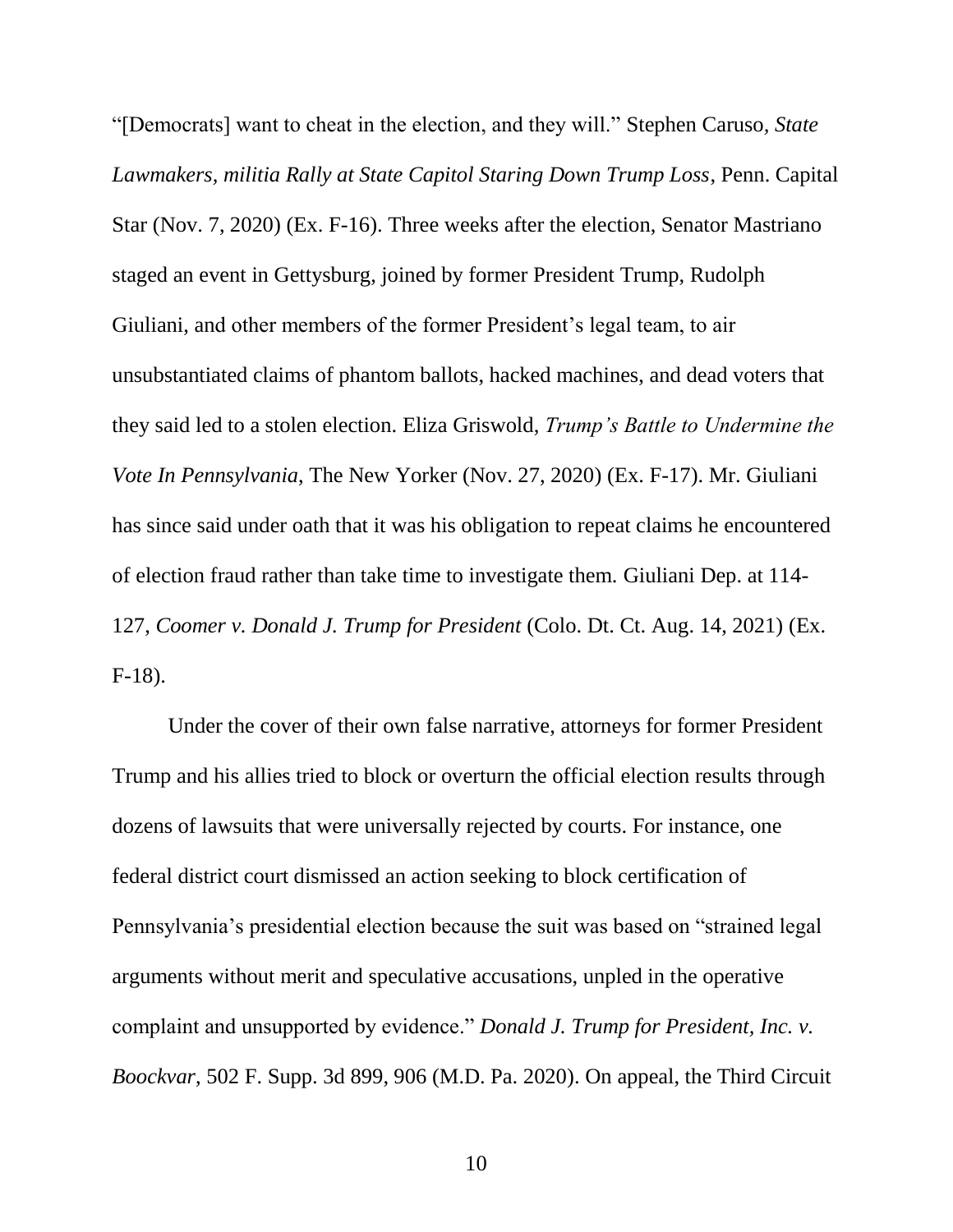"[Democrats] want to cheat in the election, and they will." Stephen Caruso, *State Lawmakers, militia Rally at State Capitol Staring Down Trump Loss*, Penn. Capital Star (Nov. 7, 2020) (Ex. F-16). Three weeks after the election, Senator Mastriano staged an event in Gettysburg, joined by former President Trump, Rudolph Giuliani, and other members of the former President's legal team, to air unsubstantiated claims of phantom ballots, hacked machines, and dead voters that they said led to a stolen election. Eliza Griswold, *Trump's Battle to Undermine the Vote In Pennsylvania*, The New Yorker (Nov. 27, 2020) (Ex. F-17). Mr. Giuliani has since said under oath that it was his obligation to repeat claims he encountered of election fraud rather than take time to investigate them. Giuliani Dep. at 114-127, *Coomer v. Donald J. Trump for President* (Colo. Dt. Ct. Aug. 14, 2021) (Ex. F-18).

Under the cover of their own false narrative, attorneys for former President Trump and his allies tried to block or overturn the official election results through dozens of lawsuits that were universally rejected by courts. For instance, one federal district court dismissed an action seeking to block certification of Pennsylvania's presidential election because the suit was based on "strained legal arguments without merit and speculative accusations, unpled in the operative complaint and unsupported by evidence." *Donald J. Trump for President, Inc. v. Boockvar*, 502 F. Supp. 3d 899, 906 (M.D. Pa. 2020). On appeal, the Third Circuit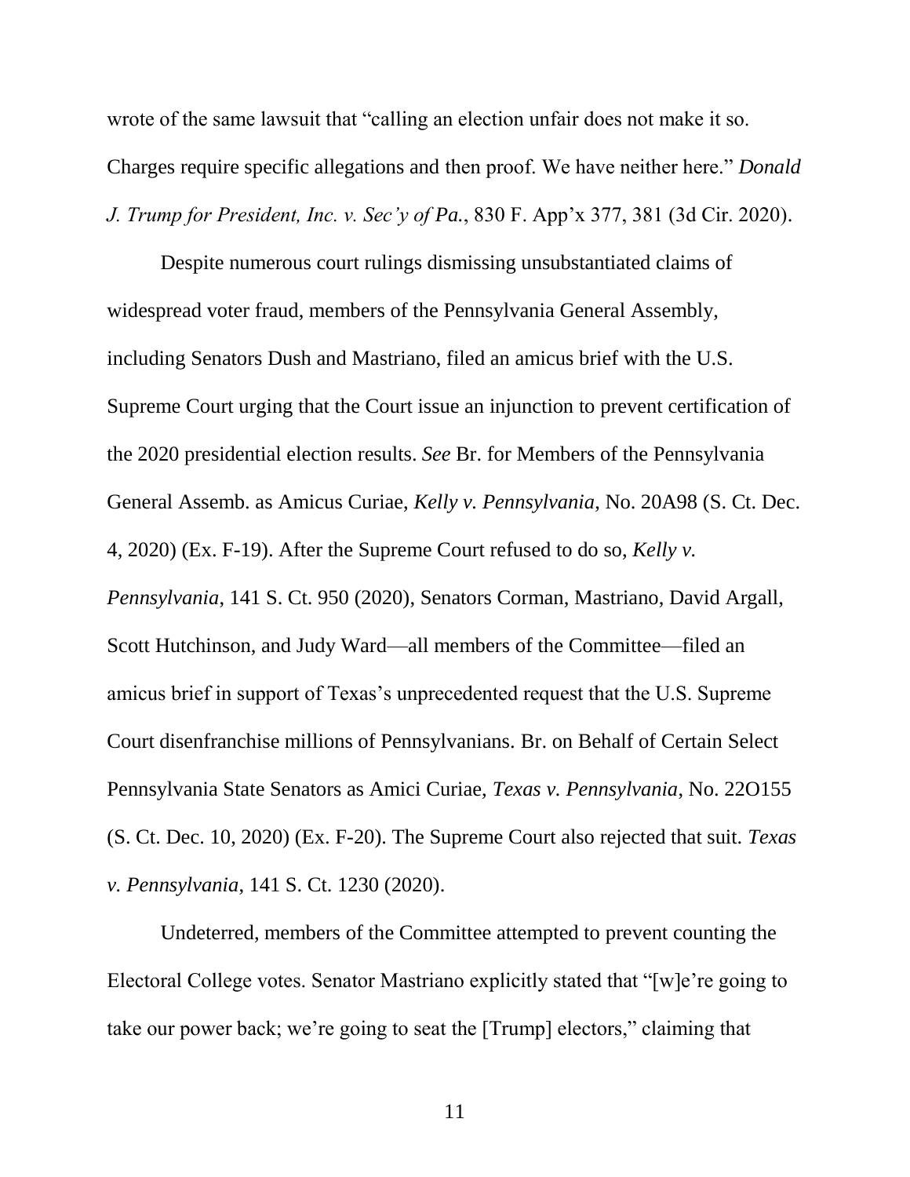wrote of the same lawsuit that "calling an election unfair does not make it so. Charges require specific allegations and then proof. We have neither here." *Donald J. Trump for President, Inc. v. Sec'y of Pa.*, 830 F. App'x 377, 381 (3d Cir. 2020).

Despite numerous court rulings dismissing unsubstantiated claims of widespread voter fraud, members of the Pennsylvania General Assembly, including Senators Dush and Mastriano, filed an amicus brief with the U.S. Supreme Court urging that the Court issue an injunction to prevent certification of the 2020 presidential election results. *See* Br. for Members of the Pennsylvania General Assemb. as Amicus Curiae, *Kelly v. Pennsylvania*, No. 20A98 (S. Ct. Dec. 4, 2020) (Ex. F-19). After the Supreme Court refused to do so, *Kelly v. Pennsylvania*, 141 S. Ct. 950 (2020), Senators Corman, Mastriano, David Argall, Scott Hutchinson, and Judy Ward—all members of the Committee—filed an amicus brief in support of Texas's unprecedented request that the U.S. Supreme Court disenfranchise millions of Pennsylvanians. Br. on Behalf of Certain Select Pennsylvania State Senators as Amici Curiae, *Texas v. Pennsylvania*, No. 22O155 (S. Ct. Dec. 10, 2020) (Ex. F-20). The Supreme Court also rejected that suit. *Texas v. Pennsylvania*, 141 S. Ct. 1230 (2020).

Undeterred, members of the Committee attempted to prevent counting the Electoral College votes. Senator Mastriano explicitly stated that "[w]e're going to take our power back; we're going to seat the [Trump] electors," claiming that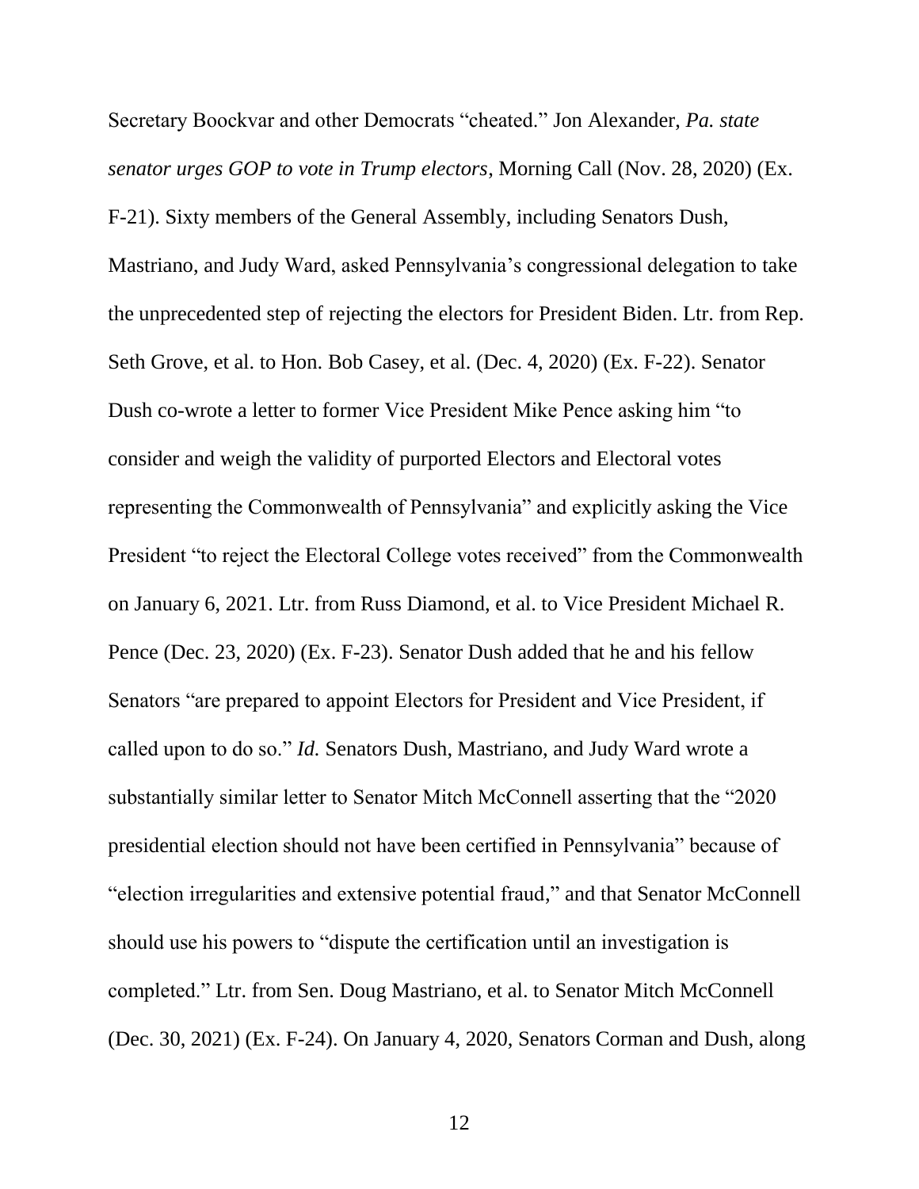Secretary Boockvar and other Democrats "cheated." Jon Alexander, *Pa. state senator urges GOP to vote in Trump electors*, Morning Call (Nov. 28, 2020) (Ex. F-21). Sixty members of the General Assembly, including Senators Dush, Mastriano, and Judy Ward, asked Pennsylvania's congressional delegation to take the unprecedented step of rejecting the electors for President Biden. Ltr. from Rep. Seth Grove, et al. to Hon. Bob Casey, et al. (Dec. 4, 2020) (Ex. F-22). Senator Dush co-wrote a letter to former Vice President Mike Pence asking him "to consider and weigh the validity of purported Electors and Electoral votes representing the Commonwealth of Pennsylvania" and explicitly asking the Vice President "to reject the Electoral College votes received" from the Commonwealth on January 6, 2021. Ltr. from Russ Diamond, et al. to Vice President Michael R. Pence (Dec. 23, 2020) (Ex. F-23). Senator Dush added that he and his fellow Senators "are prepared to appoint Electors for President and Vice President, if called upon to do so." *Id.* Senators Dush, Mastriano, and Judy Ward wrote a substantially similar letter to Senator Mitch McConnell asserting that the "2020 presidential election should not have been certified in Pennsylvania" because of "election irregularities and extensive potential fraud," and that Senator McConnell should use his powers to "dispute the certification until an investigation is completed." Ltr. from Sen. Doug Mastriano, et al. to Senator Mitch McConnell (Dec. 30, 2021) (Ex. F-24). On January 4, 2020, Senators Corman and Dush, along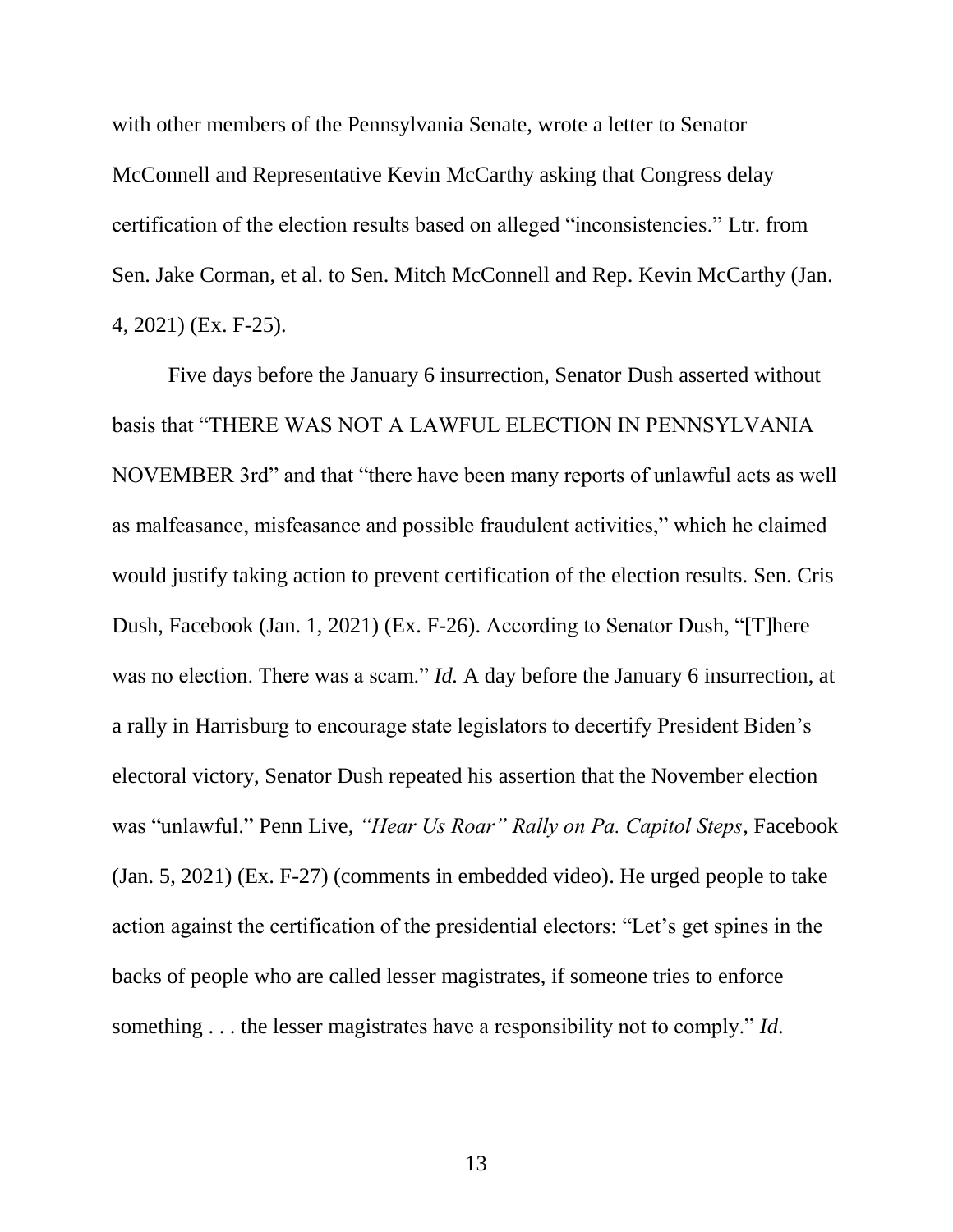with other members of the Pennsylvania Senate, wrote a letter to Senator McConnell and Representative Kevin McCarthy asking that Congress delay certification of the election results based on alleged "inconsistencies." Ltr. from Sen. Jake Corman, et al. to Sen. Mitch McConnell and Rep. Kevin McCarthy (Jan. 4, 2021) (Ex. F-25).

Five days before the January 6 insurrection, Senator Dush asserted without basis that "THERE WAS NOT A LAWFUL ELECTION IN PENNSYLVANIA NOVEMBER 3rd" and that "there have been many reports of unlawful acts as well as malfeasance, misfeasance and possible fraudulent activities," which he claimed would justify taking action to prevent certification of the election results. Sen. Cris Dush, Facebook (Jan. 1, 2021) (Ex. F-26). According to Senator Dush, "[T]here was no election. There was a scam." *Id.* A day before the January 6 insurrection, at a rally in Harrisburg to encourage state legislators to decertify President Biden's electoral victory, Senator Dush repeated his assertion that the November election was "unlawful." Penn Live, *"Hear Us Roar" Rally on Pa. Capitol Steps*, Facebook (Jan. 5, 2021) (Ex. F-27) (comments in embedded video). He urged people to take action against the certification of the presidential electors: "Let's get spines in the backs of people who are called lesser magistrates, if someone tries to enforce something . . . the lesser magistrates have a responsibility not to comply." *Id.*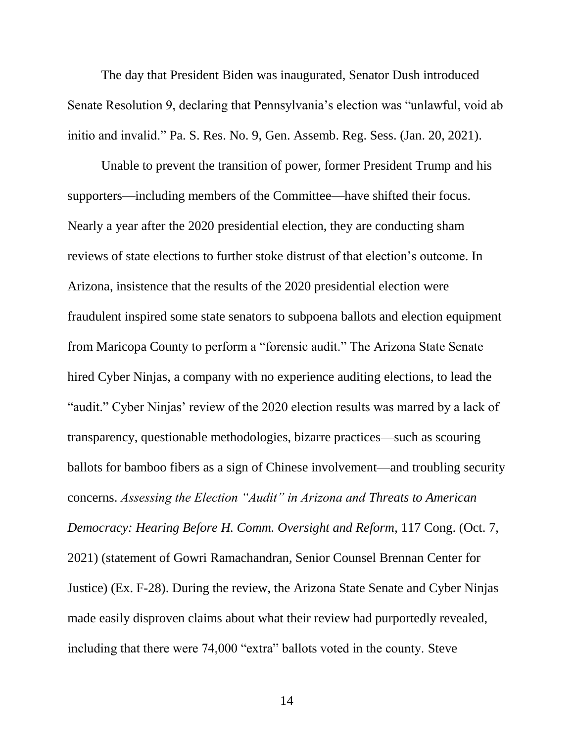The day that President Biden was inaugurated, Senator Dush introduced Senate Resolution 9, declaring that Pennsylvania's election was "unlawful, void ab initio and invalid." Pa. S. Res. No. 9, Gen. Assemb. Reg. Sess. (Jan. 20, 2021).

Unable to prevent the transition of power, former President Trump and his supporters—including members of the Committee—have shifted their focus. Nearly a year after the 2020 presidential election, they are conducting sham reviews of state elections to further stoke distrust of that election's outcome. In Arizona, insistence that the results of the 2020 presidential election were fraudulent inspired some state senators to subpoena ballots and election equipment from Maricopa County to perform a "forensic audit." The Arizona State Senate hired Cyber Ninjas, a company with no experience auditing elections, to lead the "audit." Cyber Ninjas' review of the 2020 election results was marred by a lack of transparency, questionable methodologies, bizarre practices—such as scouring ballots for bamboo fibers as a sign of Chinese involvement—and troubling security concerns. *Assessing the Election "Audit" in Arizona and Threats to American Democracy: Hearing Before H. Comm. Oversight and Reform*, 117 Cong. (Oct. 7, 2021) (statement of Gowri Ramachandran, Senior Counsel Brennan Center for Justice) (Ex. F-28). During the review, the Arizona State Senate and Cyber Ninjas made easily disproven claims about what their review had purportedly revealed, including that there were 74,000 "extra" ballots voted in the county. Steve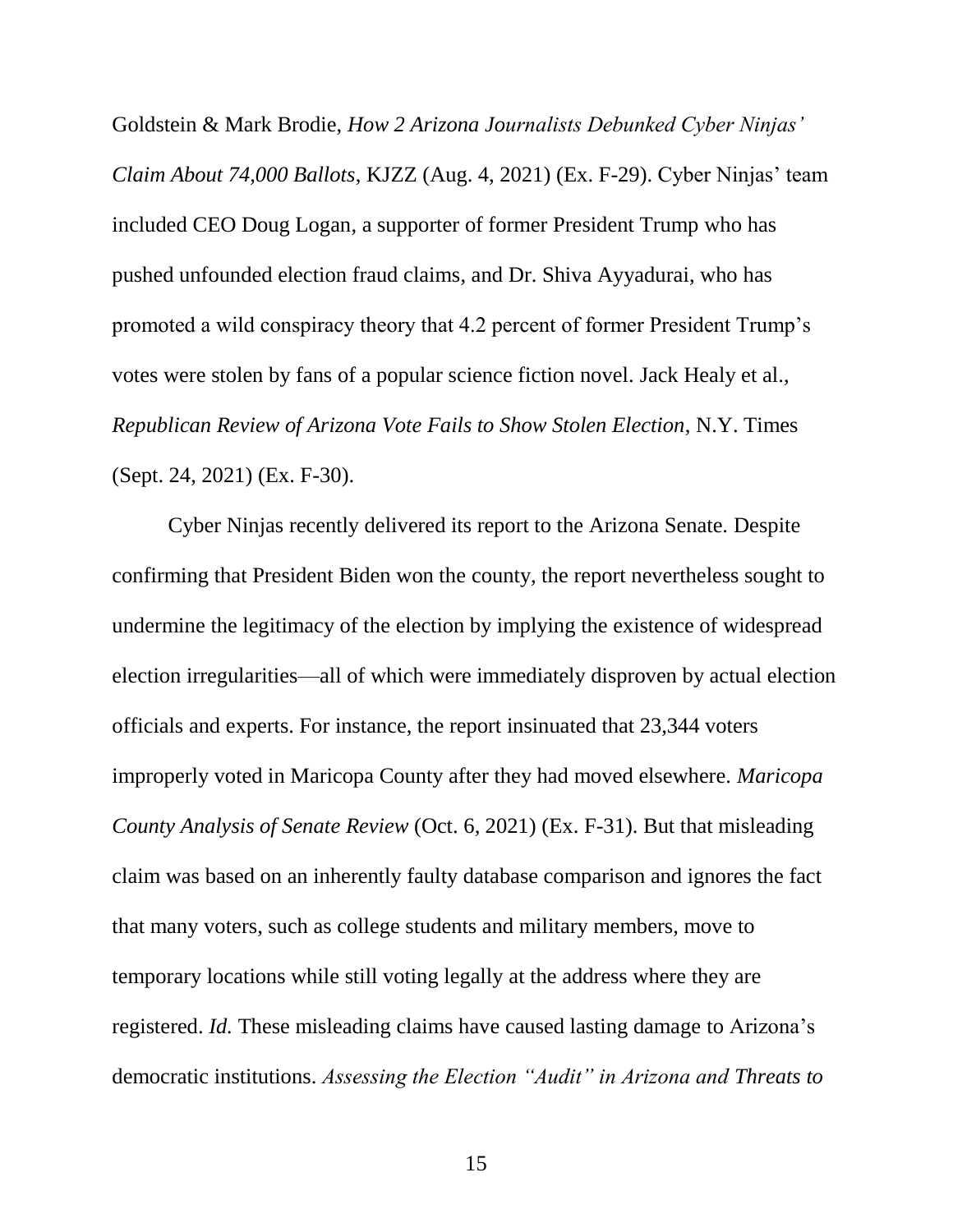Goldstein & Mark Brodie, *How 2 Arizona Journalists Debunked Cyber Ninjas' Claim About 74,000 Ballots*, KJZZ (Aug. 4, 2021) (Ex. F-29). Cyber Ninjas' team included CEO Doug Logan, a supporter of former President Trump who has pushed unfounded election fraud claims, and Dr. Shiva Ayyadurai, who has promoted a wild conspiracy theory that 4.2 percent of former President Trump's votes were stolen by fans of a popular science fiction novel. Jack Healy et al., *Republican Review of Arizona Vote Fails to Show Stolen Election*, N.Y. Times (Sept. 24, 2021) (Ex. F-30).

Cyber Ninjas recently delivered its report to the Arizona Senate. Despite confirming that President Biden won the county, the report nevertheless sought to undermine the legitimacy of the election by implying the existence of widespread election irregularities—all of which were immediately disproven by actual election officials and experts. For instance, the report insinuated that 23,344 voters improperly voted in Maricopa County after they had moved elsewhere. *Maricopa County Analysis of Senate Review* (Oct. 6, 2021) (Ex. F-31). But that misleading claim was based on an inherently faulty database comparison and ignores the fact that many voters, such as college students and military members, move to temporary locations while still voting legally at the address where they are registered. *Id.* These misleading claims have caused lasting damage to Arizona's democratic institutions. *Assessing the Election "Audit" in Arizona and Threats to*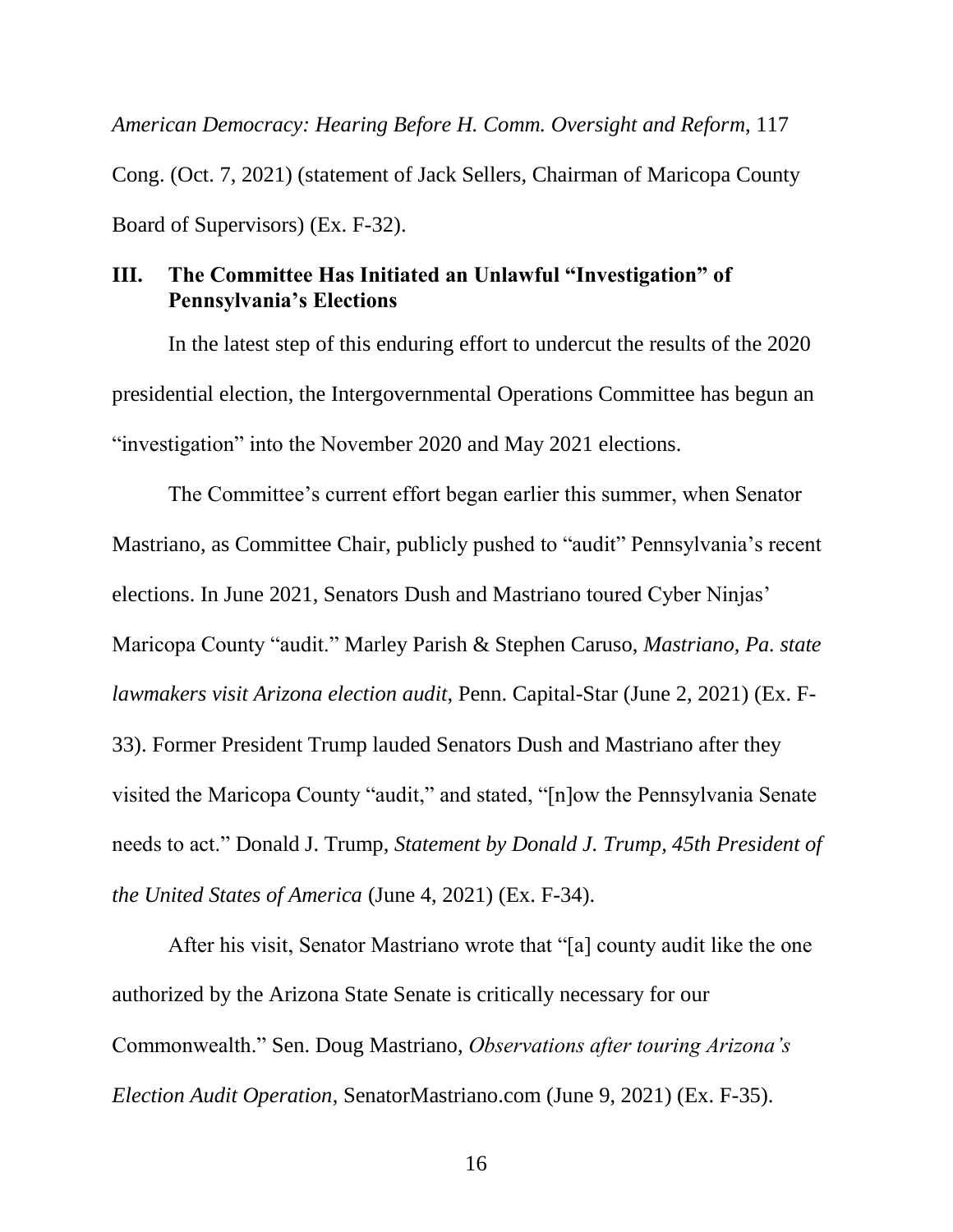*American Democracy: Hearing Before H. Comm. Oversight and Reform*, 117 Cong. (Oct. 7, 2021) (statement of Jack Sellers, Chairman of Maricopa County Board of Supervisors) (Ex. F-32).

## III. The Committee Has Initiated an Unlawful "Investigation" of Pennsylvania's Elections

In the latest step of this enduring effort to undercut the results of the 2020 presidential election, the Intergovernmental Operations Committee has begun an "investigation" into the November 2020 and May 2021 elections.

The Committee's current effort began earlier this summer, when Senator Mastriano, as Committee Chair, publicly pushed to "audit" Pennsylvania's recent elections. In June 2021, Senators Dush and Mastriano toured Cyber Ninjas' Maricopa County "audit." Marley Parish & Stephen Caruso, *Mastriano, Pa. state lawmakers visit Arizona election audit*, Penn. Capital-Star (June 2, 2021) (Ex. F-33). Former President Trump lauded Senators Dush and Mastriano after they visited the Maricopa County "audit," and stated, "[n]ow the Pennsylvania Senate needs to act." Donald J. Trump, *Statement by Donald J. Trump, 45th President of the United States of America* (June 4, 2021) (Ex. F-34).

After his visit, Senator Mastriano wrote that "[a] county audit like the one authorized by the Arizona State Senate is critically necessary for our Commonwealth." Sen. Doug Mastriano, *Observations after touring Arizona's Election Audit Operation*, SenatorMastriano.com (June 9, 2021) (Ex. F-35).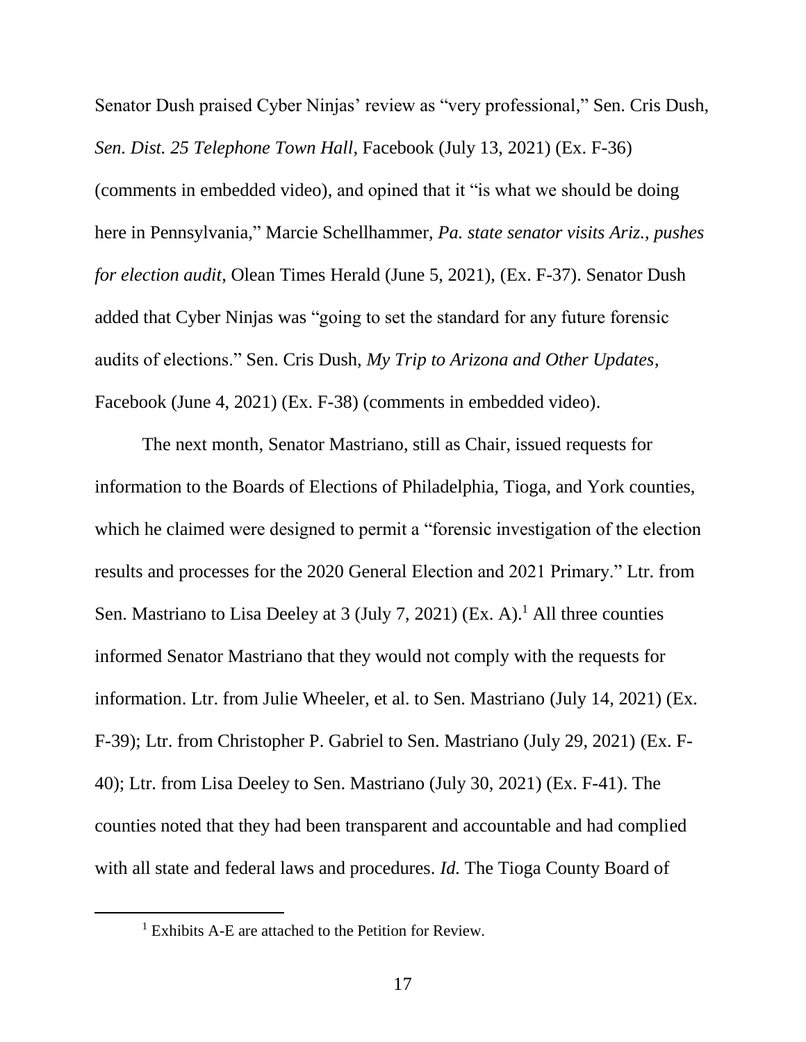Senator Dush praised Cyber Ninjas' review as "very professional," Sen. Cris Dush, *Sen. Dist. 25 Telephone Town Hall*, Facebook (July 13, 2021) (Ex. F-36) (comments in embedded video), and opined that it "is what we should be doing here in Pennsylvania," Marcie Schellhammer, *Pa. state senator visits Ariz., pushes for election audit*, Olean Times Herald (June 5, 2021), (Ex. F-37). Senator Dush added that Cyber Ninjas was "going to set the standard for any future forensic audits of elections." Sen. Cris Dush, *My Trip to Arizona and Other Updates*, Facebook (June 4, 2021) (Ex. F-38) (comments in embedded video).

The next month, Senator Mastriano, still as Chair, issued requests for information to the Boards of Elections of Philadelphia, Tioga, and York counties, which he claimed were designed to permit a "forensic investigation of the election results and processes for the 2020 General Election and 2021 Primary." Ltr. from Sen. Mastriano to Lisa Deeley at 3 (July 7, 2021) (Ex. A).[1] All three counties informed Senator Mastriano that they would not comply with the requests for information. Ltr. from Julie Wheeler, et al. to Sen. Mastriano (July 14, 2021) (Ex. F-39); Ltr. from Christopher P. Gabriel to Sen. Mastriano (July 29, 2021) (Ex. F-40); Ltr. from Lisa Deeley to Sen. Mastriano (July 30, 2021) (Ex. F-41). The counties noted that they had been transparent and accountable and had complied with all state and federal laws and procedures. *Id.* The Tioga County Board of

[1] Exhibits A-E are attached to the Petition for Review.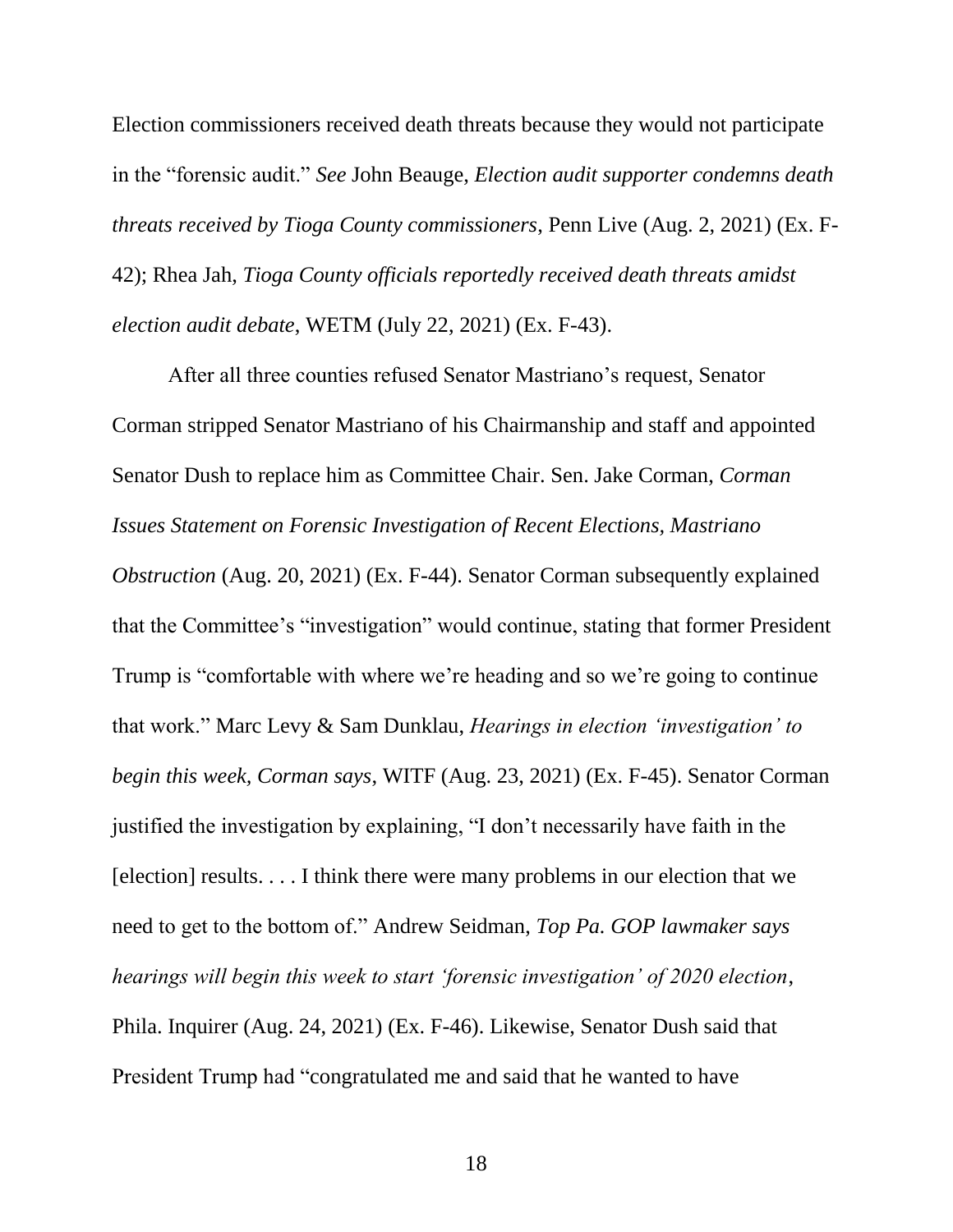Election commissioners received death threats because they would not participate in the "forensic audit." *See* John Beauge, *Election audit supporter condemns death threats received by Tioga County commissioners*, Penn Live (Aug. 2, 2021) (Ex. F-42); Rhea Jah, *Tioga County officials reportedly received death threats amidst election audit debate*, WETM (July 22, 2021) (Ex. F-43).

After all three counties refused Senator Mastriano's request, Senator Corman stripped Senator Mastriano of his Chairmanship and staff and appointed Senator Dush to replace him as Committee Chair. Sen. Jake Corman, *Corman Issues Statement on Forensic Investigation of Recent Elections, Mastriano Obstruction* (Aug. 20, 2021) (Ex. F-44). Senator Corman subsequently explained that the Committee's "investigation" would continue, stating that former President Trump is "comfortable with where we're heading and so we're going to continue that work." Marc Levy & Sam Dunklau, *Hearings in election 'investigation' to begin this week, Corman says*, WITF (Aug. 23, 2021) (Ex. F-45). Senator Corman justified the investigation by explaining, "I don't necessarily have faith in the [election] results. . . . I think there were many problems in our election that we need to get to the bottom of." Andrew Seidman, *Top Pa. GOP lawmaker says hearings will begin this week to start 'forensic investigation' of 2020 election*, Phila. Inquirer (Aug. 24, 2021) (Ex. F-46). Likewise, Senator Dush said that President Trump had "congratulated me and said that he wanted to have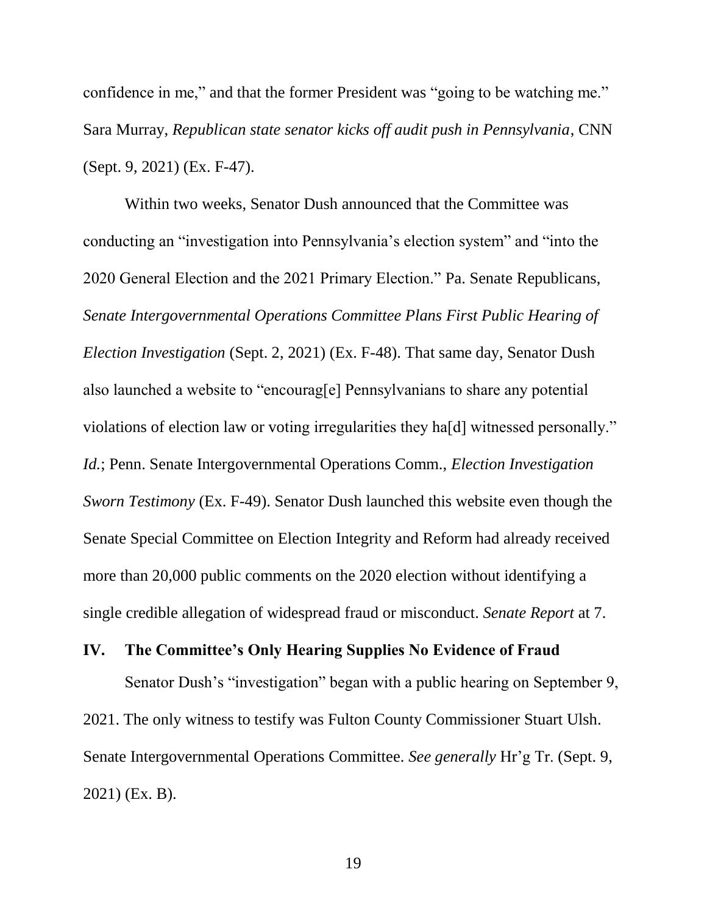confidence in me," and that the former President was "going to be watching me." Sara Murray, *Republican state senator kicks off audit push in Pennsylvania*, CNN (Sept. 9, 2021) (Ex. F-47).

Within two weeks, Senator Dush announced that the Committee was conducting an "investigation into Pennsylvania's election system" and "into the 2020 General Election and the 2021 Primary Election." Pa. Senate Republicans, *Senate Intergovernmental Operations Committee Plans First Public Hearing of Election Investigation* (Sept. 2, 2021) (Ex. F-48). That same day, Senator Dush also launched a website to "encourag[e] Pennsylvanians to share any potential violations of election law or voting irregularities they ha[d] witnessed personally." *Id.*; Penn. Senate Intergovernmental Operations Comm., *Election Investigation Sworn Testimony* (Ex. F-49). Senator Dush launched this website even though the Senate Special Committee on Election Integrity and Reform had already received more than 20,000 public comments on the 2020 election without identifying a single credible allegation of widespread fraud or misconduct. *Senate Report* at 7.

## IV. The Committee's Only Hearing Supplies No Evidence of Fraud

Senator Dush's "investigation" began with a public hearing on September 9, 2021. The only witness to testify was Fulton County Commissioner Stuart Ulsh. Senate Intergovernmental Operations Committee. *See generally* Hr'g Tr. (Sept. 9, 2021) (Ex. B).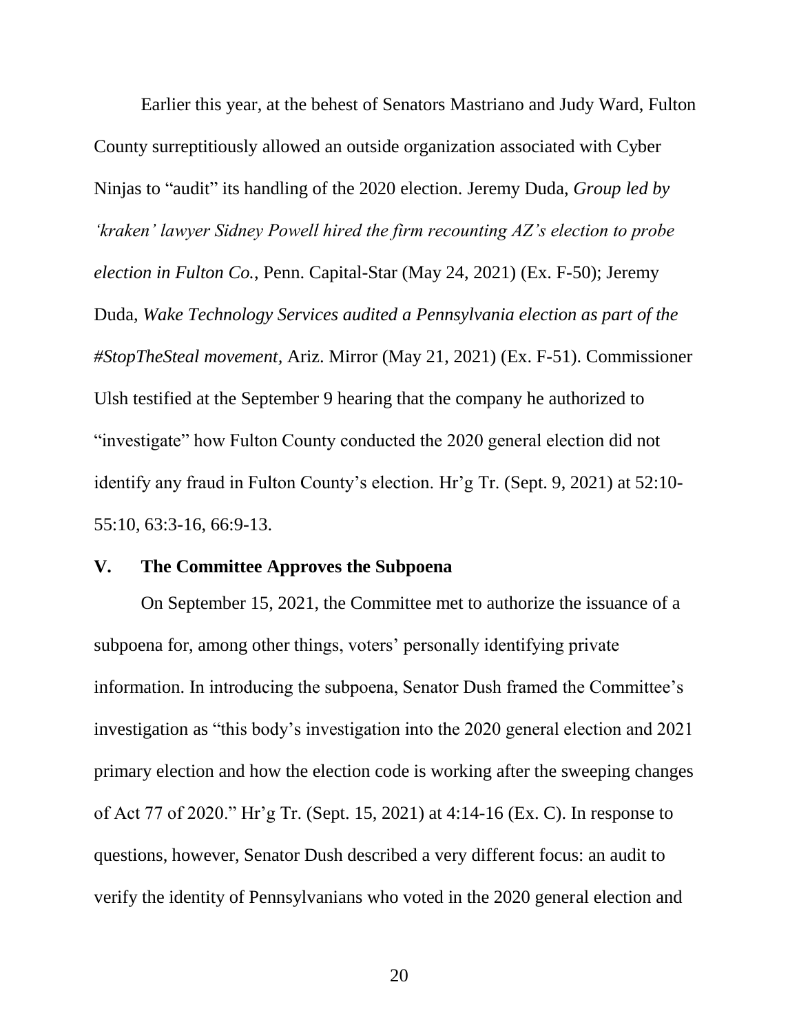Earlier this year, at the behest of Senators Mastriano and Judy Ward, Fulton County surreptitiously allowed an outside organization associated with Cyber Ninjas to "audit" its handling of the 2020 election. Jeremy Duda, *Group led by 'kraken' lawyer Sidney Powell hired the firm recounting AZ's election to probe election in Fulton Co.*, Penn. Capital-Star (May 24, 2021) (Ex. F-50); Jeremy Duda, *Wake Technology Services audited a Pennsylvania election as part of the #StopTheSteal movement*, Ariz. Mirror (May 21, 2021) (Ex. F-51). Commissioner Ulsh testified at the September 9 hearing that the company he authorized to "investigate" how Fulton County conducted the 2020 general election did not identify any fraud in Fulton County's election. Hr'g Tr. (Sept. 9, 2021) at 52:10-55:10, 63:3-16, 66:9-13.

## V. The Committee Approves the Subpoena

On September 15, 2021, the Committee met to authorize the issuance of a subpoena for, among other things, voters' personally identifying private information. In introducing the subpoena, Senator Dush framed the Committee's investigation as "this body's investigation into the 2020 general election and 2021 primary election and how the election code is working after the sweeping changes of Act 77 of 2020." Hr'g Tr. (Sept. 15, 2021) at 4:14-16 (Ex. C). In response to questions, however, Senator Dush described a very different focus: an audit to verify the identity of Pennsylvanians who voted in the 2020 general election and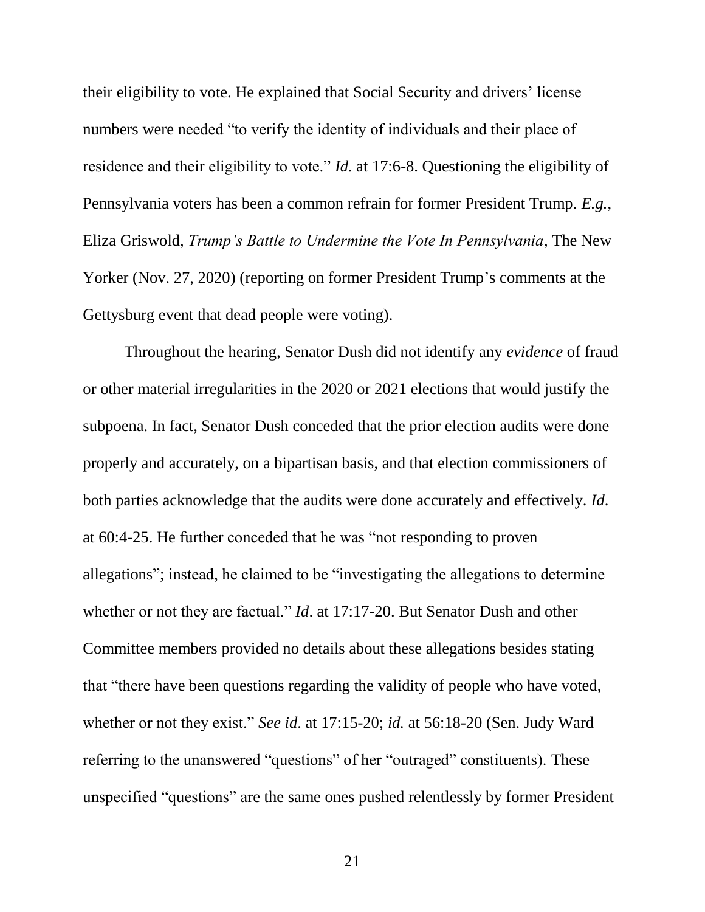their eligibility to vote. He explained that Social Security and drivers' license numbers were needed "to verify the identity of individuals and their place of residence and their eligibility to vote." *Id.* at 17:6-8. Questioning the eligibility of Pennsylvania voters has been a common refrain for former President Trump. *E.g.*, Eliza Griswold, *Trump's Battle to Undermine the Vote In Pennsylvania*, The New Yorker (Nov. 27, 2020) (reporting on former President Trump's comments at the Gettysburg event that dead people were voting).

Throughout the hearing, Senator Dush did not identify any *evidence* of fraud or other material irregularities in the 2020 or 2021 elections that would justify the subpoena. In fact, Senator Dush conceded that the prior election audits were done properly and accurately, on a bipartisan basis, and that election commissioners of both parties acknowledge that the audits were done accurately and effectively. *Id*. at 60:4-25. He further conceded that he was "not responding to proven allegations"; instead, he claimed to be "investigating the allegations to determine whether or not they are factual." *Id*. at 17:17-20. But Senator Dush and other Committee members provided no details about these allegations besides stating that "there have been questions regarding the validity of people who have voted, whether or not they exist." *See id*. at 17:15-20; *id.* at 56:18-20 (Sen. Judy Ward referring to the unanswered "questions" of her "outraged" constituents). These unspecified "questions" are the same ones pushed relentlessly by former President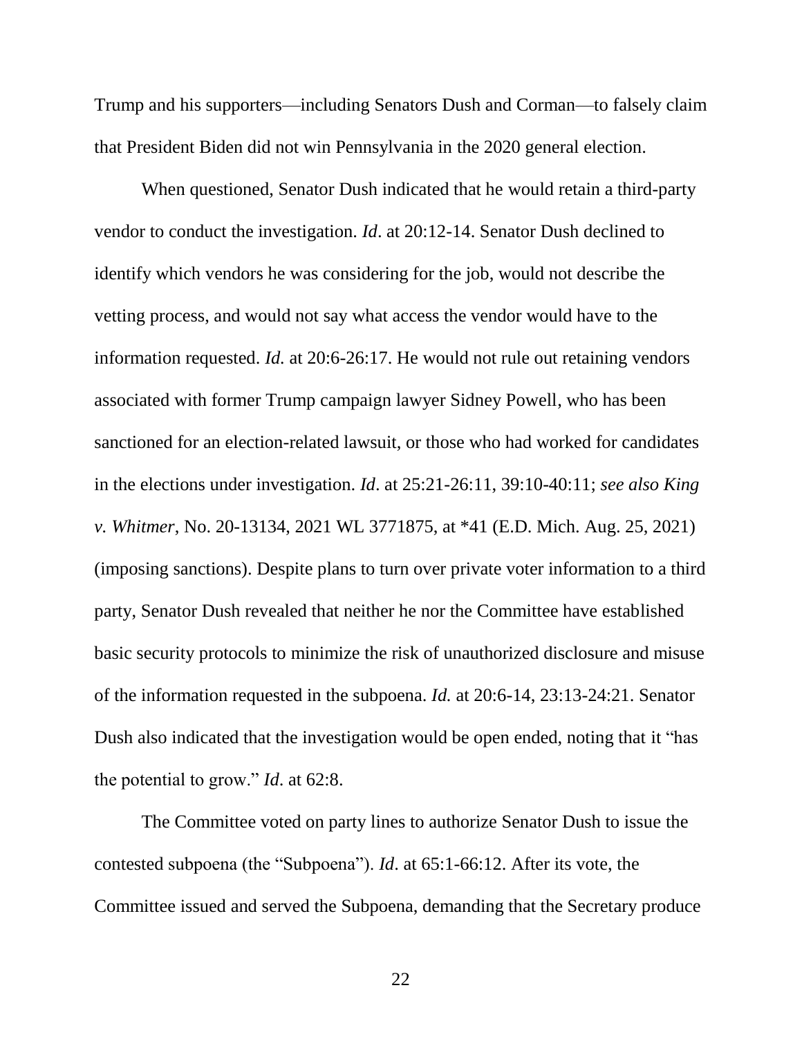Trump and his supporters—including Senators Dush and Corman—to falsely claim that President Biden did not win Pennsylvania in the 2020 general election.

When questioned, Senator Dush indicated that he would retain a third-party vendor to conduct the investigation. *Id*. at 20:12-14. Senator Dush declined to identify which vendors he was considering for the job, would not describe the vetting process, and would not say what access the vendor would have to the information requested. *Id.* at 20:6-26:17. He would not rule out retaining vendors associated with former Trump campaign lawyer Sidney Powell, who has been sanctioned for an election-related lawsuit, or those who had worked for candidates in the elections under investigation. *Id*. at 25:21-26:11, 39:10-40:11; *see also King v. Whitmer*, No. 20-13134, 2021 WL 3771875, at *41 (E.D. Mich. Aug. 25, 2021) (imposing sanctions). Despite plans to turn over private voter information to a third party, Senator Dush revealed that neither he nor the Committee have established basic security protocols to minimize the risk of unauthorized disclosure and misuse of the information requested in the subpoena. *Id.* at 20:6-14, 23:13-24:21. Senator Dush also indicated that the investigation would be open ended, noting that it "has the potential to grow." *Id*. at 62:8.

The Committee voted on party lines to authorize Senator Dush to issue the contested subpoena (the "Subpoena"). *Id*. at 65:1-66:12. After its vote, the Committee issued and served the Subpoena, demanding that the Secretary produce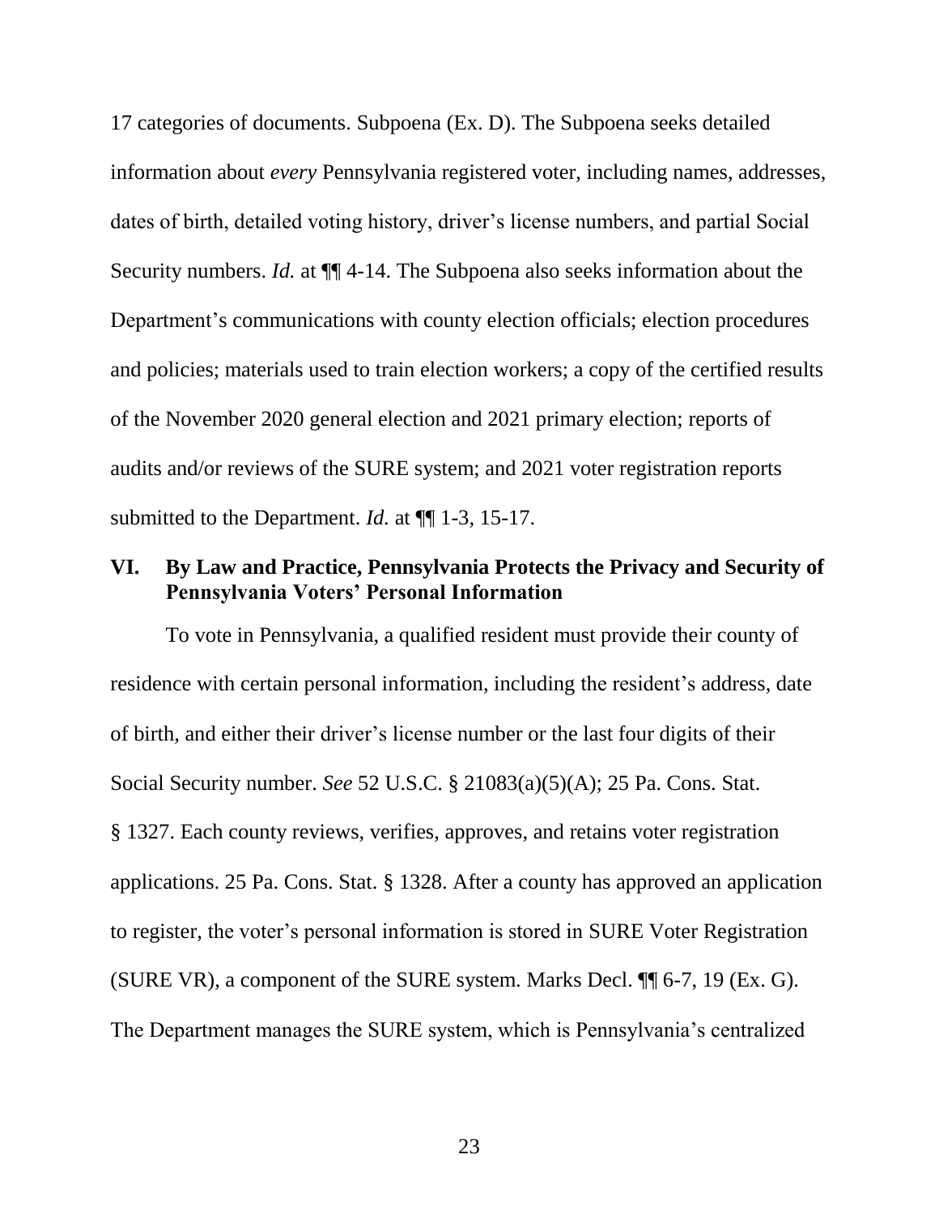17 categories of documents. Subpoena (Ex. D). The Subpoena seeks detailed information about *every* Pennsylvania registered voter, including names, addresses, dates of birth, detailed voting history, driver's license numbers, and partial Social Security numbers. *Id.* at ¶¶ 4-14. The Subpoena also seeks information about the Department's communications with county election officials; election procedures and policies; materials used to train election workers; a copy of the certified results of the November 2020 general election and 2021 primary election; reports of audits and/or reviews of the SURE system; and 2021 voter registration reports submitted to the Department. *Id.* at ¶¶ 1-3, 15-17.

## VI. By Law and Practice, Pennsylvania Protects the Privacy and Security of Pennsylvania Voters' Personal Information

To vote in Pennsylvania, a qualified resident must provide their county of residence with certain personal information, including the resident's address, date of birth, and either their driver's license number or the last four digits of their Social Security number. *See* 52 U.S.C. § 21083(a)(5)(A); 25 Pa. Cons. Stat. § 1327. Each county reviews, verifies, approves, and retains voter registration applications. 25 Pa. Cons. Stat. § 1328. After a county has approved an application to register, the voter's personal information is stored in SURE Voter Registration (SURE VR), a component of the SURE system. Marks Decl. ¶¶ 6-7, 19 (Ex. G). The Department manages the SURE system, which is Pennsylvania's centralized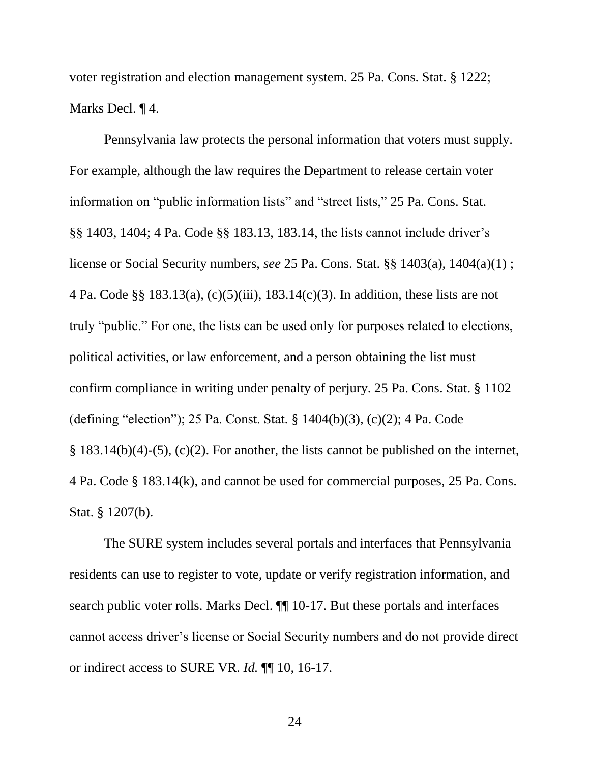voter registration and election management system. 25 Pa. Cons. Stat. § 1222; Marks Decl. ¶ 4.

Pennsylvania law protects the personal information that voters must supply. For example, although the law requires the Department to release certain voter information on "public information lists" and "street lists," 25 Pa. Cons. Stat. §§ 1403, 1404; 4 Pa. Code §§ 183.13, 183.14, the lists cannot include driver's license or Social Security numbers, *see* 25 Pa. Cons. Stat. §§ 1403(a), 1404(a)(1) ; 4 Pa. Code §§ 183.13(a), (c)(5)(iii), 183.14(c)(3). In addition, these lists are not truly "public." For one, the lists can be used only for purposes related to elections, political activities, or law enforcement, and a person obtaining the list must confirm compliance in writing under penalty of perjury. 25 Pa. Cons. Stat. § 1102 (defining "election"); 25 Pa. Const. Stat. § 1404(b)(3), (c)(2); 4 Pa. Code § 183.14(b)(4)-(5), (c)(2). For another, the lists cannot be published on the internet, 4 Pa. Code § 183.14(k), and cannot be used for commercial purposes, 25 Pa. Cons. Stat. § 1207(b).

The SURE system includes several portals and interfaces that Pennsylvania residents can use to register to vote, update or verify registration information, and search public voter rolls. Marks Decl. ¶¶ 10-17. But these portals and interfaces cannot access driver's license or Social Security numbers and do not provide direct or indirect access to SURE VR. *Id.* ¶¶ 10, 16-17.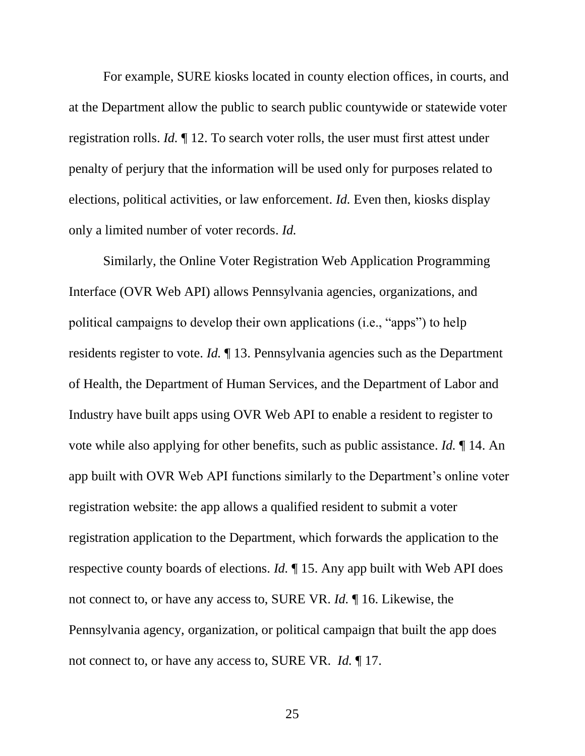For example, SURE kiosks located in county election offices, in courts, and at the Department allow the public to search public countywide or statewide voter registration rolls. *Id.* ¶ 12. To search voter rolls, the user must first attest under penalty of perjury that the information will be used only for purposes related to elections, political activities, or law enforcement. *Id.* Even then, kiosks display only a limited number of voter records. *Id.*

Similarly, the Online Voter Registration Web Application Programming Interface (OVR Web API) allows Pennsylvania agencies, organizations, and political campaigns to develop their own applications (i.e., "apps") to help residents register to vote. *Id.* ¶ 13. Pennsylvania agencies such as the Department of Health, the Department of Human Services, and the Department of Labor and Industry have built apps using OVR Web API to enable a resident to register to vote while also applying for other benefits, such as public assistance. *Id.* ¶ 14. An app built with OVR Web API functions similarly to the Department's online voter registration website: the app allows a qualified resident to submit a voter registration application to the Department, which forwards the application to the respective county boards of elections. *Id.* ¶ 15. Any app built with Web API does not connect to, or have any access to, SURE VR. *Id.* ¶ 16. Likewise, the Pennsylvania agency, organization, or political campaign that built the app does not connect to, or have any access to, SURE VR. *Id.* ¶ 17.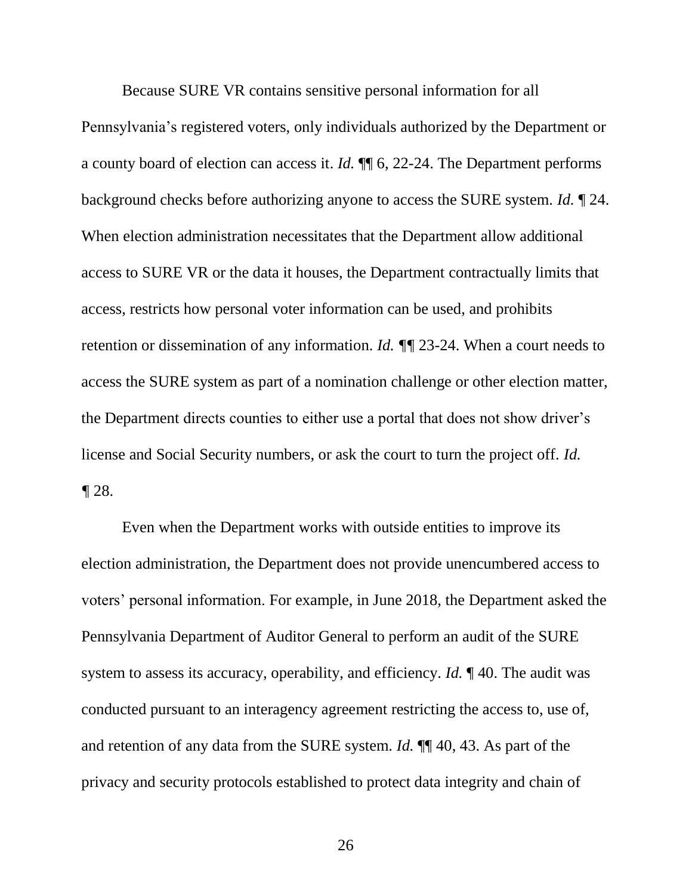Because SURE VR contains sensitive personal information for all Pennsylvania's registered voters, only individuals authorized by the Department or a county board of election can access it. *Id.* ¶¶ 6, 22-24. The Department performs background checks before authorizing anyone to access the SURE system. *Id.* ¶ 24. When election administration necessitates that the Department allow additional access to SURE VR or the data it houses, the Department contractually limits that access, restricts how personal voter information can be used, and prohibits retention or dissemination of any information. *Id.* ¶¶ 23-24. When a court needs to access the SURE system as part of a nomination challenge or other election matter, the Department directs counties to either use a portal that does not show driver's license and Social Security numbers, or ask the court to turn the project off. *Id.* ¶ 28.

Even when the Department works with outside entities to improve its election administration, the Department does not provide unencumbered access to voters' personal information. For example, in June 2018, the Department asked the Pennsylvania Department of Auditor General to perform an audit of the SURE system to assess its accuracy, operability, and efficiency. *Id.* ¶ 40. The audit was conducted pursuant to an interagency agreement restricting the access to, use of, and retention of any data from the SURE system. *Id.* ¶¶ 40, 43. As part of the privacy and security protocols established to protect data integrity and chain of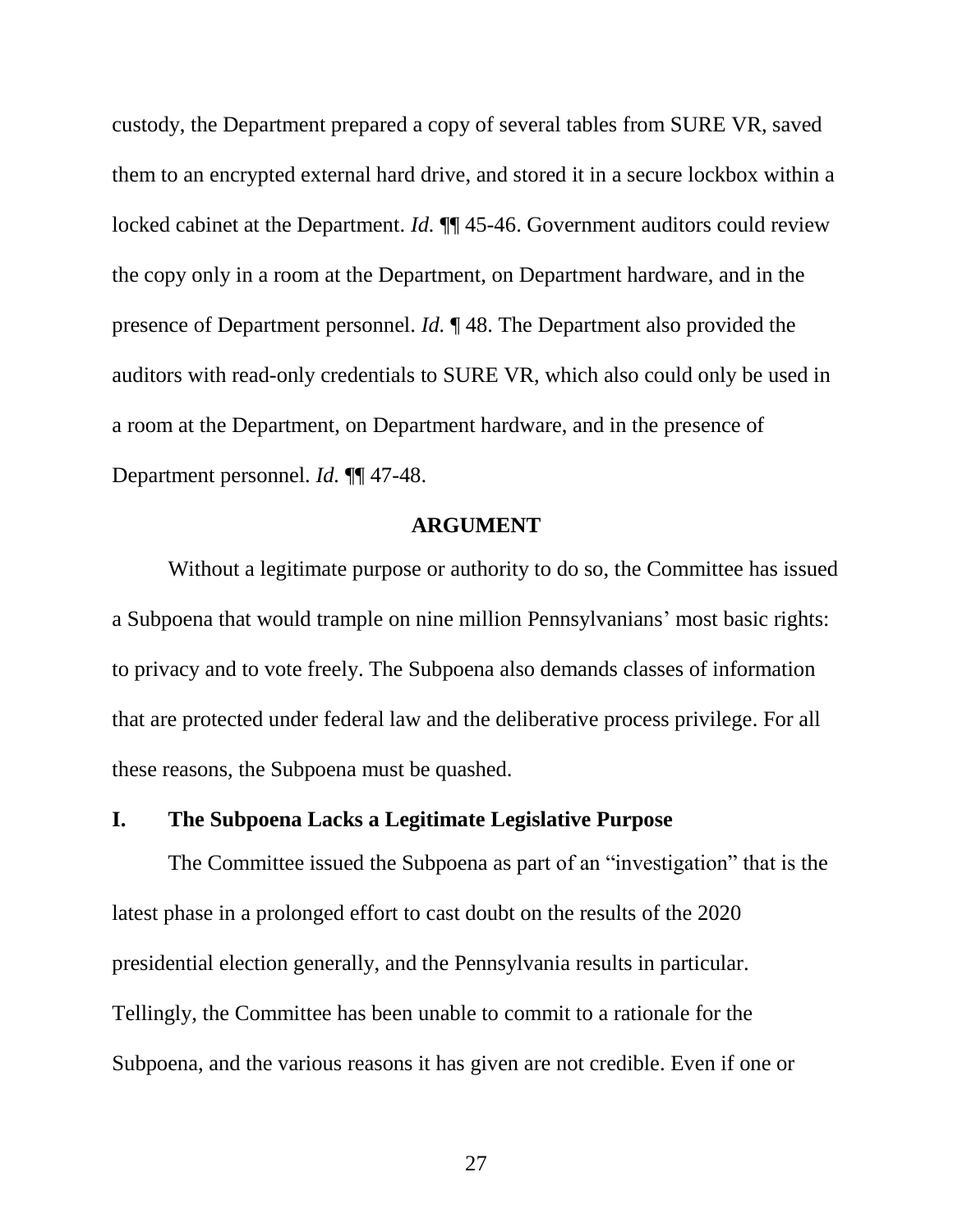custody, the Department prepared a copy of several tables from SURE VR, saved them to an encrypted external hard drive, and stored it in a secure lockbox within a locked cabinet at the Department. *Id.* ¶¶ 45-46. Government auditors could review the copy only in a room at the Department, on Department hardware, and in the presence of Department personnel. *Id.* ¶ 48. The Department also provided the auditors with read-only credentials to SURE VR, which also could only be used in a room at the Department, on Department hardware, and in the presence of Department personnel. *Id.* ¶¶ 47-48.

## ARGUMENT

Without a legitimate purpose or authority to do so, the Committee has issued a Subpoena that would trample on nine million Pennsylvanians' most basic rights: to privacy and to vote freely. The Subpoena also demands classes of information that are protected under federal law and the deliberative process privilege. For all these reasons, the Subpoena must be quashed.

### I. The Subpoena Lacks a Legitimate Legislative Purpose

The Committee issued the Subpoena as part of an "investigation" that is the latest phase in a prolonged effort to cast doubt on the results of the 2020 presidential election generally, and the Pennsylvania results in particular. Tellingly, the Committee has been unable to commit to a rationale for the Subpoena, and the various reasons it has given are not credible. Even if one or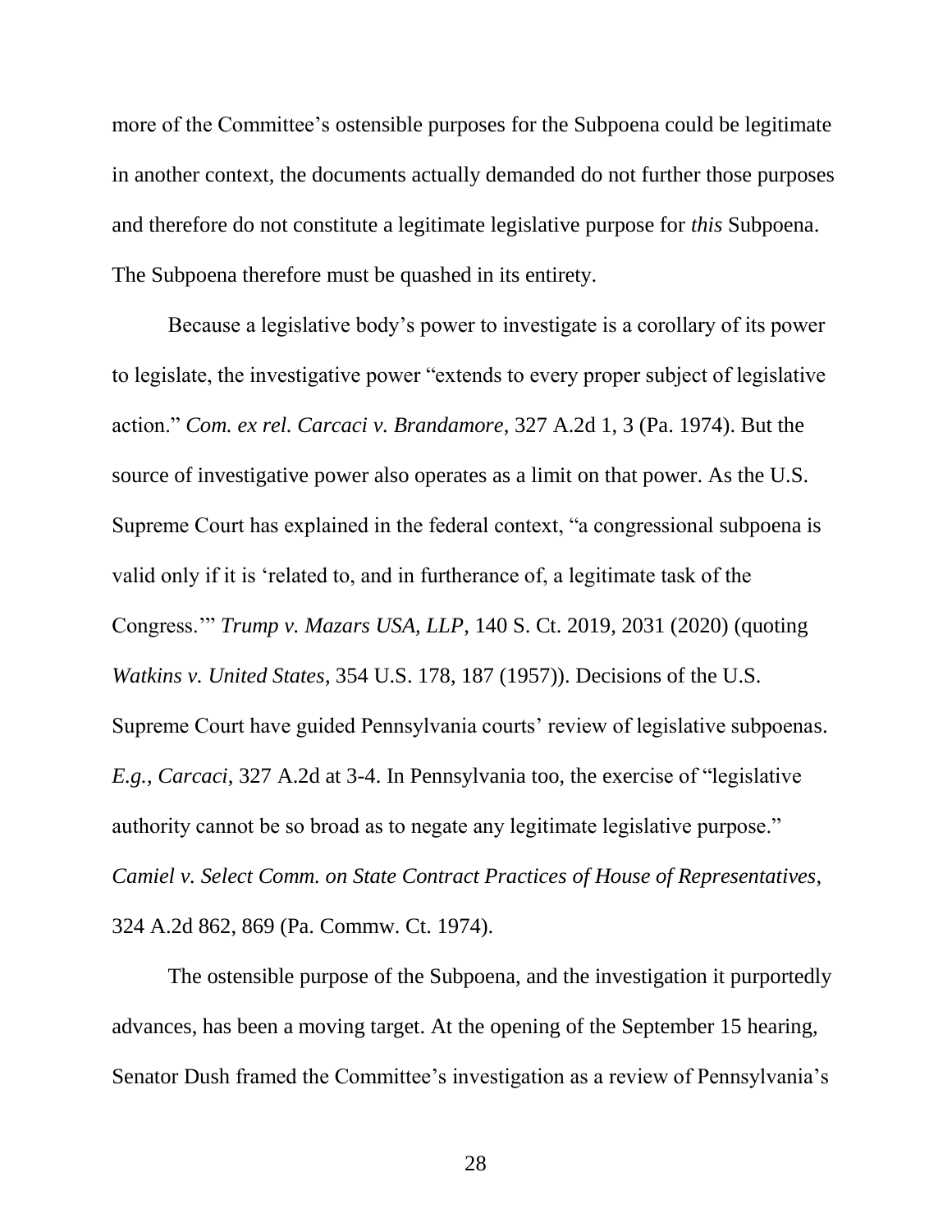more of the Committee's ostensible purposes for the Subpoena could be legitimate in another context, the documents actually demanded do not further those purposes and therefore do not constitute a legitimate legislative purpose for *this* Subpoena. The Subpoena therefore must be quashed in its entirety.

Because a legislative body's power to investigate is a corollary of its power to legislate, the investigative power "extends to every proper subject of legislative action." *Com. ex rel. Carcaci v. Brandamore*, 327 A.2d 1, 3 (Pa. 1974). But the source of investigative power also operates as a limit on that power. As the U.S. Supreme Court has explained in the federal context, "a congressional subpoena is valid only if it is 'related to, and in furtherance of, a legitimate task of the Congress.'" *Trump v. Mazars USA, LLP*, 140 S. Ct. 2019, 2031 (2020) (quoting *Watkins v. United States*, 354 U.S. 178, 187 (1957)). Decisions of the U.S. Supreme Court have guided Pennsylvania courts' review of legislative subpoenas. *E.g.*, *Carcaci*, 327 A.2d at 3-4. In Pennsylvania too, the exercise of "legislative authority cannot be so broad as to negate any legitimate legislative purpose." *Camiel v. Select Comm. on State Contract Practices of House of Representatives*, 324 A.2d 862, 869 (Pa. Commw. Ct. 1974).

The ostensible purpose of the Subpoena, and the investigation it purportedly advances, has been a moving target. At the opening of the September 15 hearing, Senator Dush framed the Committee's investigation as a review of Pennsylvania's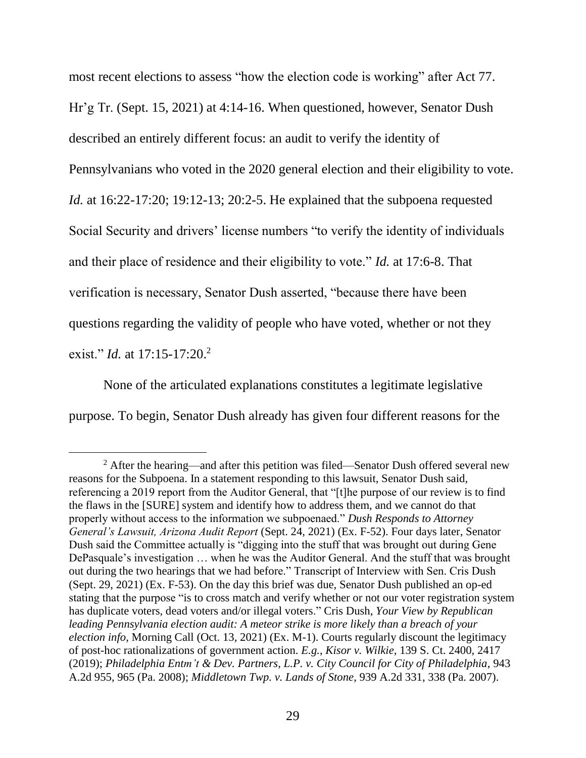most recent elections to assess "how the election code is working" after Act 77. Hr'g Tr. (Sept. 15, 2021) at 4:14-16. When questioned, however, Senator Dush described an entirely different focus: an audit to verify the identity of Pennsylvanians who voted in the 2020 general election and their eligibility to vote. *Id.* at 16:22-17:20; 19:12-13; 20:2-5. He explained that the subpoena requested Social Security and drivers' license numbers "to verify the identity of individuals and their place of residence and their eligibility to vote." *Id.* at 17:6-8. That verification is necessary, Senator Dush asserted, "because there have been questions regarding the validity of people who have voted, whether or not they exist." *Id.* at 17:15-17:20.[2]

None of the articulated explanations constitutes a legitimate legislative purpose. To begin, Senator Dush already has given four different reasons for the

---

[2] After the hearing—and after this petition was filed—Senator Dush offered several new reasons for the Subpoena. In a statement responding to this lawsuit, Senator Dush said, referencing a 2019 report from the Auditor General, that "[t]he purpose of our review is to find the flaws in the [SURE] system and identify how to address them, and we cannot do that properly without access to the information we subpoenaed." *Dush Responds to Attorney General's Lawsuit, Arizona Audit Report* (Sept. 24, 2021) (Ex. F-52). Four days later, Senator Dush said the Committee actually is "digging into the stuff that was brought out during Gene DePasquale's investigation … when he was the Auditor General. And the stuff that was brought out during the two hearings that we had before." Transcript of Interview with Sen. Cris Dush (Sept. 29, 2021) (Ex. F-53). On the day this brief was due, Senator Dush published an op-ed stating that the purpose "is to cross match and verify whether or not our voter registration system has duplicate voters, dead voters and/or illegal voters." Cris Dush, *Your View by Republican leading Pennsylvania election audit: A meteor strike is more likely than a breach of your election info*, Morning Call (Oct. 13, 2021) (Ex. M-1). Courts regularly discount the legitimacy of post-hoc rationalizations of government action. *E.g.*, *Kisor v. Wilkie*, 139 S. Ct. 2400, 2417 (2019); *Philadelphia Entm't & Dev. Partners, L.P. v. City Council for City of Philadelphia*, 943 A.2d 955, 965 (Pa. 2008); *Middletown Twp. v. Lands of Stone*, 939 A.2d 331, 338 (Pa. 2007).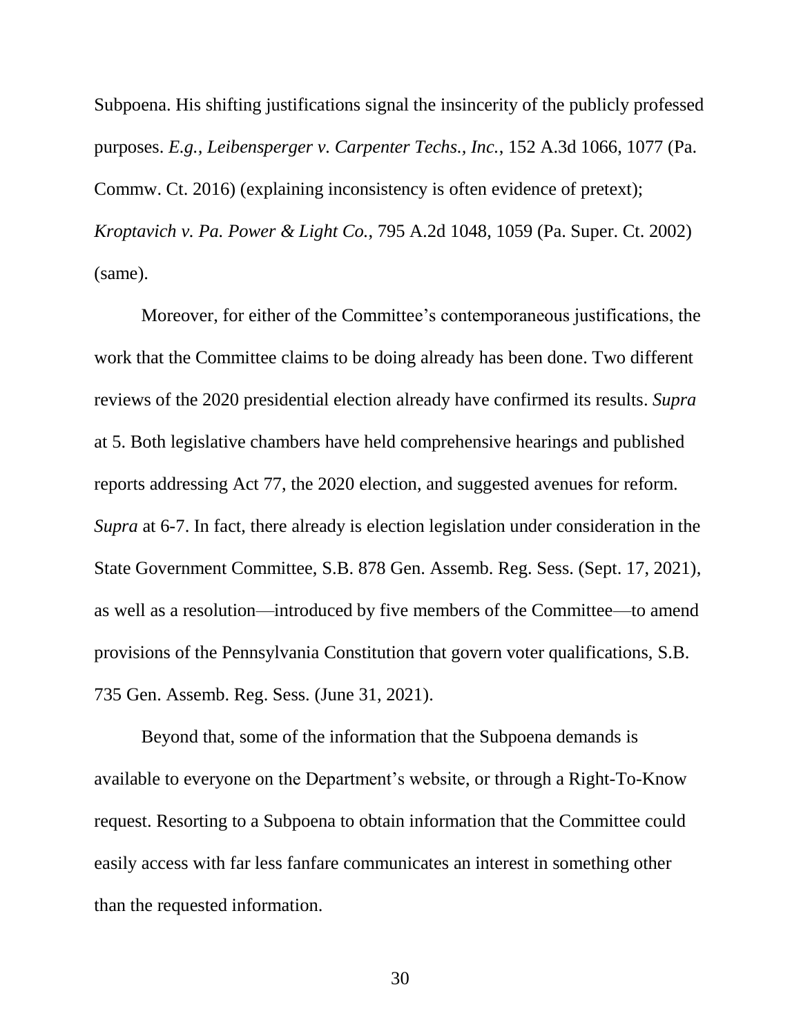Subpoena. His shifting justifications signal the insincerity of the publicly professed purposes. *E.g.*, *Leibensperger v. Carpenter Techs., Inc.*, 152 A.3d 1066, 1077 (Pa. Commw. Ct. 2016) (explaining inconsistency is often evidence of pretext); *Kroptavich v. Pa. Power & Light Co.*, 795 A.2d 1048, 1059 (Pa. Super. Ct. 2002) (same).

Moreover, for either of the Committee's contemporaneous justifications, the work that the Committee claims to be doing already has been done. Two different reviews of the 2020 presidential election already have confirmed its results. *Supra* at 5. Both legislative chambers have held comprehensive hearings and published reports addressing Act 77, the 2020 election, and suggested avenues for reform. *Supra* at 6-7. In fact, there already is election legislation under consideration in the State Government Committee, S.B. 878 Gen. Assemb. Reg. Sess. (Sept. 17, 2021), as well as a resolution—introduced by five members of the Committee—to amend provisions of the Pennsylvania Constitution that govern voter qualifications, S.B. 735 Gen. Assemb. Reg. Sess. (June 31, 2021).

Beyond that, some of the information that the Subpoena demands is available to everyone on the Department's website, or through a Right-To-Know request. Resorting to a Subpoena to obtain information that the Committee could easily access with far less fanfare communicates an interest in something other than the requested information.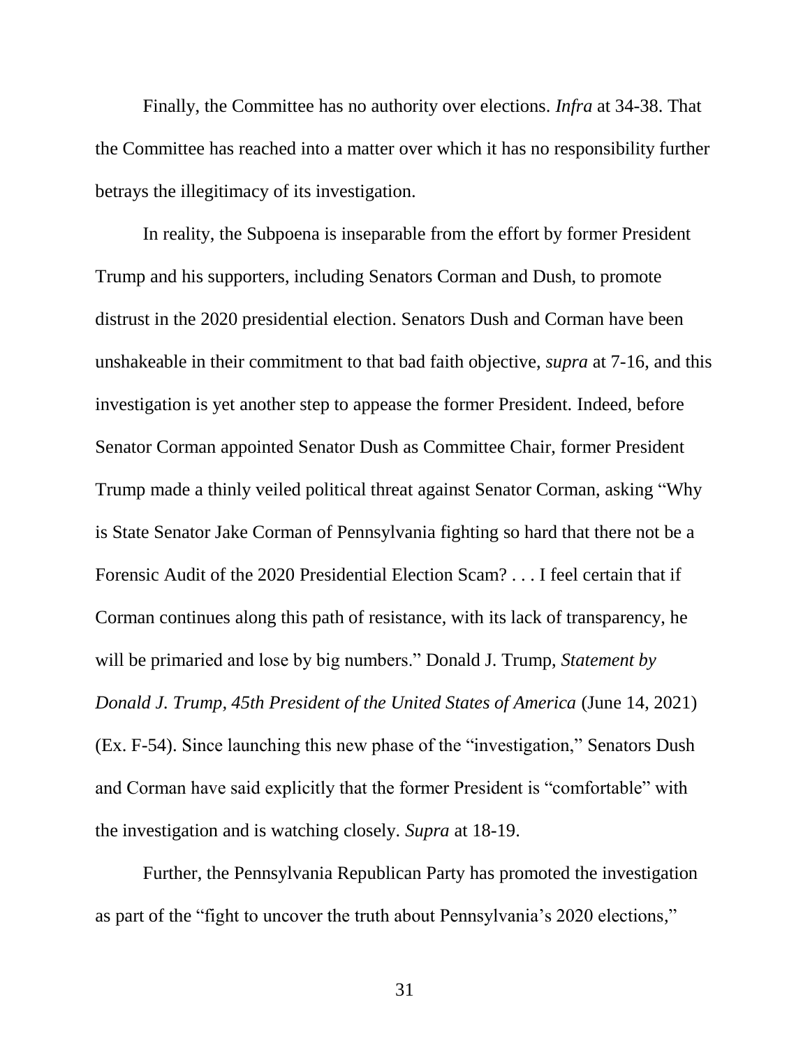Finally, the Committee has no authority over elections. *Infra* at 34-38. That the Committee has reached into a matter over which it has no responsibility further betrays the illegitimacy of its investigation.

In reality, the Subpoena is inseparable from the effort by former President Trump and his supporters, including Senators Corman and Dush, to promote distrust in the 2020 presidential election. Senators Dush and Corman have been unshakeable in their commitment to that bad faith objective, *supra* at 7-16, and this investigation is yet another step to appease the former President. Indeed, before Senator Corman appointed Senator Dush as Committee Chair, former President Trump made a thinly veiled political threat against Senator Corman, asking "Why is State Senator Jake Corman of Pennsylvania fighting so hard that there not be a Forensic Audit of the 2020 Presidential Election Scam? . . . I feel certain that if Corman continues along this path of resistance, with its lack of transparency, he will be primaried and lose by big numbers." Donald J. Trump, *Statement by Donald J. Trump, 45th President of the United States of America* (June 14, 2021) (Ex. F-54). Since launching this new phase of the "investigation," Senators Dush and Corman have said explicitly that the former President is "comfortable" with the investigation and is watching closely. *Supra* at 18-19.

Further, the Pennsylvania Republican Party has promoted the investigation as part of the "fight to uncover the truth about Pennsylvania's 2020 elections,"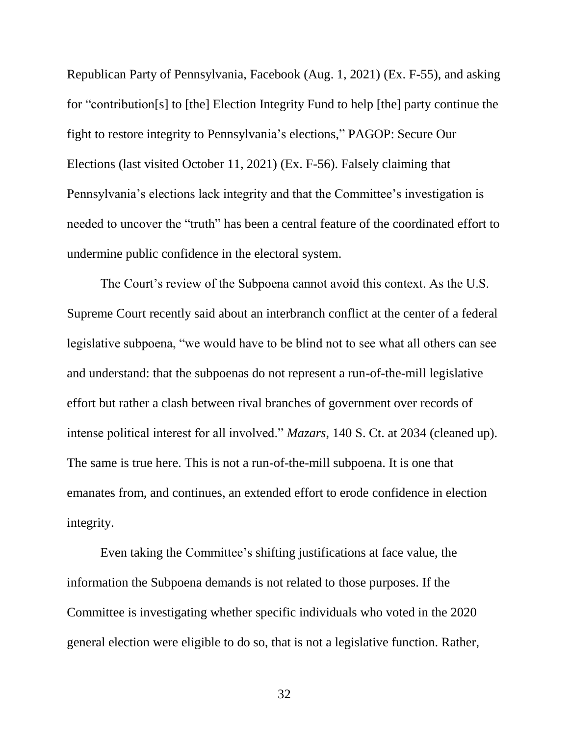Republican Party of Pennsylvania, Facebook (Aug. 1, 2021) (Ex. F-55), and asking for "contribution[s] to [the] Election Integrity Fund to help [the] party continue the fight to restore integrity to Pennsylvania's elections," PAGOP: Secure Our Elections (last visited October 11, 2021) (Ex. F-56). Falsely claiming that Pennsylvania's elections lack integrity and that the Committee's investigation is needed to uncover the "truth" has been a central feature of the coordinated effort to undermine public confidence in the electoral system.

The Court's review of the Subpoena cannot avoid this context. As the U.S. Supreme Court recently said about an interbranch conflict at the center of a federal legislative subpoena, "we would have to be blind not to see what all others can see and understand: that the subpoenas do not represent a run-of-the-mill legislative effort but rather a clash between rival branches of government over records of intense political interest for all involved." *Mazars*, 140 S. Ct. at 2034 (cleaned up). The same is true here. This is not a run-of-the-mill subpoena. It is one that emanates from, and continues, an extended effort to erode confidence in election integrity.

Even taking the Committee's shifting justifications at face value, the information the Subpoena demands is not related to those purposes. If the Committee is investigating whether specific individuals who voted in the 2020 general election were eligible to do so, that is not a legislative function. Rather,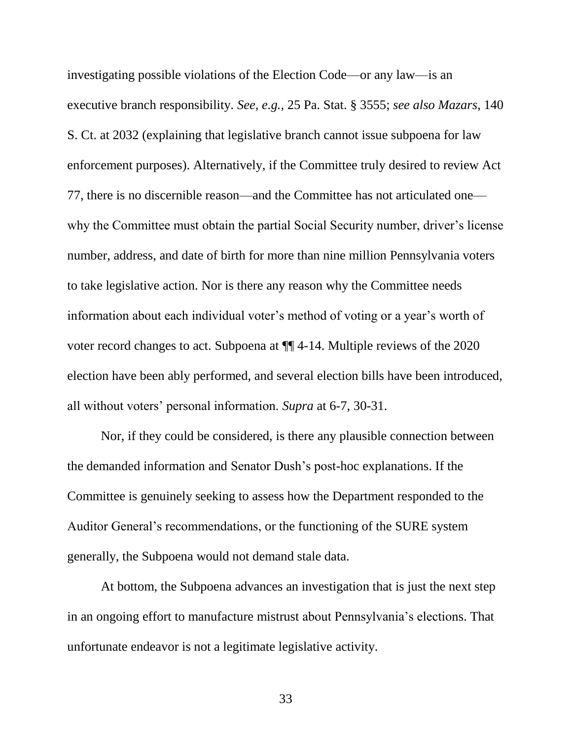investigating possible violations of the Election Code—or any law—is an executive branch responsibility. *See, e.g.*, 25 Pa. Stat. § 3555; *see also Mazars*, 140 S. Ct. at 2032 (explaining that legislative branch cannot issue subpoena for law enforcement purposes). Alternatively, if the Committee truly desired to review Act 77, there is no discernible reason—and the Committee has not articulated one—why the Committee must obtain the partial Social Security number, driver's license number, address, and date of birth for more than nine million Pennsylvania voters to take legislative action. Nor is there any reason why the Committee needs information about each individual voter's method of voting or a year's worth of voter record changes to act. Subpoena at ¶¶ 4-14. Multiple reviews of the 2020 election have been ably performed, and several election bills have been introduced, all without voters' personal information. *Supra* at 6-7, 30-31.

Nor, if they could be considered, is there any plausible connection between the demanded information and Senator Dush's post-hoc explanations. If the Committee is genuinely seeking to assess how the Department responded to the Auditor General's recommendations, or the functioning of the SURE system generally, the Subpoena would not demand stale data.

At bottom, the Subpoena advances an investigation that is just the next step in an ongoing effort to manufacture mistrust about Pennsylvania's elections. That unfortunate endeavor is not a legitimate legislative activity.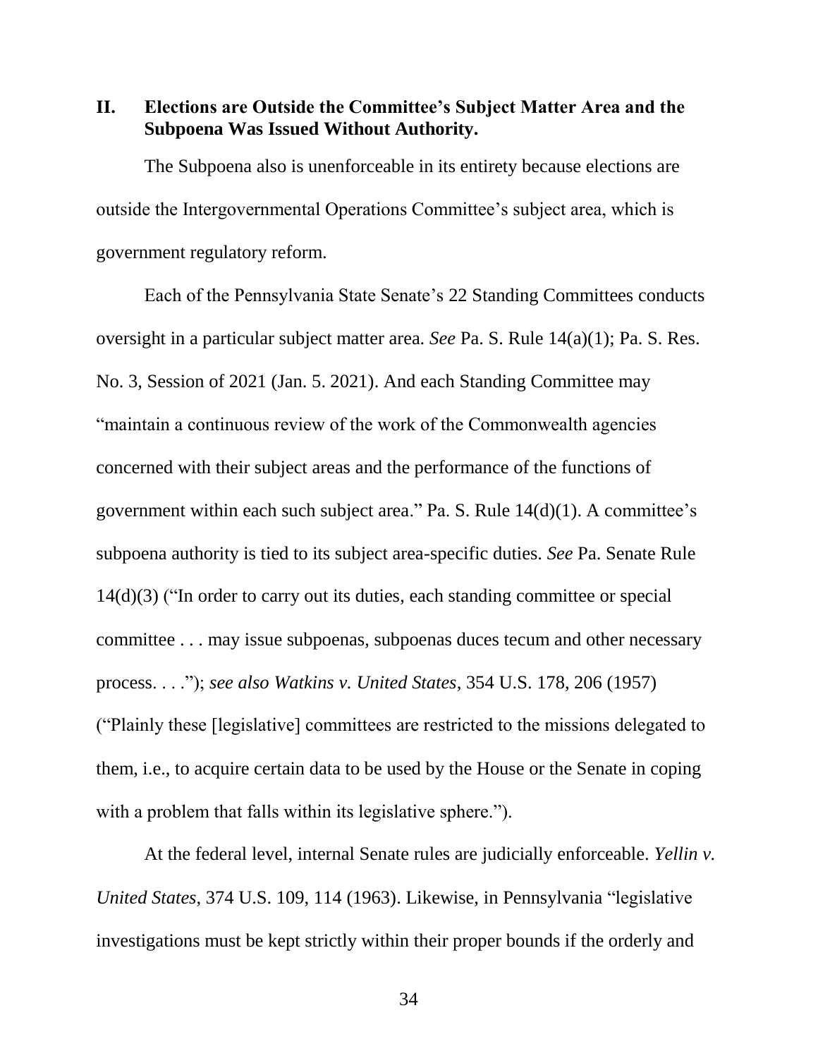## II. Elections are Outside the Committee's Subject Matter Area and the Subpoena Was Issued Without Authority.

The Subpoena also is unenforceable in its entirety because elections are outside the Intergovernmental Operations Committee's subject area, which is government regulatory reform.

Each of the Pennsylvania State Senate's 22 Standing Committees conducts oversight in a particular subject matter area. *See* Pa. S. Rule 14(a)(1); Pa. S. Res. No. 3, Session of 2021 (Jan. 5. 2021). And each Standing Committee may "maintain a continuous review of the work of the Commonwealth agencies concerned with their subject areas and the performance of the functions of government within each such subject area." Pa. S. Rule 14(d)(1). A committee's subpoena authority is tied to its subject area-specific duties. *See* Pa. Senate Rule 14(d)(3) ("In order to carry out its duties, each standing committee or special committee . . . may issue subpoenas, subpoenas duces tecum and other necessary process. . . ."); *see also Watkins v. United States*, 354 U.S. 178, 206 (1957) ("Plainly these [legislative] committees are restricted to the missions delegated to them, i.e., to acquire certain data to be used by the House or the Senate in coping with a problem that falls within its legislative sphere.").

At the federal level, internal Senate rules are judicially enforceable. *Yellin v. United States*, 374 U.S. 109, 114 (1963). Likewise, in Pennsylvania "legislative investigations must be kept strictly within their proper bounds if the orderly and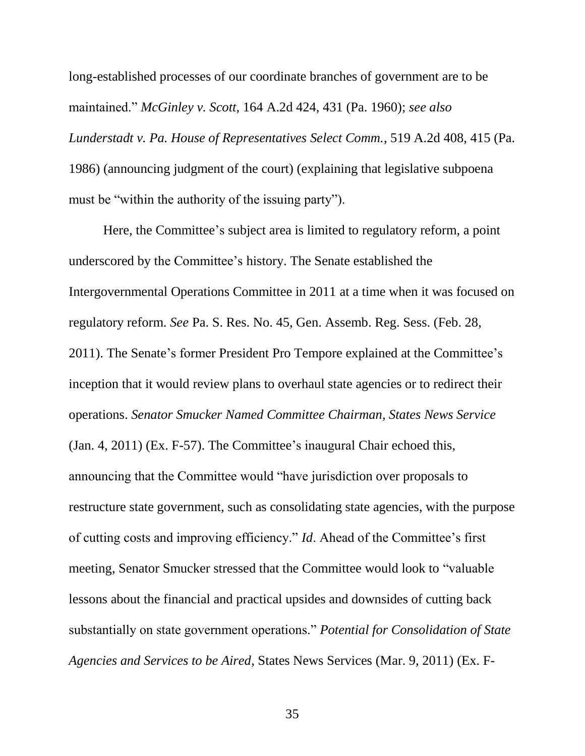long-established processes of our coordinate branches of government are to be maintained." *McGinley v. Scott*, 164 A.2d 424, 431 (Pa. 1960); *see also Lunderstadt v. Pa. House of Representatives Select Comm.*, 519 A.2d 408, 415 (Pa. 1986) (announcing judgment of the court) (explaining that legislative subpoena must be "within the authority of the issuing party").

Here, the Committee's subject area is limited to regulatory reform, a point underscored by the Committee's history. The Senate established the Intergovernmental Operations Committee in 2011 at a time when it was focused on regulatory reform. *See* Pa. S. Res. No. 45, Gen. Assemb. Reg. Sess. (Feb. 28, 2011). The Senate's former President Pro Tempore explained at the Committee's inception that it would review plans to overhaul state agencies or to redirect their operations. *Senator Smucker Named Committee Chairman, States News Service* (Jan. 4, 2011) (Ex. F-57). The Committee's inaugural Chair echoed this, announcing that the Committee would "have jurisdiction over proposals to restructure state government, such as consolidating state agencies, with the purpose of cutting costs and improving efficiency." *Id*. Ahead of the Committee's first meeting, Senator Smucker stressed that the Committee would look to "valuable lessons about the financial and practical upsides and downsides of cutting back substantially on state government operations." *Potential for Consolidation of State Agencies and Services to be Aired*, States News Services (Mar. 9, 2011) (Ex. F-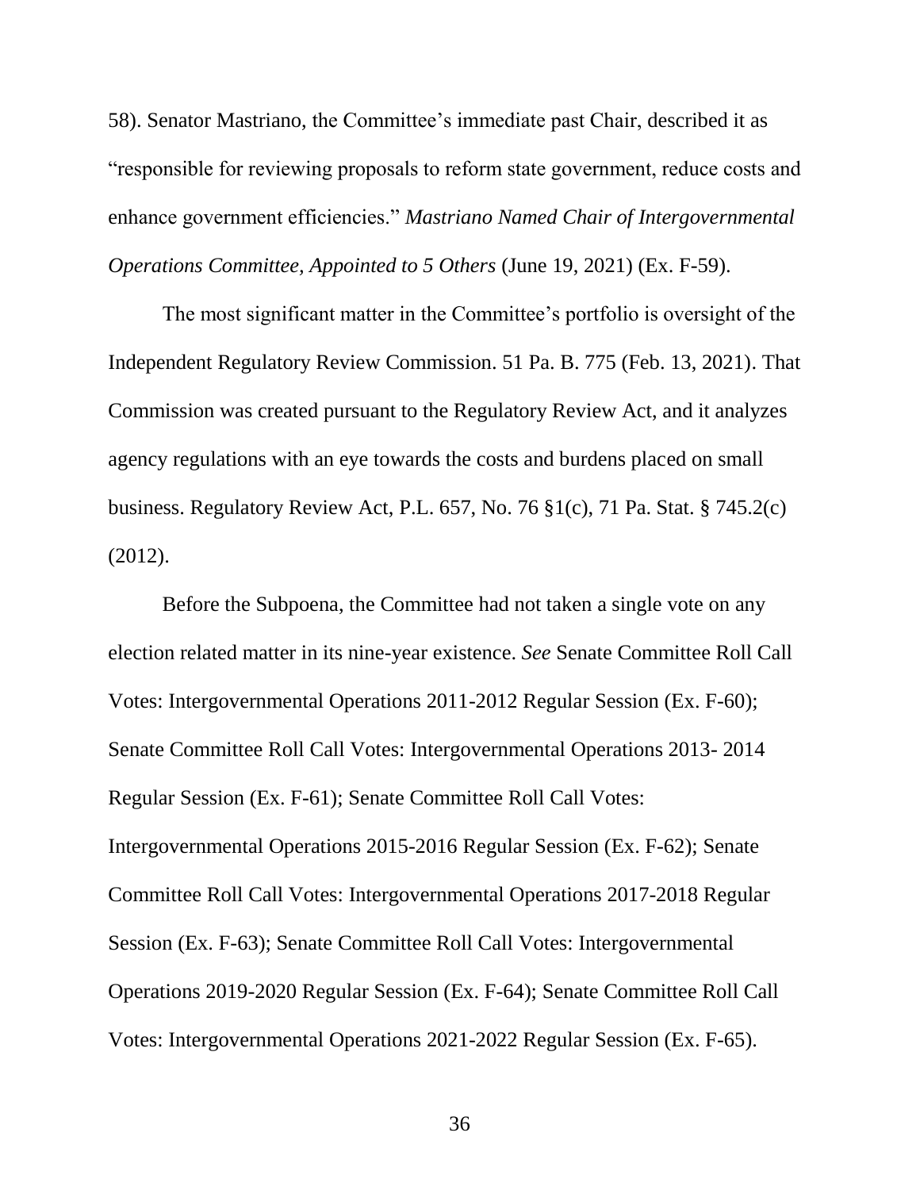58). Senator Mastriano, the Committee's immediate past Chair, described it as "responsible for reviewing proposals to reform state government, reduce costs and enhance government efficiencies." *Mastriano Named Chair of Intergovernmental Operations Committee, Appointed to 5 Others* (June 19, 2021) (Ex. F-59).

The most significant matter in the Committee's portfolio is oversight of the Independent Regulatory Review Commission. 51 Pa. B. 775 (Feb. 13, 2021). That Commission was created pursuant to the Regulatory Review Act, and it analyzes agency regulations with an eye towards the costs and burdens placed on small business. Regulatory Review Act, P.L. 657, No. 76 §1(c), 71 Pa. Stat. § 745.2(c) (2012).

Before the Subpoena, the Committee had not taken a single vote on any election related matter in its nine-year existence. *See* Senate Committee Roll Call Votes: Intergovernmental Operations 2011-2012 Regular Session (Ex. F-60); Senate Committee Roll Call Votes: Intergovernmental Operations 2013- 2014 Regular Session (Ex. F-61); Senate Committee Roll Call Votes: Intergovernmental Operations 2015-2016 Regular Session (Ex. F-62); Senate Committee Roll Call Votes: Intergovernmental Operations 2017-2018 Regular Session (Ex. F-63); Senate Committee Roll Call Votes: Intergovernmental Operations 2019-2020 Regular Session (Ex. F-64); Senate Committee Roll Call Votes: Intergovernmental Operations 2021-2022 Regular Session (Ex. F-65).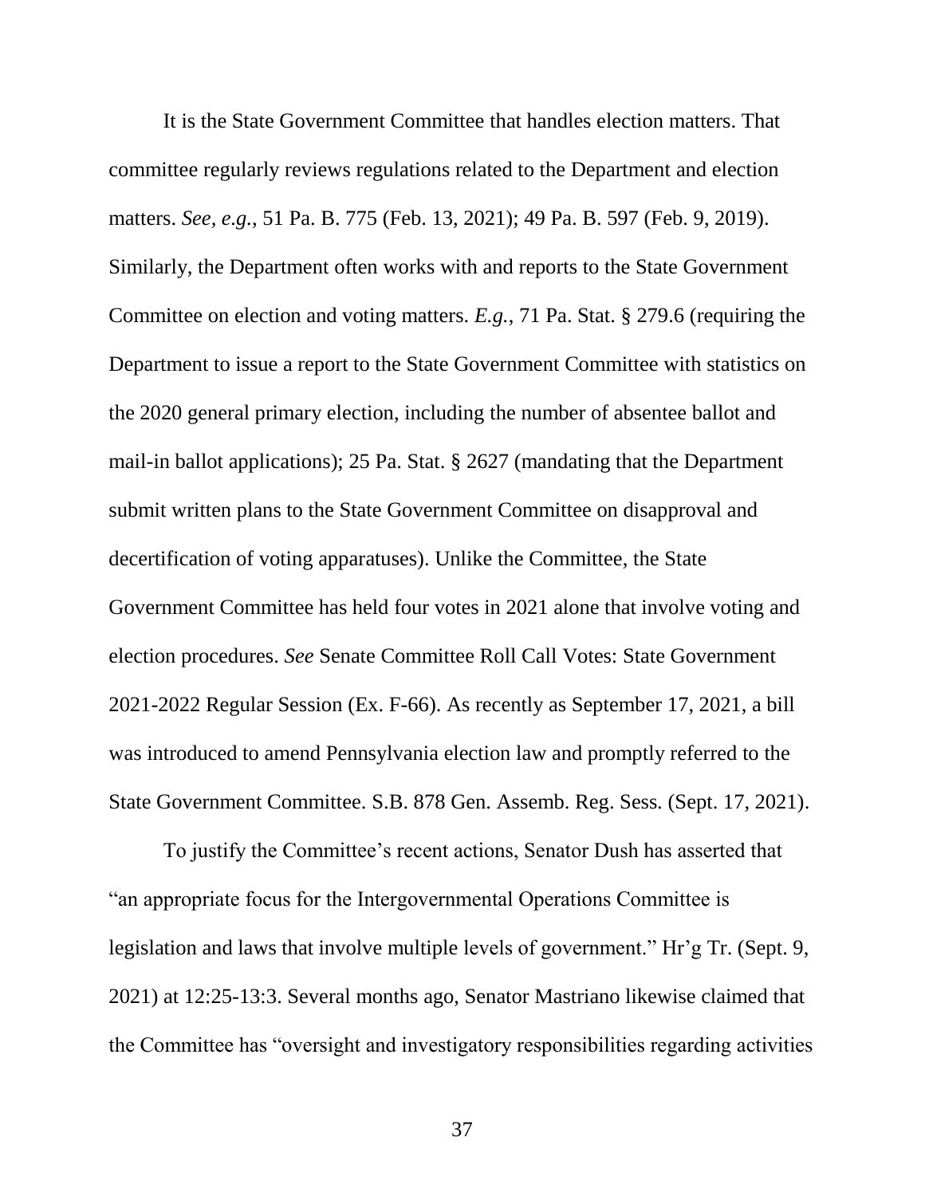It is the State Government Committee that handles election matters. That committee regularly reviews regulations related to the Department and election matters. *See, e.g.*, 51 Pa. B. 775 (Feb. 13, 2021); 49 Pa. B. 597 (Feb. 9, 2019). Similarly, the Department often works with and reports to the State Government Committee on election and voting matters. *E.g.*, 71 Pa. Stat. § 279.6 (requiring the Department to issue a report to the State Government Committee with statistics on the 2020 general primary election, including the number of absentee ballot and mail-in ballot applications); 25 Pa. Stat. § 2627 (mandating that the Department submit written plans to the State Government Committee on disapproval and decertification of voting apparatuses). Unlike the Committee, the State Government Committee has held four votes in 2021 alone that involve voting and election procedures. *See* Senate Committee Roll Call Votes: State Government 2021-2022 Regular Session (Ex. F-66). As recently as September 17, 2021, a bill was introduced to amend Pennsylvania election law and promptly referred to the State Government Committee. S.B. 878 Gen. Assemb. Reg. Sess. (Sept. 17, 2021).

To justify the Committee's recent actions, Senator Dush has asserted that "an appropriate focus for the Intergovernmental Operations Committee is legislation and laws that involve multiple levels of government." Hr'g Tr. (Sept. 9, 2021) at 12:25-13:3. Several months ago, Senator Mastriano likewise claimed that the Committee has "oversight and investigatory responsibilities regarding activities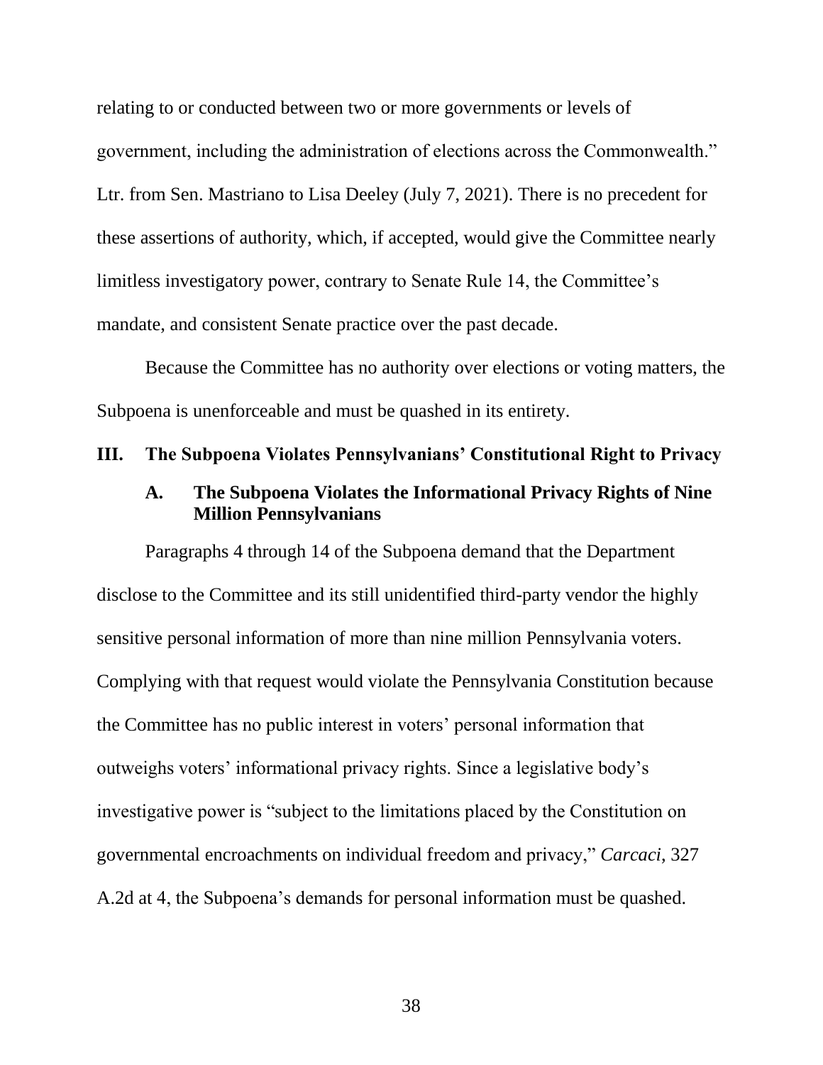relating to or conducted between two or more governments or levels of government, including the administration of elections across the Commonwealth." Ltr. from Sen. Mastriano to Lisa Deeley (July 7, 2021). There is no precedent for these assertions of authority, which, if accepted, would give the Committee nearly limitless investigatory power, contrary to Senate Rule 14, the Committee's mandate, and consistent Senate practice over the past decade.

Because the Committee has no authority over elections or voting matters, the Subpoena is unenforceable and must be quashed in its entirety.

## III. The Subpoena Violates Pennsylvanians' Constitutional Right to Privacy

### A. The Subpoena Violates the Informational Privacy Rights of Nine Million Pennsylvanians

Paragraphs 4 through 14 of the Subpoena demand that the Department disclose to the Committee and its still unidentified third-party vendor the highly sensitive personal information of more than nine million Pennsylvania voters. Complying with that request would violate the Pennsylvania Constitution because the Committee has no public interest in voters' personal information that outweighs voters' informational privacy rights. Since a legislative body's investigative power is "subject to the limitations placed by the Constitution on governmental encroachments on individual freedom and privacy," *Carcaci*, 327 A.2d at 4, the Subpoena's demands for personal information must be quashed.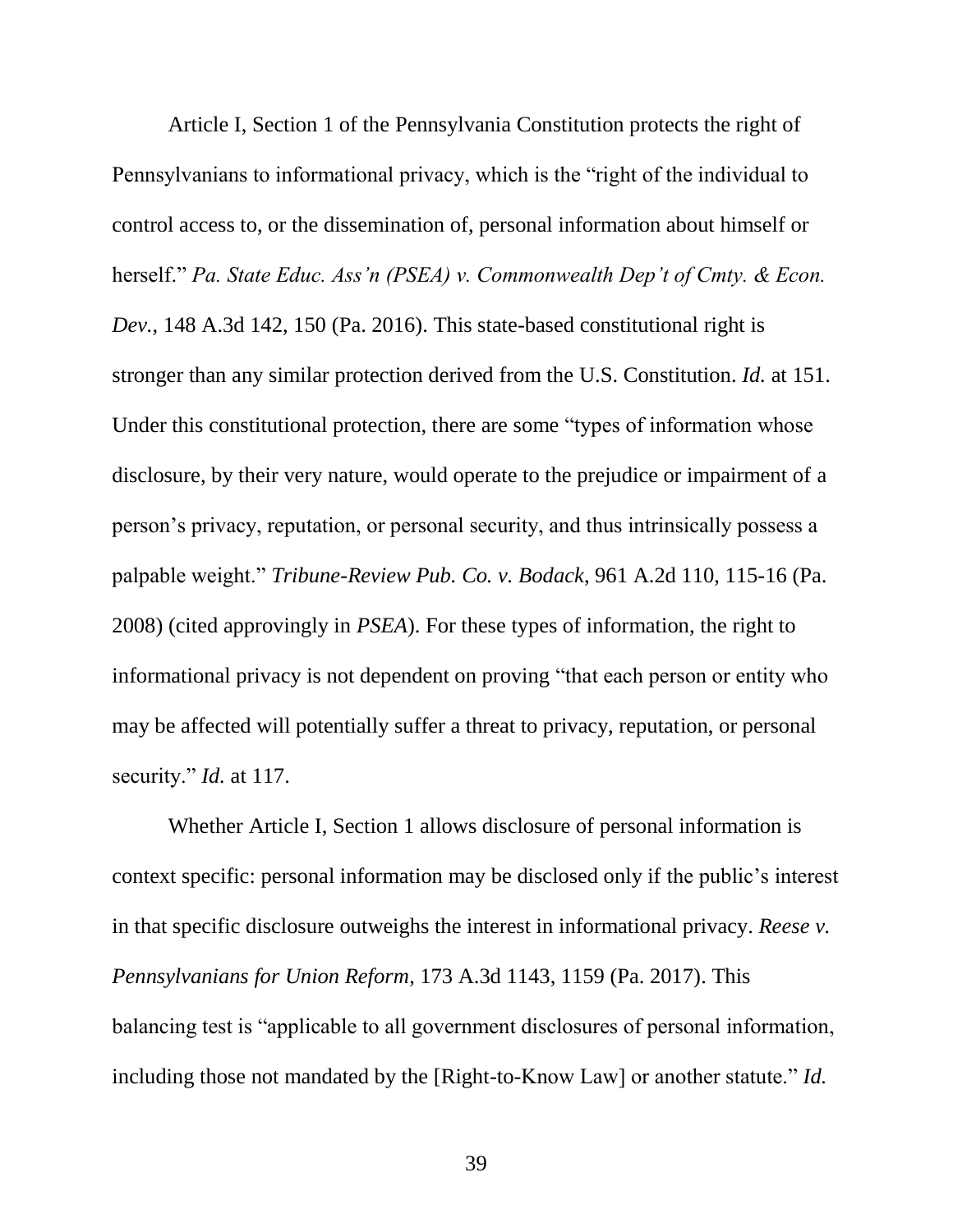Article I, Section 1 of the Pennsylvania Constitution protects the right of Pennsylvanians to informational privacy, which is the "right of the individual to control access to, or the dissemination of, personal information about himself or herself." *Pa. State Educ. Ass'n (PSEA) v. Commonwealth Dep't of Cmty. & Econ. Dev.*, 148 A.3d 142, 150 (Pa. 2016). This state-based constitutional right is stronger than any similar protection derived from the U.S. Constitution. *Id.* at 151. Under this constitutional protection, there are some "types of information whose disclosure, by their very nature, would operate to the prejudice or impairment of a person's privacy, reputation, or personal security, and thus intrinsically possess a palpable weight." *Tribune-Review Pub. Co. v. Bodack*, 961 A.2d 110, 115-16 (Pa. 2008) (cited approvingly in *PSEA*). For these types of information, the right to informational privacy is not dependent on proving "that each person or entity who may be affected will potentially suffer a threat to privacy, reputation, or personal security." *Id.* at 117.

Whether Article I, Section 1 allows disclosure of personal information is context specific: personal information may be disclosed only if the public's interest in that specific disclosure outweighs the interest in informational privacy. *Reese v. Pennsylvanians for Union Reform*, 173 A.3d 1143, 1159 (Pa. 2017). This balancing test is "applicable to all government disclosures of personal information, including those not mandated by the [Right-to-Know Law] or another statute." *Id.*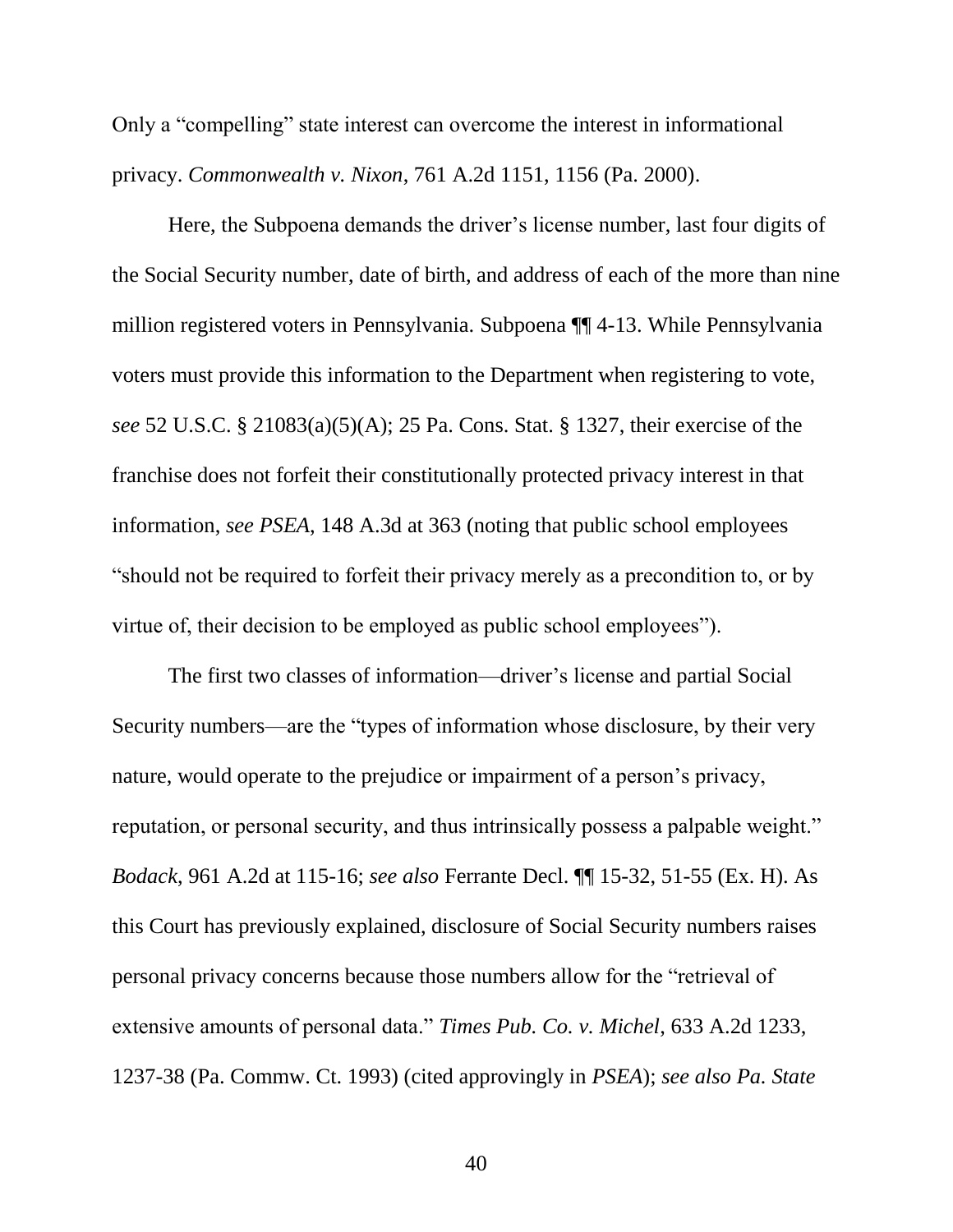Only a "compelling" state interest can overcome the interest in informational privacy. *Commonwealth v. Nixon*, 761 A.2d 1151, 1156 (Pa. 2000).

Here, the Subpoena demands the driver's license number, last four digits of the Social Security number, date of birth, and address of each of the more than nine million registered voters in Pennsylvania. Subpoena ¶¶ 4-13. While Pennsylvania voters must provide this information to the Department when registering to vote, *see* 52 U.S.C. § 21083(a)(5)(A); 25 Pa. Cons. Stat. § 1327, their exercise of the franchise does not forfeit their constitutionally protected privacy interest in that information, *see PSEA*, 148 A.3d at 363 (noting that public school employees "should not be required to forfeit their privacy merely as a precondition to, or by virtue of, their decision to be employed as public school employees").

The first two classes of information—driver's license and partial Social Security numbers—are the "types of information whose disclosure, by their very nature, would operate to the prejudice or impairment of a person's privacy, reputation, or personal security, and thus intrinsically possess a palpable weight." *Bodack*, 961 A.2d at 115-16; *see also* Ferrante Decl. ¶¶ 15-32, 51-55 (Ex. H). As this Court has previously explained, disclosure of Social Security numbers raises personal privacy concerns because those numbers allow for the "retrieval of extensive amounts of personal data." *Times Pub. Co. v. Michel*, 633 A.2d 1233, 1237-38 (Pa. Commw. Ct. 1993) (cited approvingly in *PSEA*); *see also Pa. State*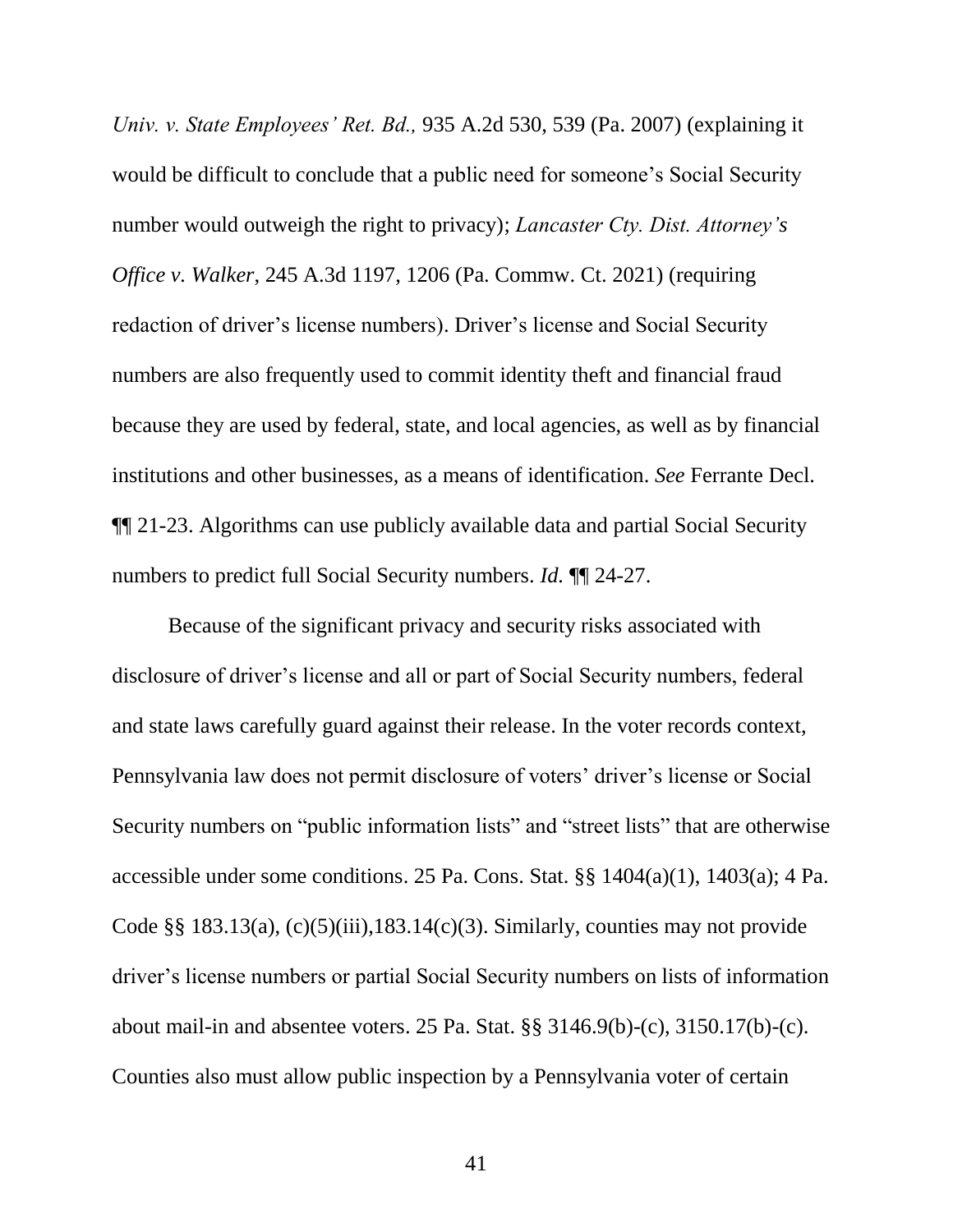*Univ. v. State Employees' Ret. Bd.,* 935 A.2d 530, 539 (Pa. 2007) (explaining it would be difficult to conclude that a public need for someone's Social Security number would outweigh the right to privacy); *Lancaster Cty. Dist. Attorney's Office v. Walker*, 245 A.3d 1197, 1206 (Pa. Commw. Ct. 2021) (requiring redaction of driver's license numbers). Driver's license and Social Security numbers are also frequently used to commit identity theft and financial fraud because they are used by federal, state, and local agencies, as well as by financial institutions and other businesses, as a means of identification. *See* Ferrante Decl. ¶¶ 21-23. Algorithms can use publicly available data and partial Social Security numbers to predict full Social Security numbers. *Id.* ¶¶ 24-27.

Because of the significant privacy and security risks associated with disclosure of driver's license and all or part of Social Security numbers, federal and state laws carefully guard against their release. In the voter records context, Pennsylvania law does not permit disclosure of voters' driver's license or Social Security numbers on "public information lists" and "street lists" that are otherwise accessible under some conditions. 25 Pa. Cons. Stat. §§ 1404(a)(1), 1403(a); 4 Pa. Code §§ 183.13(a), (c)(5)(iii),183.14(c)(3). Similarly, counties may not provide driver's license numbers or partial Social Security numbers on lists of information about mail-in and absentee voters. 25 Pa. Stat. §§ 3146.9(b)-(c), 3150.17(b)-(c). Counties also must allow public inspection by a Pennsylvania voter of certain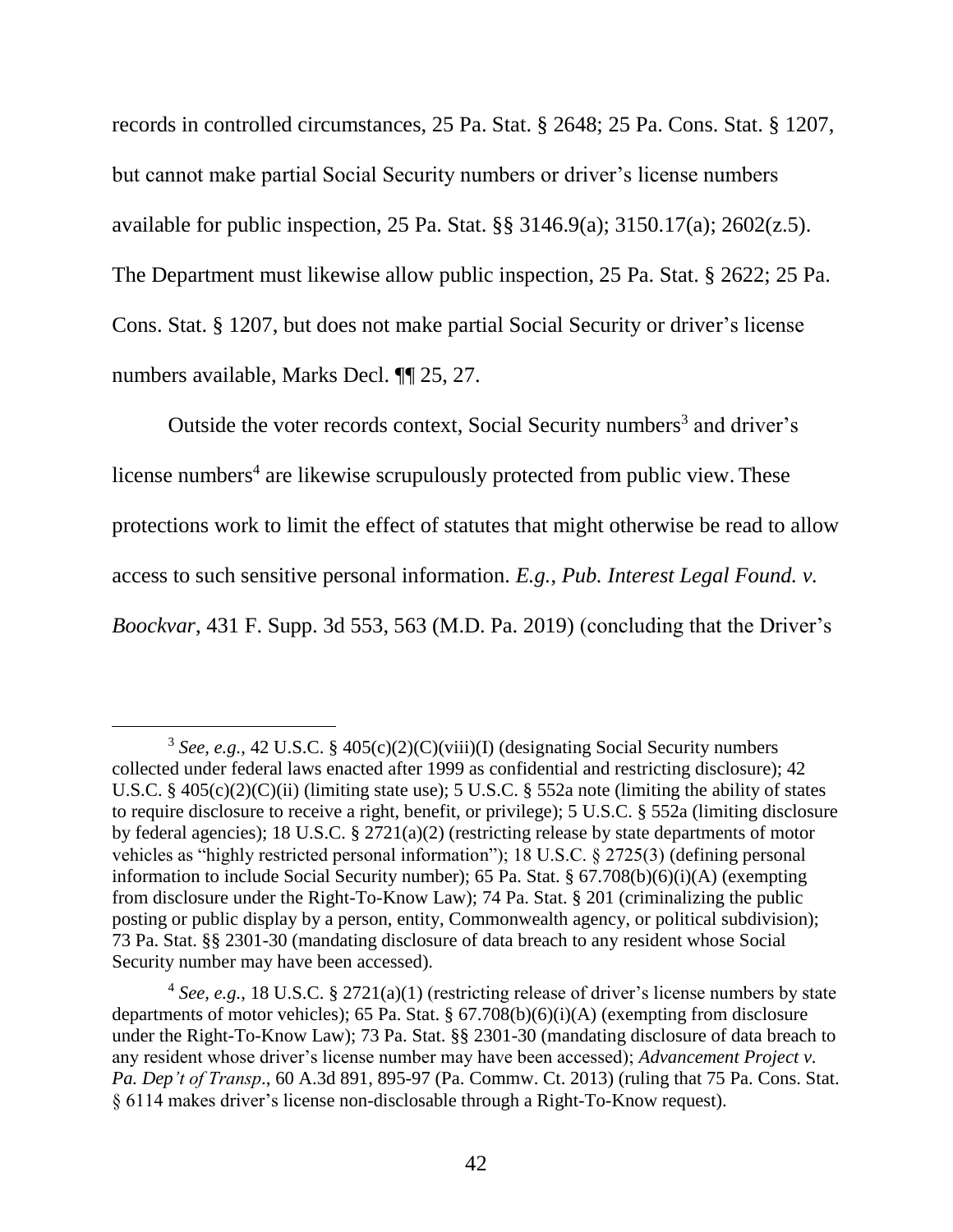records in controlled circumstances, 25 Pa. Stat. § 2648; 25 Pa. Cons. Stat. § 1207, but cannot make partial Social Security numbers or driver's license numbers available for public inspection, 25 Pa. Stat. §§ 3146.9(a); 3150.17(a); 2602(z.5). The Department must likewise allow public inspection, 25 Pa. Stat. § 2622; 25 Pa. Cons. Stat. § 1207, but does not make partial Social Security or driver's license numbers available, Marks Decl. ¶¶ 25, 27.

Outside the voter records context, Social Security numbers[3] and driver's license numbers[4] are likewise scrupulously protected from public view. These protections work to limit the effect of statutes that might otherwise be read to allow access to such sensitive personal information. *E.g.*, *Pub. Interest Legal Found. v. Boockvar*, 431 F. Supp. 3d 553, 563 (M.D. Pa. 2019) (concluding that the Driver's

---

[3] *See, e.g.*, 42 U.S.C. § 405(c)(2)(C)(viii)(I) (designating Social Security numbers collected under federal laws enacted after 1999 as confidential and restricting disclosure); 42 U.S.C. § 405(c)(2)(C)(ii) (limiting state use); 5 U.S.C. § 552a note (limiting the ability of states to require disclosure to receive a right, benefit, or privilege); 5 U.S.C. § 552a (limiting disclosure by federal agencies); 18 U.S.C. § 2721(a)(2) (restricting release by state departments of motor vehicles as "highly restricted personal information"); 18 U.S.C. § 2725(3) (defining personal information to include Social Security number); 65 Pa. Stat. § 67.708(b)(6)(i)(A) (exempting from disclosure under the Right-To-Know Law); 74 Pa. Stat. § 201 (criminalizing the public posting or public display by a person, entity, Commonwealth agency, or political subdivision); 73 Pa. Stat. §§ 2301-30 (mandating disclosure of data breach to any resident whose Social Security number may have been accessed).

[4] *See, e.g.*, 18 U.S.C. § 2721(a)(1) (restricting release of driver's license numbers by state departments of motor vehicles); 65 Pa. Stat. § 67.708(b)(6)(i)(A) (exempting from disclosure under the Right-To-Know Law); 73 Pa. Stat. §§ 2301-30 (mandating disclosure of data breach to any resident whose driver's license number may have been accessed); *Advancement Project v. Pa. Dep't of Transp*., 60 A.3d 891, 895-97 (Pa. Commw. Ct. 2013) (ruling that 75 Pa. Cons. Stat. § 6114 makes driver's license non-disclosable through a Right-To-Know request).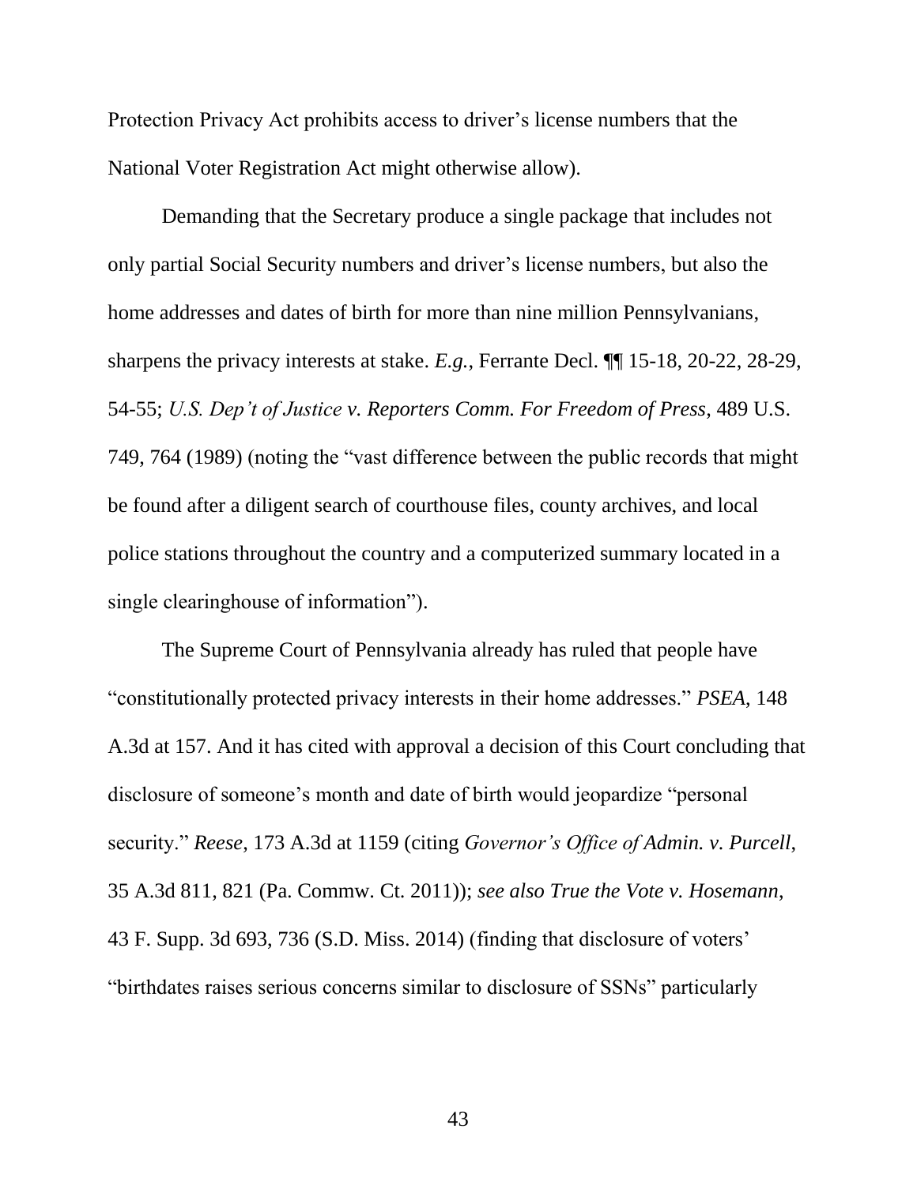Protection Privacy Act prohibits access to driver's license numbers that the National Voter Registration Act might otherwise allow).

Demanding that the Secretary produce a single package that includes not only partial Social Security numbers and driver's license numbers, but also the home addresses and dates of birth for more than nine million Pennsylvanians, sharpens the privacy interests at stake. *E.g.*, Ferrante Decl. ¶¶ 15-18, 20-22, 28-29, 54-55; *U.S. Dep't of Justice v. Reporters Comm. For Freedom of Press*, 489 U.S. 749, 764 (1989) (noting the "vast difference between the public records that might be found after a diligent search of courthouse files, county archives, and local police stations throughout the country and a computerized summary located in a single clearinghouse of information").

The Supreme Court of Pennsylvania already has ruled that people have "constitutionally protected privacy interests in their home addresses." *PSEA*, 148 A.3d at 157. And it has cited with approval a decision of this Court concluding that disclosure of someone's month and date of birth would jeopardize "personal security." *Reese*, 173 A.3d at 1159 (citing *Governor's Office of Admin. v. Purcell*, 35 A.3d 811, 821 (Pa. Commw. Ct. 2011)); *see also True the Vote v. Hosemann*, 43 F. Supp. 3d 693, 736 (S.D. Miss. 2014) (finding that disclosure of voters' "birthdates raises serious concerns similar to disclosure of SSNs" particularly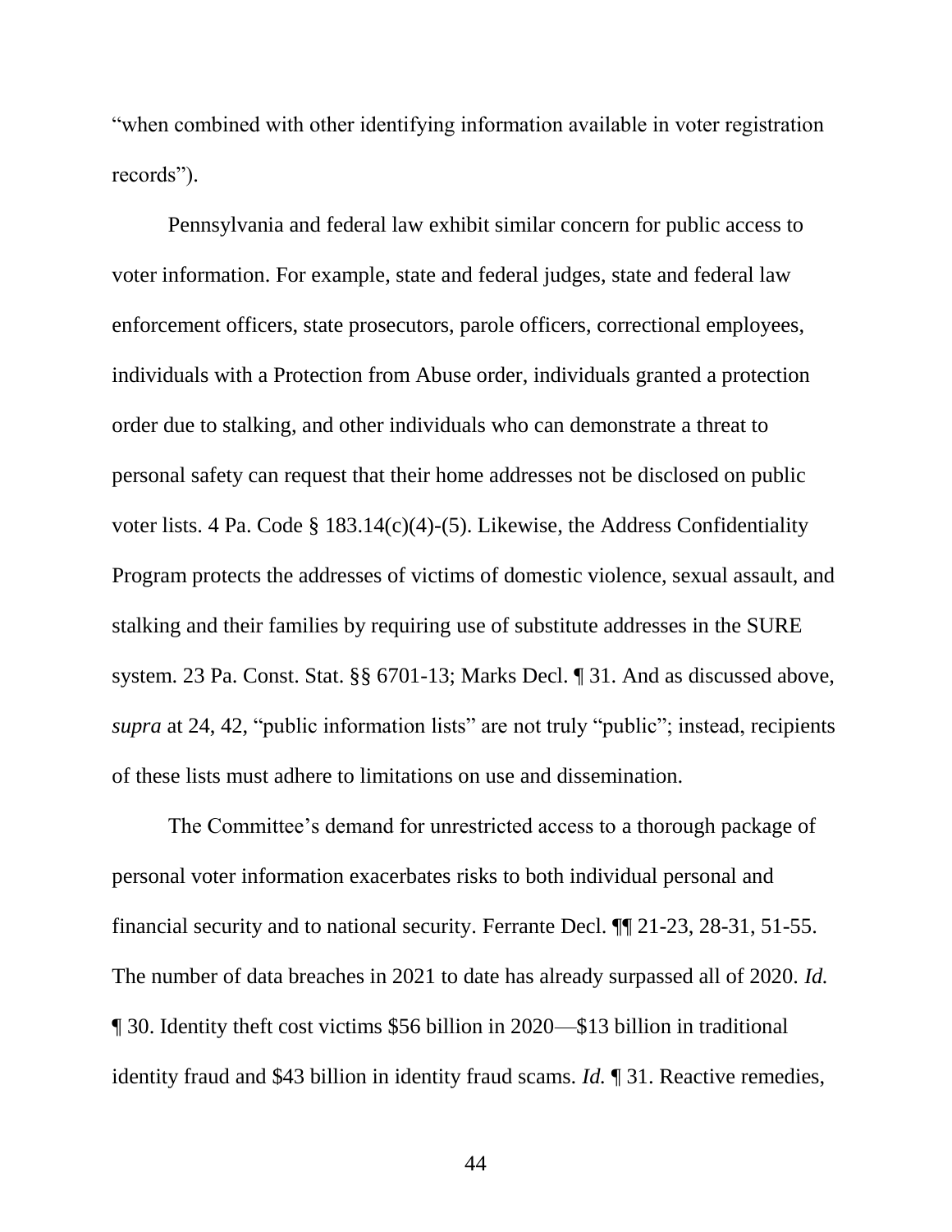"when combined with other identifying information available in voter registration records").

Pennsylvania and federal law exhibit similar concern for public access to voter information. For example, state and federal judges, state and federal law enforcement officers, state prosecutors, parole officers, correctional employees, individuals with a Protection from Abuse order, individuals granted a protection order due to stalking, and other individuals who can demonstrate a threat to personal safety can request that their home addresses not be disclosed on public voter lists. 4 Pa. Code § 183.14(c)(4)-(5). Likewise, the Address Confidentiality Program protects the addresses of victims of domestic violence, sexual assault, and stalking and their families by requiring use of substitute addresses in the SURE system. 23 Pa. Const. Stat. §§ 6701-13; Marks Decl. ¶ 31. And as discussed above, *supra* at 24, 42, "public information lists" are not truly "public"; instead, recipients of these lists must adhere to limitations on use and dissemination.

The Committee's demand for unrestricted access to a thorough package of personal voter information exacerbates risks to both individual personal and financial security and to national security. Ferrante Decl. ¶¶ 21-23, 28-31, 51-55. The number of data breaches in 2021 to date has already surpassed all of 2020. *Id.* ¶ 30. Identity theft cost victims $56 billion in 2020—$13 billion in traditional identity fraud and $43 billion in identity fraud scams. *Id.* ¶ 31. Reactive remedies,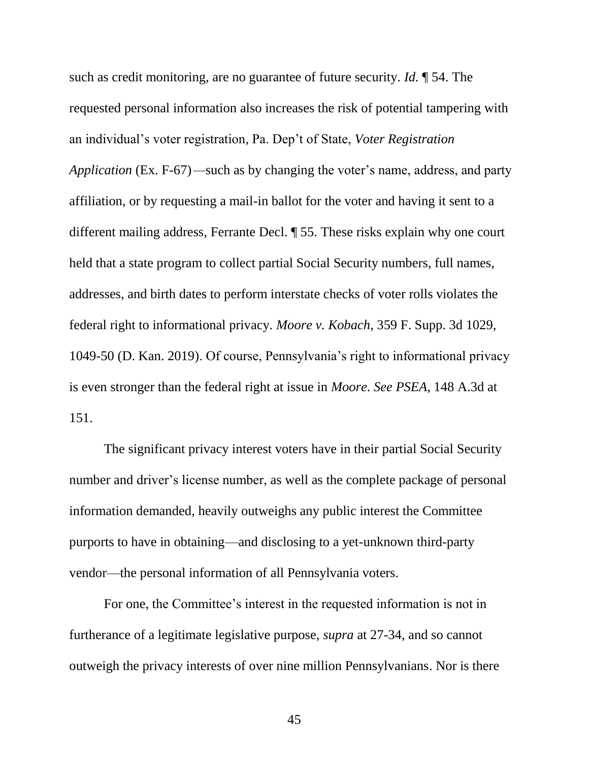such as credit monitoring, are no guarantee of future security. *Id.* ¶ 54. The requested personal information also increases the risk of potential tampering with an individual's voter registration, Pa. Dep't of State, *Voter Registration Application* (Ex. F-67)—such as by changing the voter's name, address, and party affiliation, or by requesting a mail-in ballot for the voter and having it sent to a different mailing address, Ferrante Decl. ¶ 55. These risks explain why one court held that a state program to collect partial Social Security numbers, full names, addresses, and birth dates to perform interstate checks of voter rolls violates the federal right to informational privacy. *Moore v. Kobach*, 359 F. Supp. 3d 1029, 1049-50 (D. Kan. 2019). Of course, Pennsylvania's right to informational privacy is even stronger than the federal right at issue in *Moore*. *See PSEA*, 148 A.3d at 151.

The significant privacy interest voters have in their partial Social Security number and driver's license number, as well as the complete package of personal information demanded, heavily outweighs any public interest the Committee purports to have in obtaining—and disclosing to a yet-unknown third-party vendor—the personal information of all Pennsylvania voters.

For one, the Committee's interest in the requested information is not in furtherance of a legitimate legislative purpose, *supra* at 27-34, and so cannot outweigh the privacy interests of over nine million Pennsylvanians. Nor is there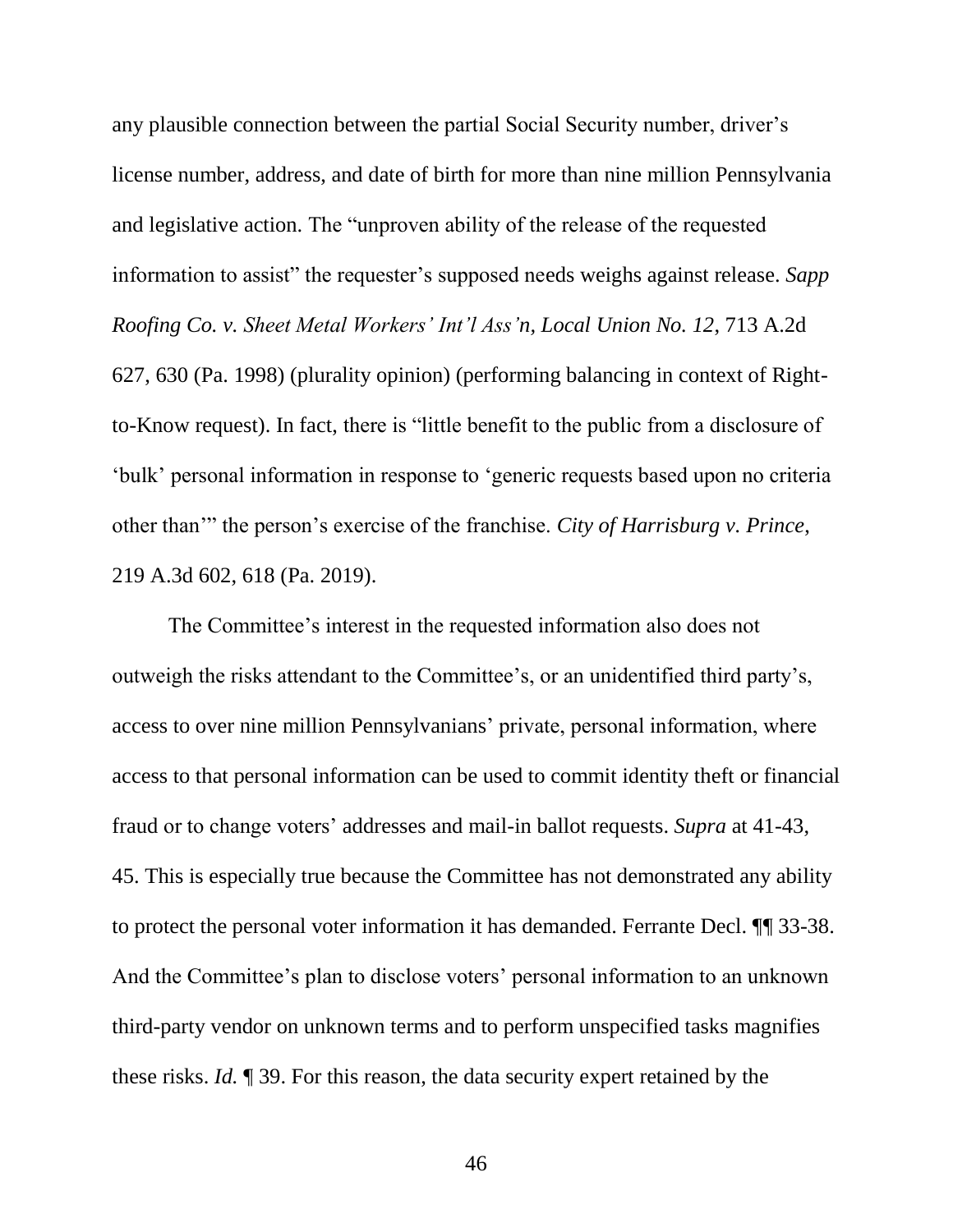any plausible connection between the partial Social Security number, driver's license number, address, and date of birth for more than nine million Pennsylvania and legislative action. The "unproven ability of the release of the requested information to assist" the requester's supposed needs weighs against release. *Sapp Roofing Co. v. Sheet Metal Workers' Int'l Ass'n, Local Union No. 12*, 713 A.2d 627, 630 (Pa. 1998) (plurality opinion) (performing balancing in context of Right-to-Know request). In fact, there is "little benefit to the public from a disclosure of 'bulk' personal information in response to 'generic requests based upon no criteria other than'" the person's exercise of the franchise. *City of Harrisburg v. Prince*, 219 A.3d 602, 618 (Pa. 2019).

The Committee's interest in the requested information also does not outweigh the risks attendant to the Committee's, or an unidentified third party's, access to over nine million Pennsylvanians' private, personal information, where access to that personal information can be used to commit identity theft or financial fraud or to change voters' addresses and mail-in ballot requests. *Supra* at 41-43, 45. This is especially true because the Committee has not demonstrated any ability to protect the personal voter information it has demanded. Ferrante Decl. ¶¶ 33-38. And the Committee's plan to disclose voters' personal information to an unknown third-party vendor on unknown terms and to perform unspecified tasks magnifies these risks. *Id.* ¶ 39. For this reason, the data security expert retained by the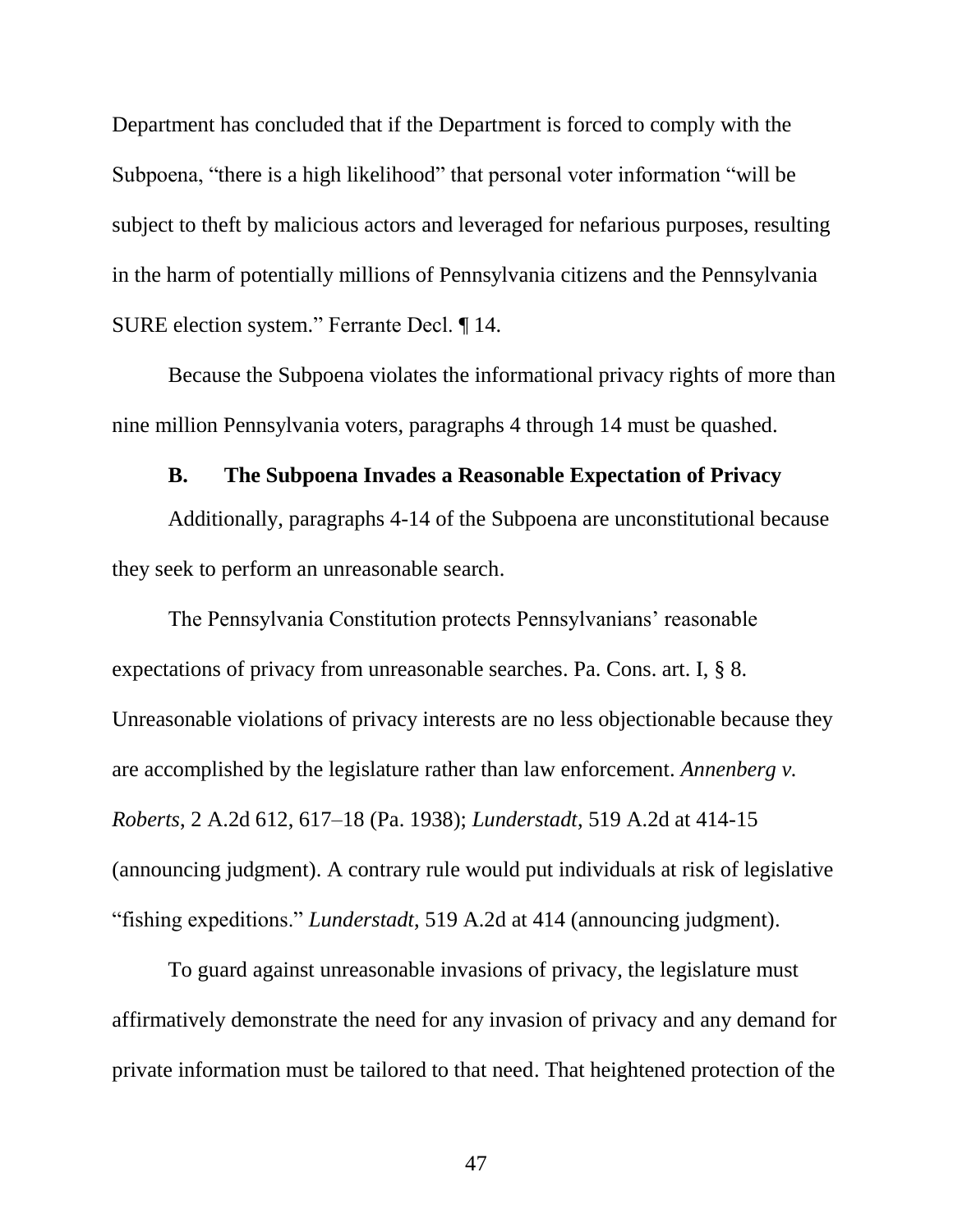Department has concluded that if the Department is forced to comply with the Subpoena, "there is a high likelihood" that personal voter information "will be subject to theft by malicious actors and leveraged for nefarious purposes, resulting in the harm of potentially millions of Pennsylvania citizens and the Pennsylvania SURE election system." Ferrante Decl. ¶ 14.

Because the Subpoena violates the informational privacy rights of more than nine million Pennsylvania voters, paragraphs 4 through 14 must be quashed.

### B. The Subpoena Invades a Reasonable Expectation of Privacy

Additionally, paragraphs 4-14 of the Subpoena are unconstitutional because they seek to perform an unreasonable search.

The Pennsylvania Constitution protects Pennsylvanians' reasonable expectations of privacy from unreasonable searches. Pa. Cons. art. I, § 8. Unreasonable violations of privacy interests are no less objectionable because they are accomplished by the legislature rather than law enforcement. *Annenberg v. Roberts*, 2 A.2d 612, 617–18 (Pa. 1938); *Lunderstadt*, 519 A.2d at 414-15 (announcing judgment). A contrary rule would put individuals at risk of legislative "fishing expeditions." *Lunderstadt*, 519 A.2d at 414 (announcing judgment).

To guard against unreasonable invasions of privacy, the legislature must affirmatively demonstrate the need for any invasion of privacy and any demand for private information must be tailored to that need. That heightened protection of the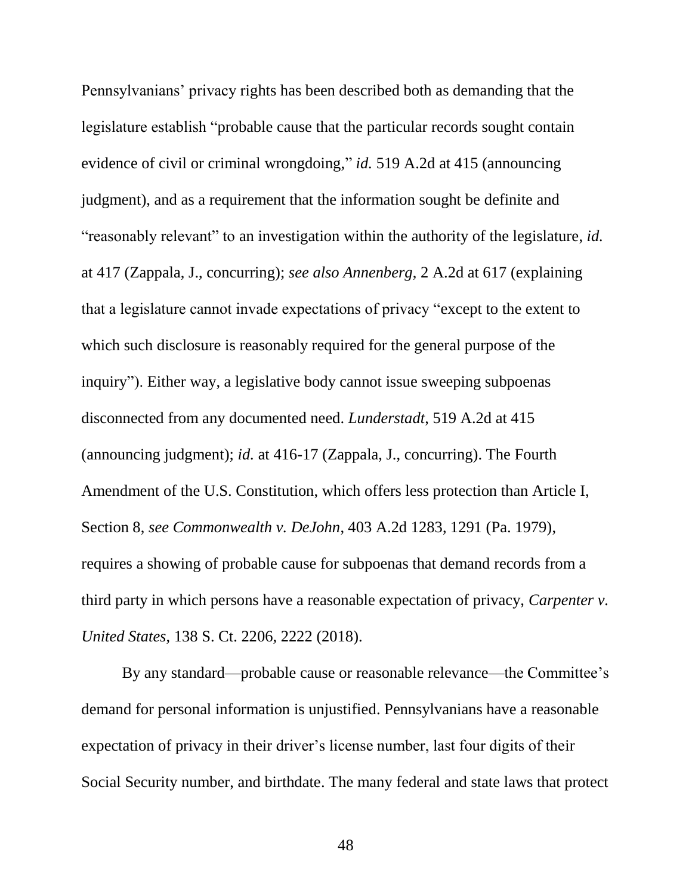Pennsylvanians' privacy rights has been described both as demanding that the legislature establish "probable cause that the particular records sought contain evidence of civil or criminal wrongdoing," *id.* 519 A.2d at 415 (announcing judgment), and as a requirement that the information sought be definite and "reasonably relevant" to an investigation within the authority of the legislature, *id.* at 417 (Zappala, J., concurring); *see also Annenberg*, 2 A.2d at 617 (explaining that a legislature cannot invade expectations of privacy "except to the extent to which such disclosure is reasonably required for the general purpose of the inquiry"). Either way, a legislative body cannot issue sweeping subpoenas disconnected from any documented need. *Lunderstadt*, 519 A.2d at 415 (announcing judgment); *id.* at 416-17 (Zappala, J., concurring). The Fourth Amendment of the U.S. Constitution, which offers less protection than Article I, Section 8, *see Commonwealth v. DeJohn*, 403 A.2d 1283, 1291 (Pa. 1979), requires a showing of probable cause for subpoenas that demand records from a third party in which persons have a reasonable expectation of privacy, *Carpenter v. United States*, 138 S. Ct. 2206, 2222 (2018).

By any standard—probable cause or reasonable relevance—the Committee's demand for personal information is unjustified. Pennsylvanians have a reasonable expectation of privacy in their driver's license number, last four digits of their Social Security number, and birthdate. The many federal and state laws that protect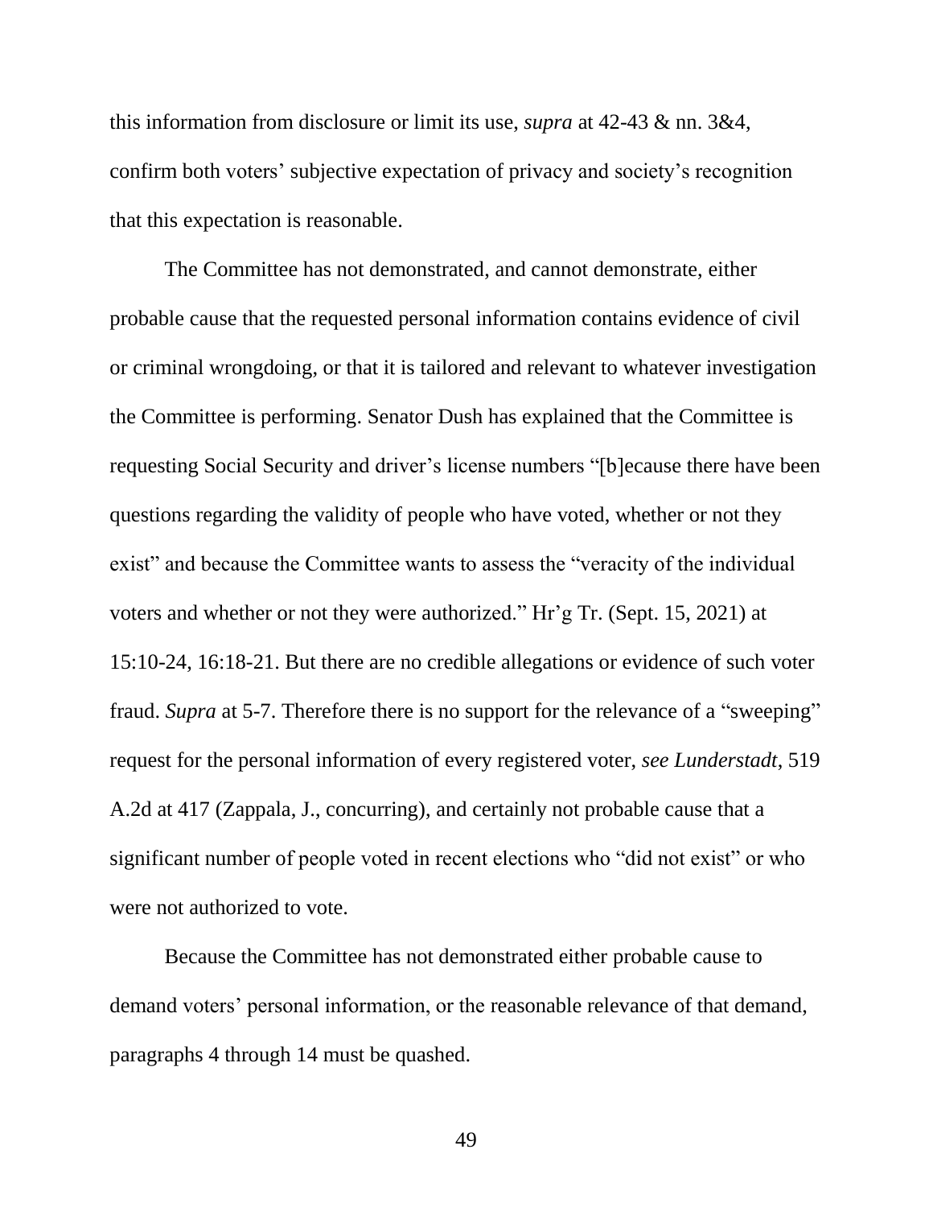this information from disclosure or limit its use, *supra* at 42-43 & nn. 3&4, confirm both voters' subjective expectation of privacy and society's recognition that this expectation is reasonable.

The Committee has not demonstrated, and cannot demonstrate, either probable cause that the requested personal information contains evidence of civil or criminal wrongdoing, or that it is tailored and relevant to whatever investigation the Committee is performing. Senator Dush has explained that the Committee is requesting Social Security and driver's license numbers "[b]ecause there have been questions regarding the validity of people who have voted, whether or not they exist" and because the Committee wants to assess the "veracity of the individual voters and whether or not they were authorized." Hr'g Tr. (Sept. 15, 2021) at 15:10-24, 16:18-21. But there are no credible allegations or evidence of such voter fraud. *Supra* at 5-7. Therefore there is no support for the relevance of a "sweeping" request for the personal information of every registered voter, *see Lunderstadt*, 519 A.2d at 417 (Zappala, J., concurring), and certainly not probable cause that a significant number of people voted in recent elections who "did not exist" or who were not authorized to vote.

Because the Committee has not demonstrated either probable cause to demand voters' personal information, or the reasonable relevance of that demand, paragraphs 4 through 14 must be quashed.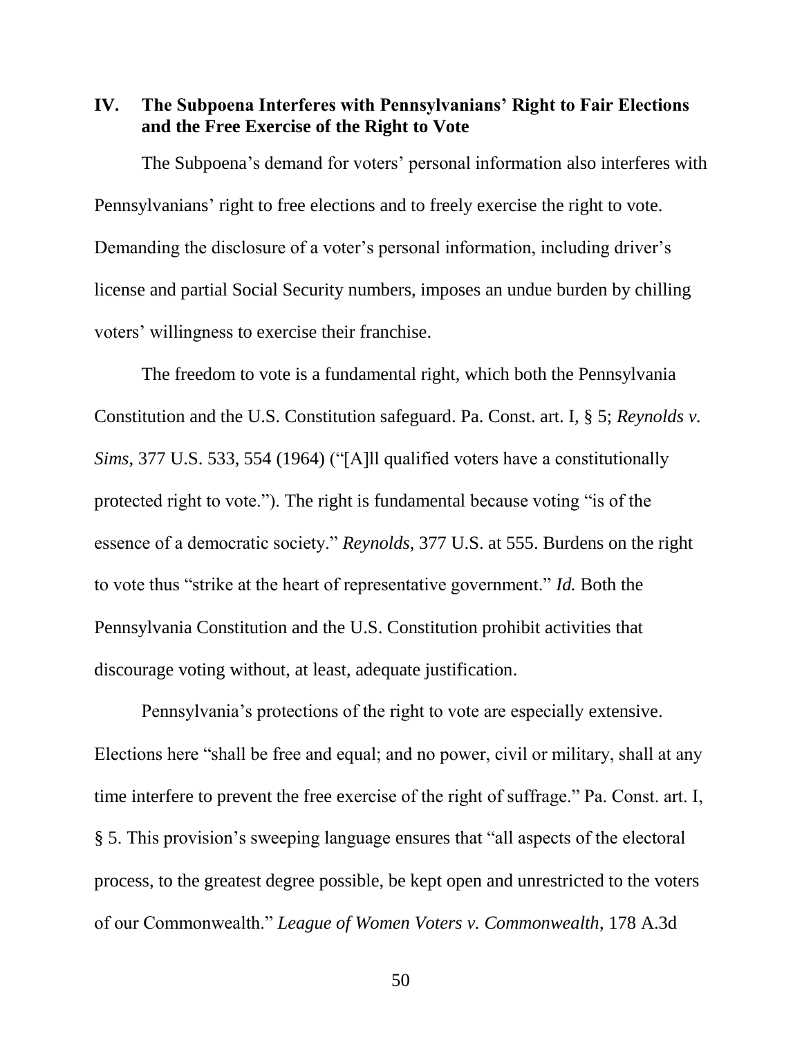## IV. The Subpoena Interferes with Pennsylvanians' Right to Fair Elections and the Free Exercise of the Right to Vote

The Subpoena's demand for voters' personal information also interferes with Pennsylvanians' right to free elections and to freely exercise the right to vote. Demanding the disclosure of a voter's personal information, including driver's license and partial Social Security numbers, imposes an undue burden by chilling voters' willingness to exercise their franchise.

The freedom to vote is a fundamental right, which both the Pennsylvania Constitution and the U.S. Constitution safeguard. Pa. Const. art. I, § 5; *Reynolds v. Sims*, 377 U.S. 533, 554 (1964) ("[A]ll qualified voters have a constitutionally protected right to vote."). The right is fundamental because voting "is of the essence of a democratic society." *Reynolds*, 377 U.S. at 555. Burdens on the right to vote thus "strike at the heart of representative government." *Id.* Both the Pennsylvania Constitution and the U.S. Constitution prohibit activities that discourage voting without, at least, adequate justification.

Pennsylvania's protections of the right to vote are especially extensive. Elections here "shall be free and equal; and no power, civil or military, shall at any time interfere to prevent the free exercise of the right of suffrage." Pa. Const. art. I, § 5. This provision's sweeping language ensures that "all aspects of the electoral process, to the greatest degree possible, be kept open and unrestricted to the voters of our Commonwealth." *League of Women Voters v. Commonwealth*, 178 A.3d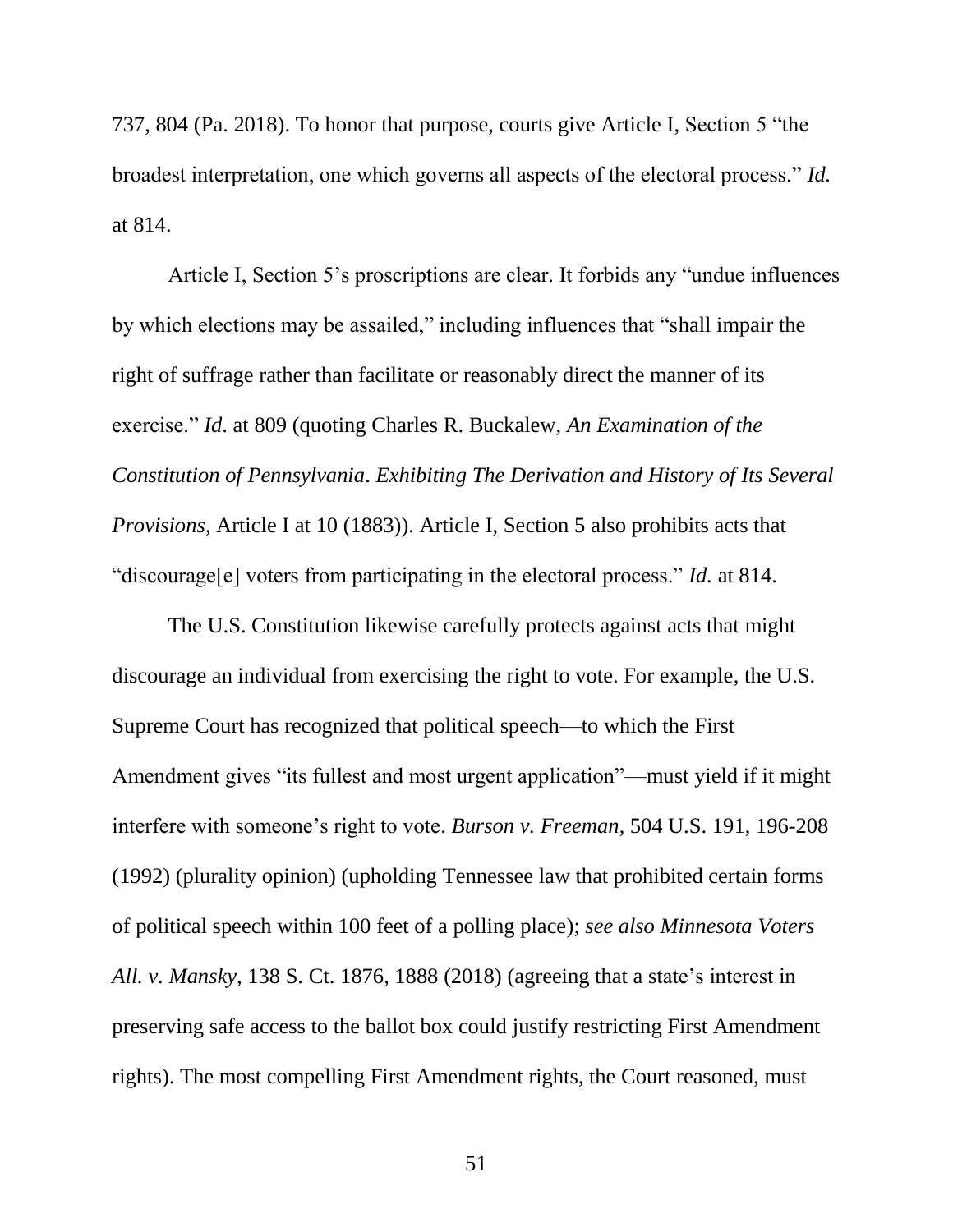737, 804 (Pa. 2018). To honor that purpose, courts give Article I, Section 5 "the broadest interpretation, one which governs all aspects of the electoral process." *Id.* at 814.

Article I, Section 5's proscriptions are clear. It forbids any "undue influences by which elections may be assailed," including influences that "shall impair the right of suffrage rather than facilitate or reasonably direct the manner of its exercise." *Id*. at 809 (quoting Charles R. Buckalew, *An Examination of the Constitution of Pennsylvania*. *Exhibiting The Derivation and History of Its Several Provisions*, Article I at 10 (1883)). Article I, Section 5 also prohibits acts that "discourage[e] voters from participating in the electoral process." *Id.* at 814.

The U.S. Constitution likewise carefully protects against acts that might discourage an individual from exercising the right to vote. For example, the U.S. Supreme Court has recognized that political speech—to which the First Amendment gives "its fullest and most urgent application"—must yield if it might interfere with someone's right to vote. *Burson v. Freeman*, 504 U.S. 191, 196-208 (1992) (plurality opinion) (upholding Tennessee law that prohibited certain forms of political speech within 100 feet of a polling place); *see also Minnesota Voters All. v. Mansky*, 138 S. Ct. 1876, 1888 (2018) (agreeing that a state's interest in preserving safe access to the ballot box could justify restricting First Amendment rights). The most compelling First Amendment rights, the Court reasoned, must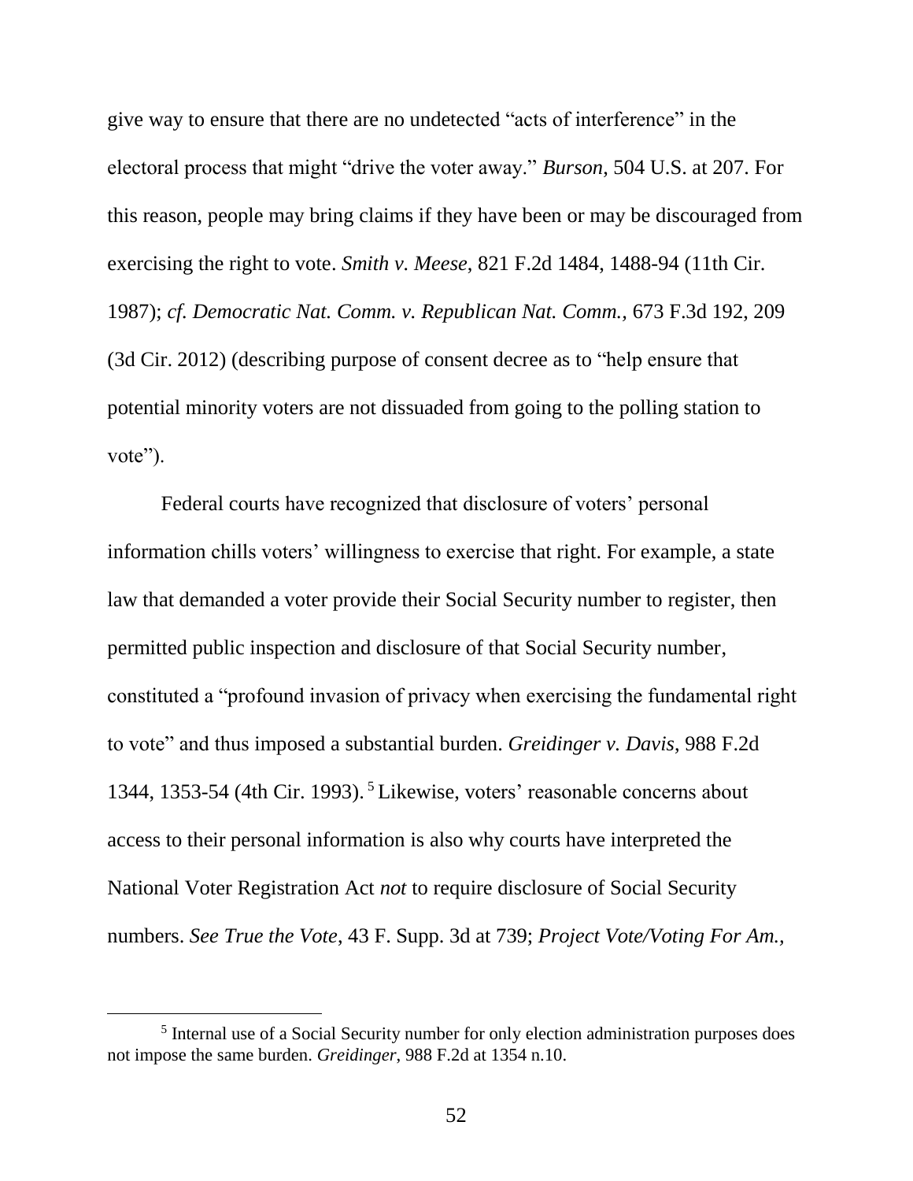give way to ensure that there are no undetected "acts of interference" in the electoral process that might "drive the voter away." *Burson*, 504 U.S. at 207. For this reason, people may bring claims if they have been or may be discouraged from exercising the right to vote. *Smith v. Meese*, 821 F.2d 1484, 1488-94 (11th Cir. 1987); *cf. Democratic Nat. Comm. v. Republican Nat. Comm.*, 673 F.3d 192, 209 (3d Cir. 2012) (describing purpose of consent decree as to "help ensure that potential minority voters are not dissuaded from going to the polling station to vote").

Federal courts have recognized that disclosure of voters' personal information chills voters' willingness to exercise that right. For example, a state law that demanded a voter provide their Social Security number to register, then permitted public inspection and disclosure of that Social Security number, constituted a "profound invasion of privacy when exercising the fundamental right to vote" and thus imposed a substantial burden. *Greidinger v. Davis*, 988 F.2d 1344, 1353-54 (4th Cir. 1993).[5] Likewise, voters' reasonable concerns about access to their personal information is also why courts have interpreted the National Voter Registration Act *not* to require disclosure of Social Security numbers. *See True the Vote*, 43 F. Supp. 3d at 739; *Project Vote/Voting For Am.*,

---

[5] Internal use of a Social Security number for only election administration purposes does not impose the same burden. *Greidinger*, 988 F.2d at 1354 n.10.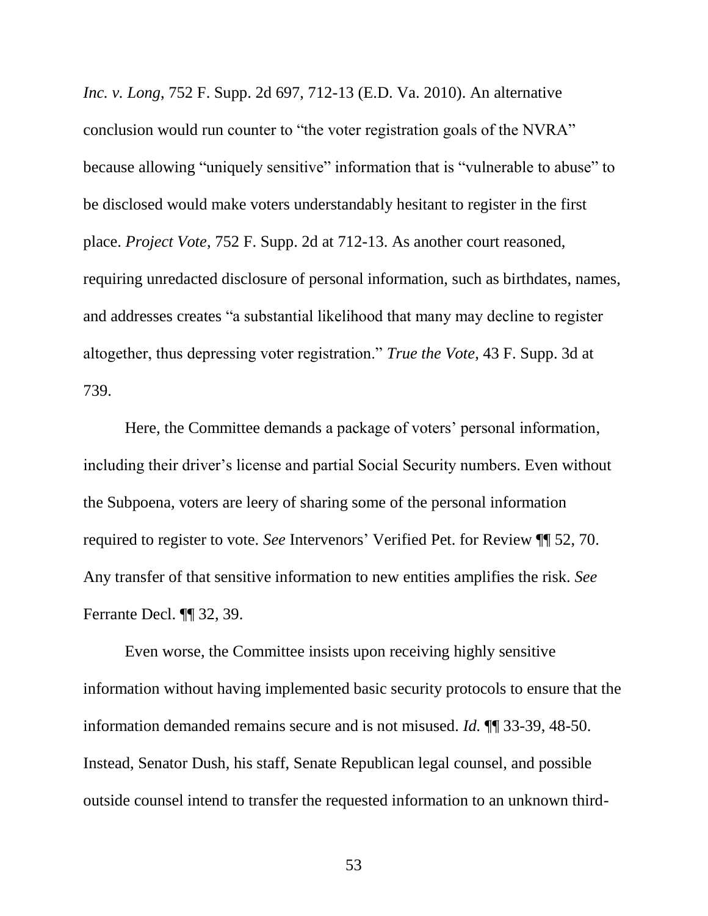*Inc. v. Long*, 752 F. Supp. 2d 697, 712-13 (E.D. Va. 2010). An alternative conclusion would run counter to "the voter registration goals of the NVRA" because allowing "uniquely sensitive" information that is "vulnerable to abuse" to be disclosed would make voters understandably hesitant to register in the first place. *Project Vote*, 752 F. Supp. 2d at 712-13. As another court reasoned, requiring unredacted disclosure of personal information, such as birthdates, names, and addresses creates "a substantial likelihood that many may decline to register altogether, thus depressing voter registration." *True the Vote*, 43 F. Supp. 3d at 739.

Here, the Committee demands a package of voters' personal information, including their driver's license and partial Social Security numbers. Even without the Subpoena, voters are leery of sharing some of the personal information required to register to vote. *See* Intervenors' Verified Pet. for Review ¶¶ 52, 70. Any transfer of that sensitive information to new entities amplifies the risk. *See* Ferrante Decl. ¶¶ 32, 39.

Even worse, the Committee insists upon receiving highly sensitive information without having implemented basic security protocols to ensure that the information demanded remains secure and is not misused. *Id.* ¶¶ 33-39, 48-50. Instead, Senator Dush, his staff, Senate Republican legal counsel, and possible outside counsel intend to transfer the requested information to an unknown third-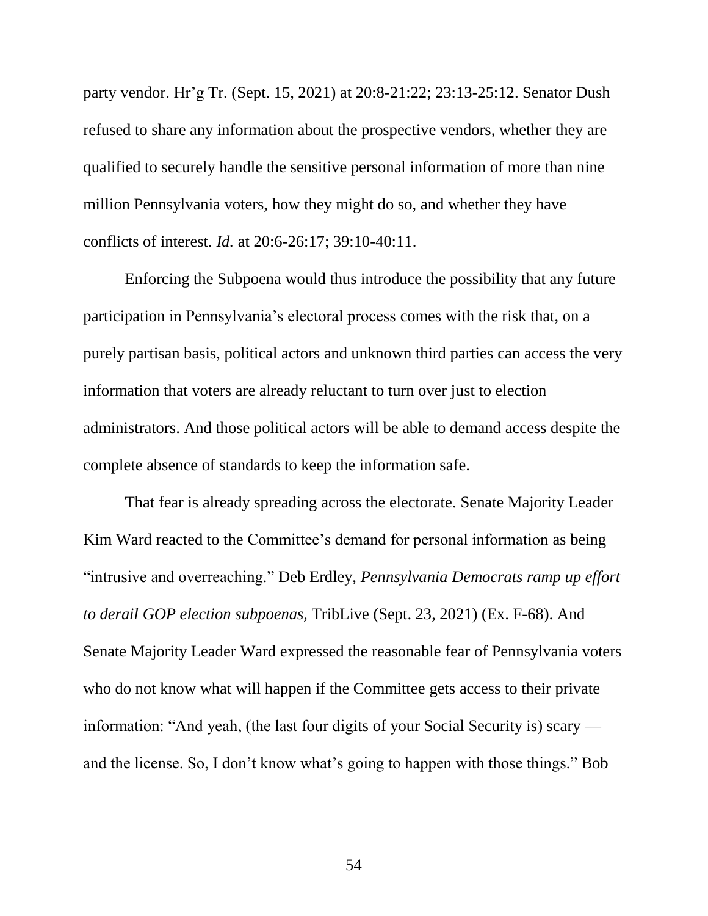party vendor. Hr'g Tr. (Sept. 15, 2021) at 20:8-21:22; 23:13-25:12. Senator Dush refused to share any information about the prospective vendors, whether they are qualified to securely handle the sensitive personal information of more than nine million Pennsylvania voters, how they might do so, and whether they have conflicts of interest. *Id.* at 20:6-26:17; 39:10-40:11.

Enforcing the Subpoena would thus introduce the possibility that any future participation in Pennsylvania's electoral process comes with the risk that, on a purely partisan basis, political actors and unknown third parties can access the very information that voters are already reluctant to turn over just to election administrators. And those political actors will be able to demand access despite the complete absence of standards to keep the information safe.

That fear is already spreading across the electorate. Senate Majority Leader Kim Ward reacted to the Committee's demand for personal information as being "intrusive and overreaching." Deb Erdley, *Pennsylvania Democrats ramp up effort to derail GOP election subpoenas,* TribLive (Sept. 23, 2021) (Ex. F-68). And Senate Majority Leader Ward expressed the reasonable fear of Pennsylvania voters who do not know what will happen if the Committee gets access to their private information: "And yeah, (the last four digits of your Social Security is) scary — and the license. So, I don't know what's going to happen with those things." Bob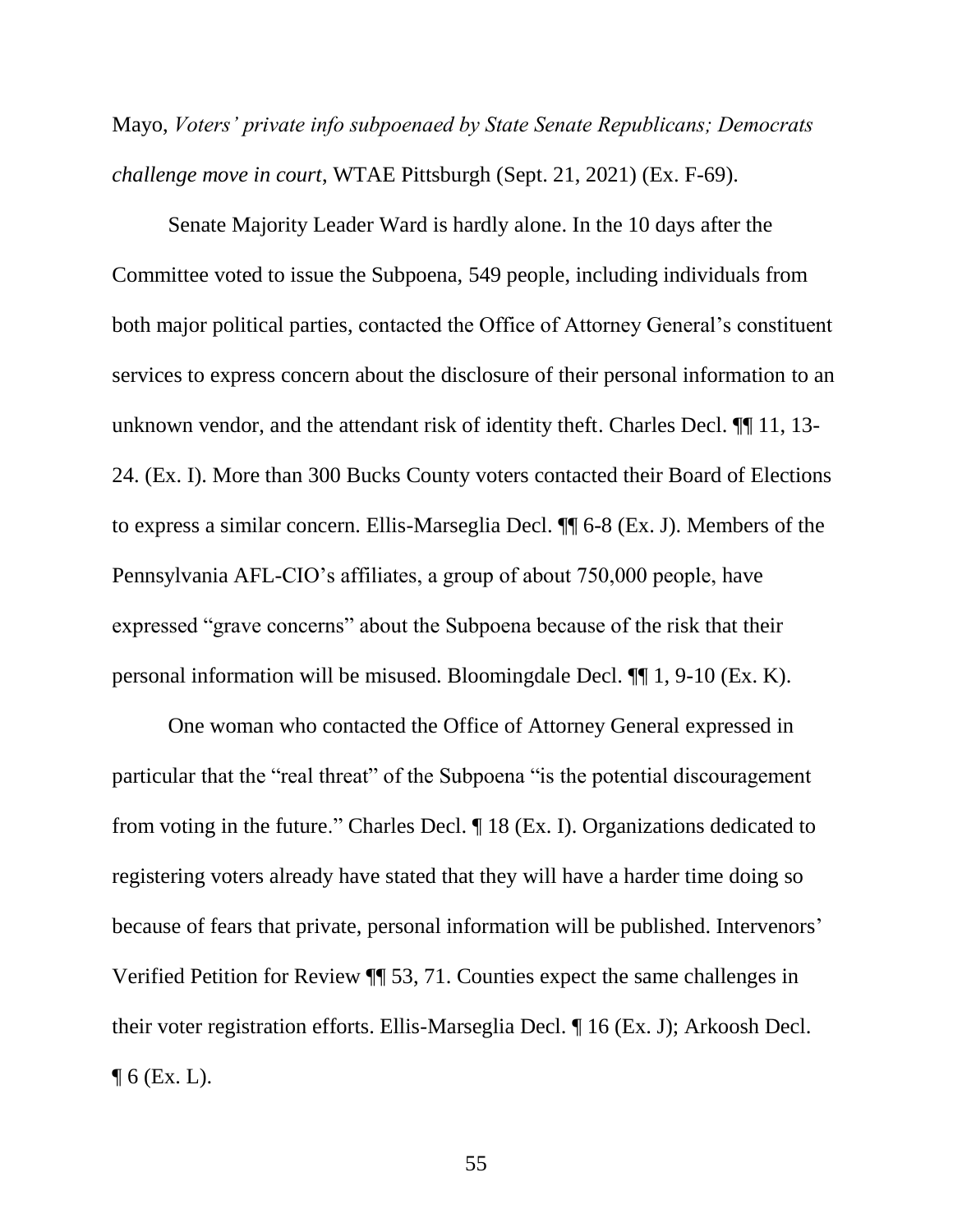Mayo, *Voters' private info subpoenaed by State Senate Republicans; Democrats challenge move in court*, WTAE Pittsburgh (Sept. 21, 2021) (Ex. F-69).

Senate Majority Leader Ward is hardly alone. In the 10 days after the Committee voted to issue the Subpoena, 549 people, including individuals from both major political parties, contacted the Office of Attorney General's constituent services to express concern about the disclosure of their personal information to an unknown vendor, and the attendant risk of identity theft. Charles Decl. ¶¶ 11, 13-24. (Ex. I). More than 300 Bucks County voters contacted their Board of Elections to express a similar concern. Ellis-Marseglia Decl. ¶¶ 6-8 (Ex. J). Members of the Pennsylvania AFL-CIO's affiliates, a group of about 750,000 people, have expressed "grave concerns" about the Subpoena because of the risk that their personal information will be misused. Bloomingdale Decl. ¶¶ 1, 9-10 (Ex. K).

One woman who contacted the Office of Attorney General expressed in particular that the "real threat" of the Subpoena "is the potential discouragement from voting in the future." Charles Decl. ¶ 18 (Ex. I). Organizations dedicated to registering voters already have stated that they will have a harder time doing so because of fears that private, personal information will be published. Intervenors' Verified Petition for Review ¶¶ 53, 71. Counties expect the same challenges in their voter registration efforts. Ellis-Marseglia Decl. ¶ 16 (Ex. J); Arkoosh Decl. ¶ 6 (Ex. L).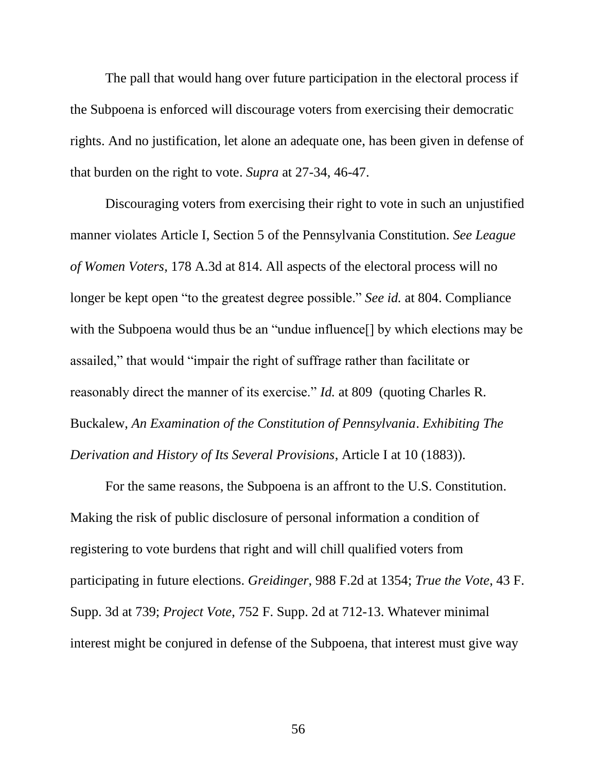The pall that would hang over future participation in the electoral process if the Subpoena is enforced will discourage voters from exercising their democratic rights. And no justification, let alone an adequate one, has been given in defense of that burden on the right to vote. *Supra* at 27-34, 46-47.

Discouraging voters from exercising their right to vote in such an unjustified manner violates Article I, Section 5 of the Pennsylvania Constitution. *See League of Women Voters*, 178 A.3d at 814. All aspects of the electoral process will no longer be kept open "to the greatest degree possible." *See id.* at 804. Compliance with the Subpoena would thus be an "undue influence[] by which elections may be assailed," that would "impair the right of suffrage rather than facilitate or reasonably direct the manner of its exercise." *Id.* at 809 (quoting Charles R. Buckalew, *An Examination of the Constitution of Pennsylvania*. *Exhibiting The Derivation and History of Its Several Provisions*, Article I at 10 (1883)).

For the same reasons, the Subpoena is an affront to the U.S. Constitution. Making the risk of public disclosure of personal information a condition of registering to vote burdens that right and will chill qualified voters from participating in future elections. *Greidinger*, 988 F.2d at 1354; *True the Vote*, 43 F. Supp. 3d at 739; *Project Vote*, 752 F. Supp. 2d at 712-13. Whatever minimal interest might be conjured in defense of the Subpoena, that interest must give way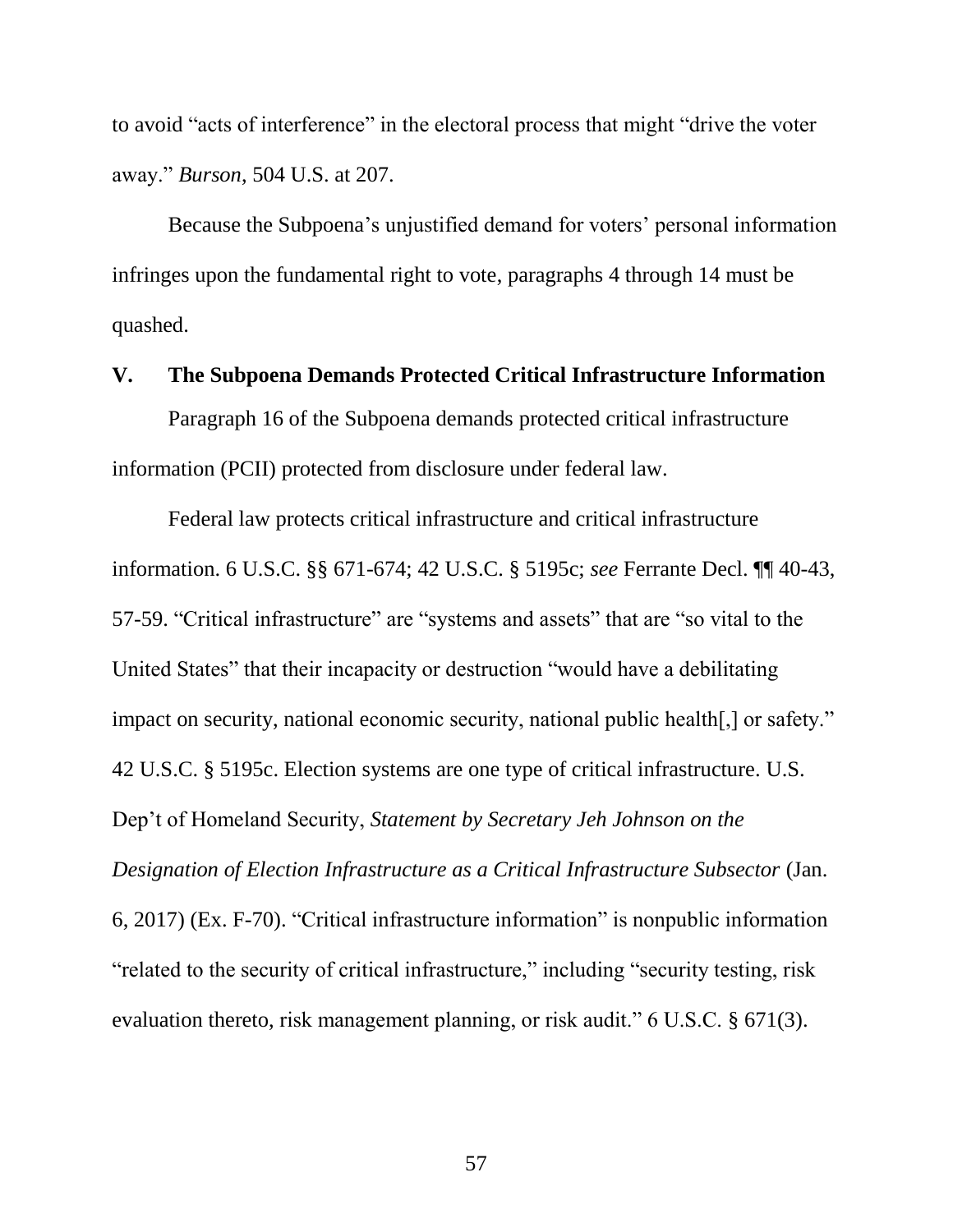to avoid "acts of interference" in the electoral process that might "drive the voter away." *Burson*, 504 U.S. at 207.

Because the Subpoena's unjustified demand for voters' personal information infringes upon the fundamental right to vote, paragraphs 4 through 14 must be quashed.

## V. The Subpoena Demands Protected Critical Infrastructure Information

Paragraph 16 of the Subpoena demands protected critical infrastructure information (PCII) protected from disclosure under federal law.

Federal law protects critical infrastructure and critical infrastructure information. 6 U.S.C. §§ 671-674; 42 U.S.C. § 5195c; *see* Ferrante Decl. ¶¶ 40-43, 57-59. "Critical infrastructure" are "systems and assets" that are "so vital to the United States" that their incapacity or destruction "would have a debilitating impact on security, national economic security, national public health[,] or safety." 42 U.S.C. § 5195c. Election systems are one type of critical infrastructure. U.S. Dep't of Homeland Security, *Statement by Secretary Jeh Johnson on the Designation of Election Infrastructure as a Critical Infrastructure Subsector* (Jan. 6, 2017) (Ex. F-70). "Critical infrastructure information" is nonpublic information "related to the security of critical infrastructure," including "security testing, risk evaluation thereto, risk management planning, or risk audit." 6 U.S.C. § 671(3).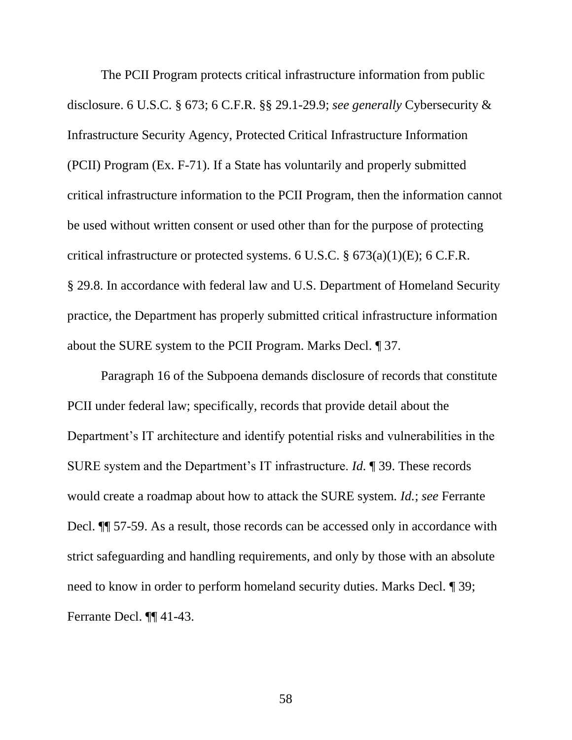The PCII Program protects critical infrastructure information from public disclosure. 6 U.S.C. § 673; 6 C.F.R. §§ 29.1-29.9; *see generally* Cybersecurity & Infrastructure Security Agency, Protected Critical Infrastructure Information (PCII) Program (Ex. F-71). If a State has voluntarily and properly submitted critical infrastructure information to the PCII Program, then the information cannot be used without written consent or used other than for the purpose of protecting critical infrastructure or protected systems. 6 U.S.C. § 673(a)(1)(E); 6 C.F.R. § 29.8. In accordance with federal law and U.S. Department of Homeland Security practice, the Department has properly submitted critical infrastructure information about the SURE system to the PCII Program. Marks Decl. ¶ 37.

Paragraph 16 of the Subpoena demands disclosure of records that constitute PCII under federal law; specifically, records that provide detail about the Department's IT architecture and identify potential risks and vulnerabilities in the SURE system and the Department's IT infrastructure. *Id.* ¶ 39. These records would create a roadmap about how to attack the SURE system. *Id.*; *see* Ferrante Decl. ¶¶ 57-59. As a result, those records can be accessed only in accordance with strict safeguarding and handling requirements, and only by those with an absolute need to know in order to perform homeland security duties. Marks Decl. ¶ 39; Ferrante Decl. ¶¶ 41-43.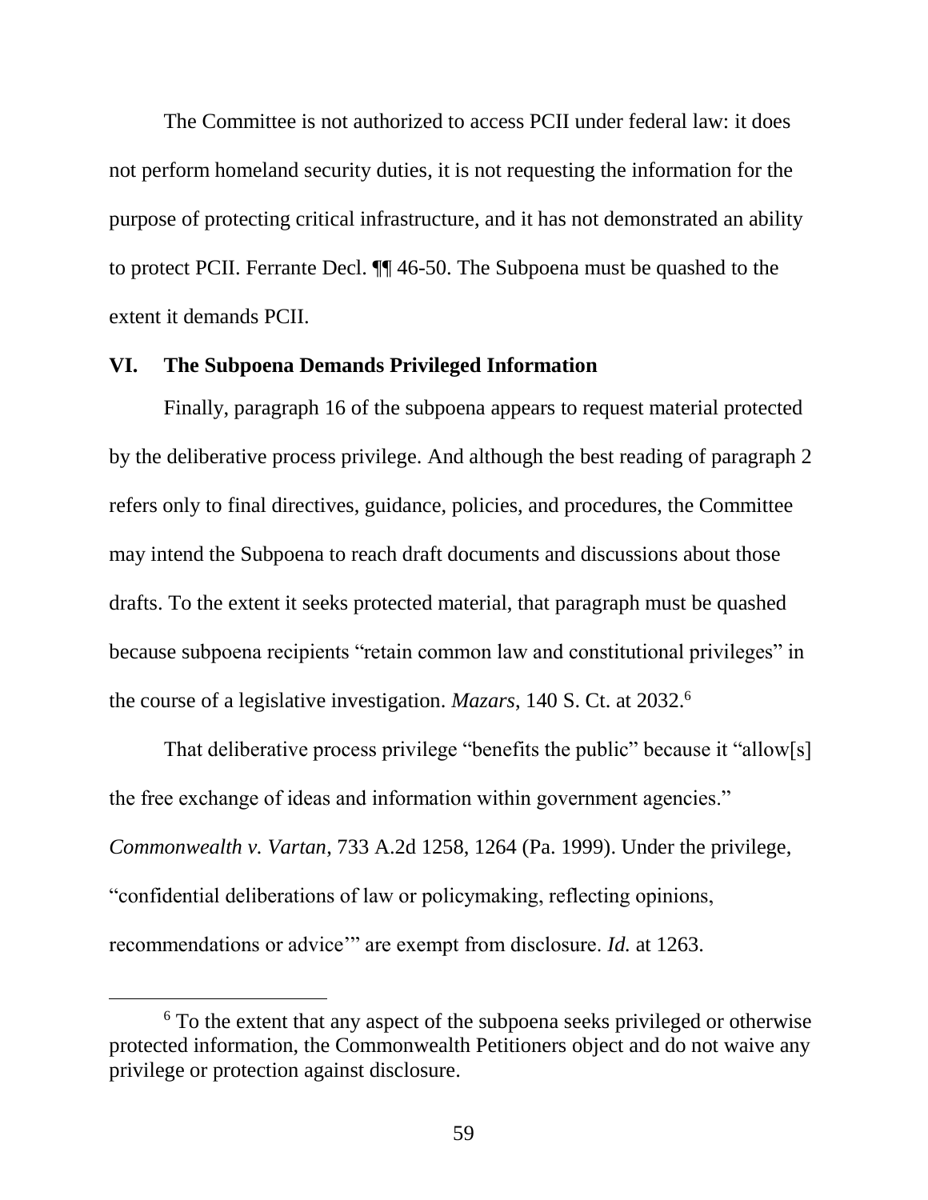The Committee is not authorized to access PCII under federal law: it does not perform homeland security duties, it is not requesting the information for the purpose of protecting critical infrastructure, and it has not demonstrated an ability to protect PCII. Ferrante Decl. ¶¶ 46-50. The Subpoena must be quashed to the extent it demands PCII.

## VI. The Subpoena Demands Privileged Information

Finally, paragraph 16 of the subpoena appears to request material protected by the deliberative process privilege. And although the best reading of paragraph 2 refers only to final directives, guidance, policies, and procedures, the Committee may intend the Subpoena to reach draft documents and discussions about those drafts. To the extent it seeks protected material, that paragraph must be quashed because subpoena recipients "retain common law and constitutional privileges" in the course of a legislative investigation. *Mazars*, 140 S. Ct. at 2032.[6]

That deliberative process privilege "benefits the public" because it "allow[s] the free exchange of ideas and information within government agencies." *Commonwealth v. Vartan*, 733 A.2d 1258, 1264 (Pa. 1999). Under the privilege, "confidential deliberations of law or policymaking, reflecting opinions, recommendations or advice'" are exempt from disclosure. *Id.* at 1263.

---

[6] To the extent that any aspect of the subpoena seeks privileged or otherwise protected information, the Commonwealth Petitioners object and do not waive any privilege or protection against disclosure.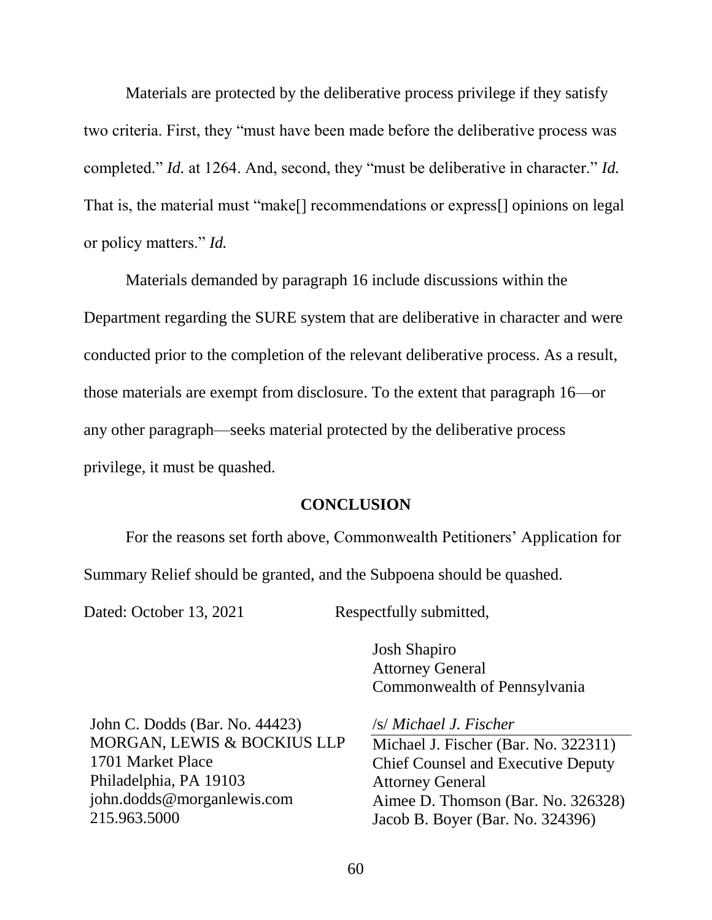Materials are protected by the deliberative process privilege if they satisfy two criteria. First, they "must have been made before the deliberative process was completed." *Id.* at 1264. And, second, they "must be deliberative in character." *Id.* That is, the material must "make[] recommendations or express[] opinions on legal or policy matters." *Id.*

Materials demanded by paragraph 16 include discussions within the Department regarding the SURE system that are deliberative in character and were conducted prior to the completion of the relevant deliberative process. As a result, those materials are exempt from disclosure. To the extent that paragraph 16—or any other paragraph—seeks material protected by the deliberative process privilege, it must be quashed.

**CONCLUSION**

For the reasons set forth above, Commonwealth Petitioners' Application for Summary Relief should be granted, and the Subpoena should be quashed.

Dated: October 13, 2021

Respectfully submitted,

Josh Shapiro
Attorney General
Commonwealth of Pennsylvania

/s/ *Michael J. Fischer*
Michael J. Fischer (Bar. No. 322311)
Chief Counsel and Executive Deputy Attorney General
Aimee D. Thomson (Bar. No. 326328)
Jacob B. Boyer (Bar. No. 324396)

John C. Dodds (Bar. No. 44423)
MORGAN, LEWIS & BOCKIUS LLP
1701 Market Place
Philadelphia, PA 19103
john.dodds@morganlewis.com
215.963.5000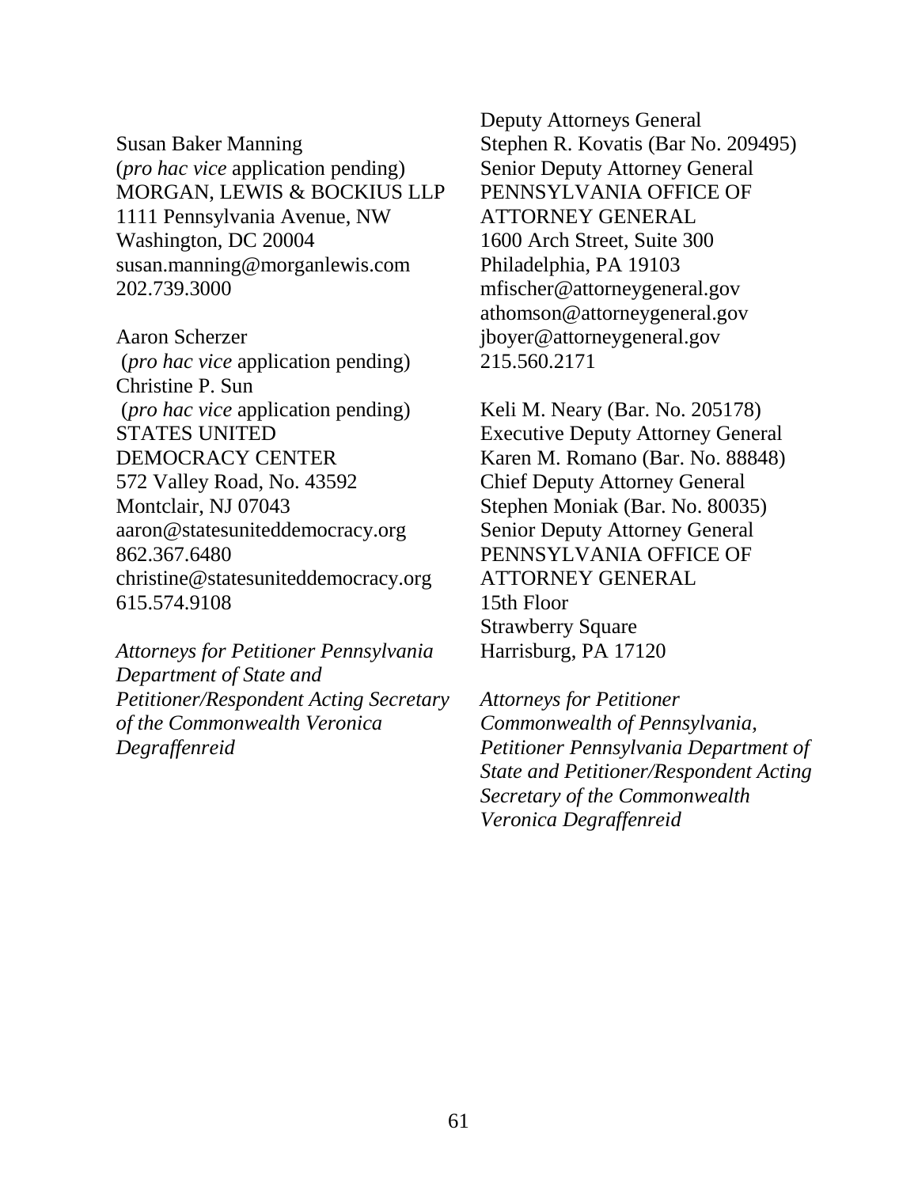Susan Baker Manning
(*pro hac vice* application pending)
MORGAN, LEWIS & BOCKIUS LLP
1111 Pennsylvania Avenue, NW
Washington, DC 20004
susan.manning@morganlewis.com
202.739.3000

Aaron Scherzer
(*pro hac vice* application pending)
Christine P. Sun
(*pro hac vice* application pending)
STATES UNITED
DEMOCRACY CENTER
572 Valley Road, No. 43592
Montclair, NJ 07043
aaron@statesuniteddemocracy.org
862.367.6480
christine@statesuniteddemocracy.org
615.574.9108

*Attorneys for Petitioner Pennsylvania Department of State and Petitioner/Respondent Acting Secretary of the Commonwealth Veronica Degraffenreid*

Deputy Attorneys General
Stephen R. Kovatis (Bar No. 209495)
Senior Deputy Attorney General
PENNSYLVANIA OFFICE OF
ATTORNEY GENERAL
1600 Arch Street, Suite 300
Philadelphia, PA 19103
mfischer@attorneygeneral.gov
athomson@attorneygeneral.gov
jboyer@attorneygeneral.gov
215.560.2171

Keli M. Neary (Bar. No. 205178)
Executive Deputy Attorney General
Karen M. Romano (Bar. No. 88848)
Chief Deputy Attorney General
Stephen Moniak (Bar. No. 80035)
Senior Deputy Attorney General
PENNSYLVANIA OFFICE OF
ATTORNEY GENERAL
15th Floor
Strawberry Square
Harrisburg, PA 17120

*Attorneys for Petitioner Commonwealth of Pennsylvania, Petitioner Pennsylvania Department of State and Petitioner/Respondent Acting Secretary of the Commonwealth Veronica Degraffenreid*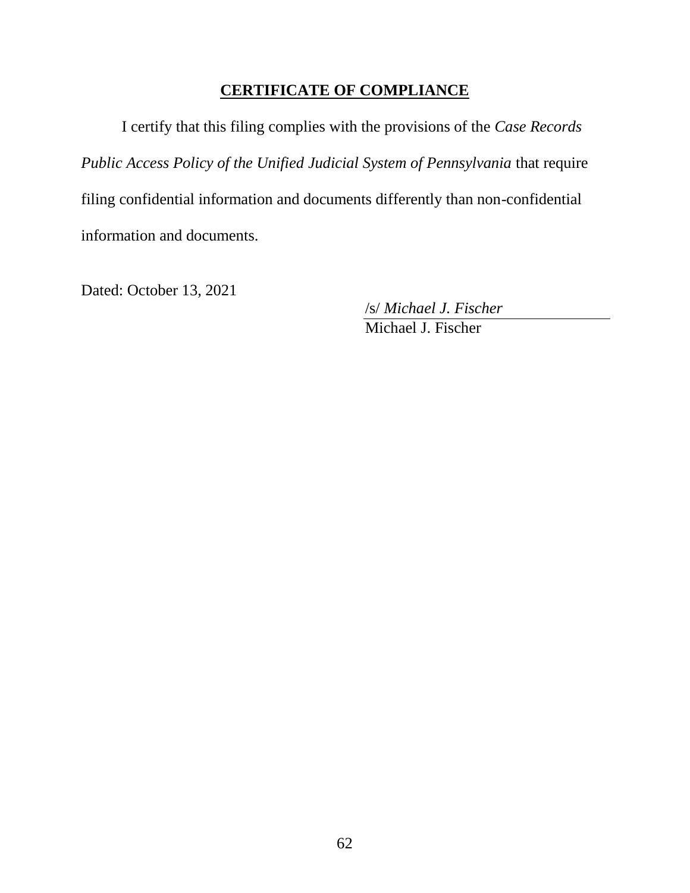## CERTIFICATE OF COMPLIANCE

I certify that this filing complies with the provisions of the *Case Records Public Access Policy of the Unified Judicial System of Pennsylvania* that require filing confidential information and documents differently than non-confidential information and documents.

Dated: October 13, 2021

/s/ *Michael J. Fischer*
Michael J. Fischer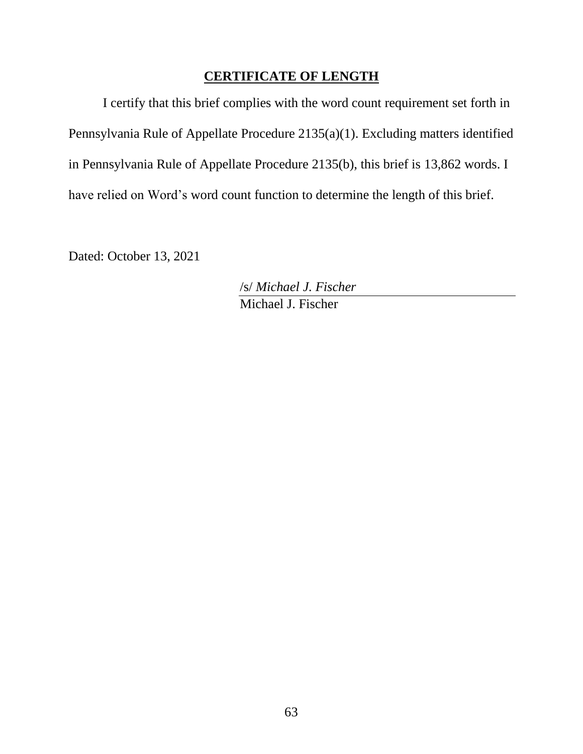**CERTIFICATE OF LENGTH**

I certify that this brief complies with the word count requirement set forth in Pennsylvania Rule of Appellate Procedure 2135(a)(1). Excluding matters identified in Pennsylvania Rule of Appellate Procedure 2135(b), this brief is 13,862 words. I have relied on Word's word count function to determine the length of this brief.

Dated: October 13, 2021

/s/ *Michael J. Fischer*
Michael J. Fischer